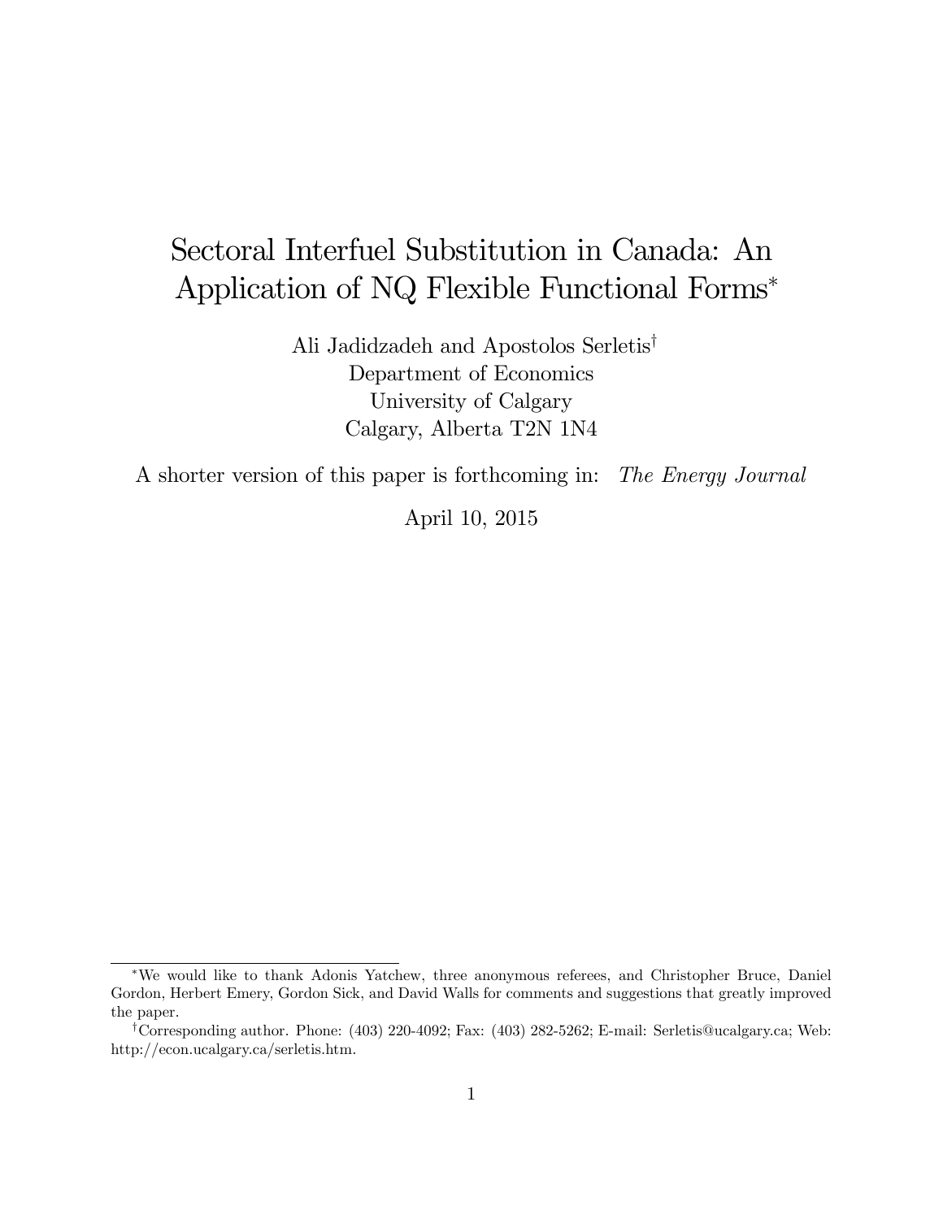# Sectoral Interfuel Substitution in Canada: An Application of NQ Flexible Functional Forms*

Ali Jadidzadeh and Apostolos Serletis†
Department of Economics
University of Calgary
Calgary, Alberta T2N 1N4

A shorter version of this paper is forthcoming in: *The Energy Journal*

April 10, 2015

---

*We would like to thank Adonis Yatchew, three anonymous referees, and Christopher Bruce, Daniel Gordon, Herbert Emery, Gordon Sick, and David Walls for comments and suggestions that greatly improved the paper.

†Corresponding author. Phone: (403) 220-4092; Fax: (403) 282-5262; E-mail: Serletis@ucalgary.ca; Web: http://econ.ucalgary.ca/serletis.htm.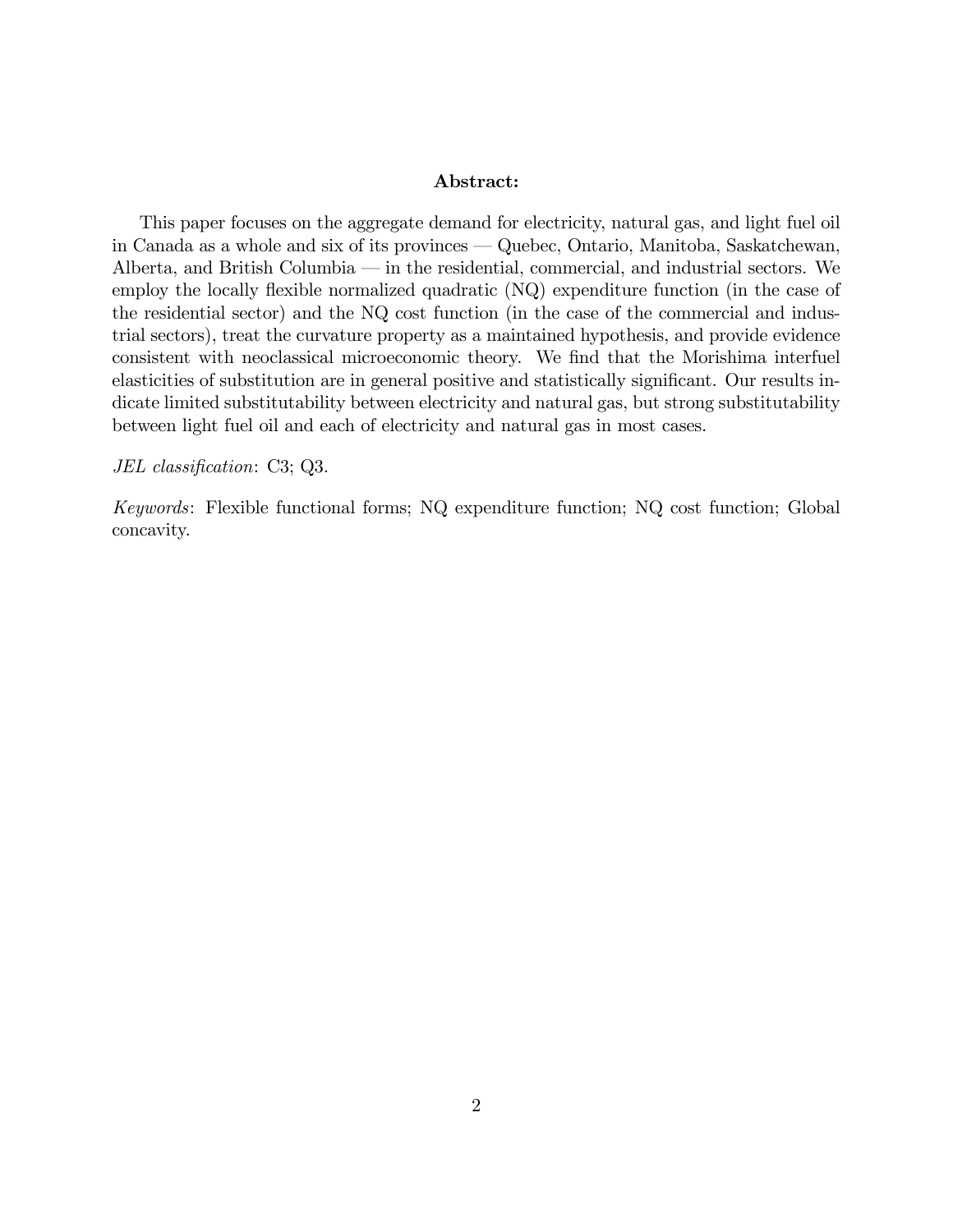**Abstract:**

This paper focuses on the aggregate demand for electricity, natural gas, and light fuel oil in Canada as a whole and six of its provinces — Quebec, Ontario, Manitoba, Saskatchewan, Alberta, and British Columbia — in the residential, commercial, and industrial sectors. We employ the locally flexible normalized quadratic (NQ) expenditure function (in the case of the residential sector) and the NQ cost function (in the case of the commercial and industrial sectors), treat the curvature property as a maintained hypothesis, and provide evidence consistent with neoclassical microeconomic theory. We find that the Morishima interfuel elasticities of substitution are in general positive and statistically significant. Our results indicate limited substitutability between electricity and natural gas, but strong substitutability between light fuel oil and each of electricity and natural gas in most cases.

*JEL classification*: C3; Q3.

*Keywords*: Flexible functional forms; NQ expenditure function; NQ cost function; Global concavity.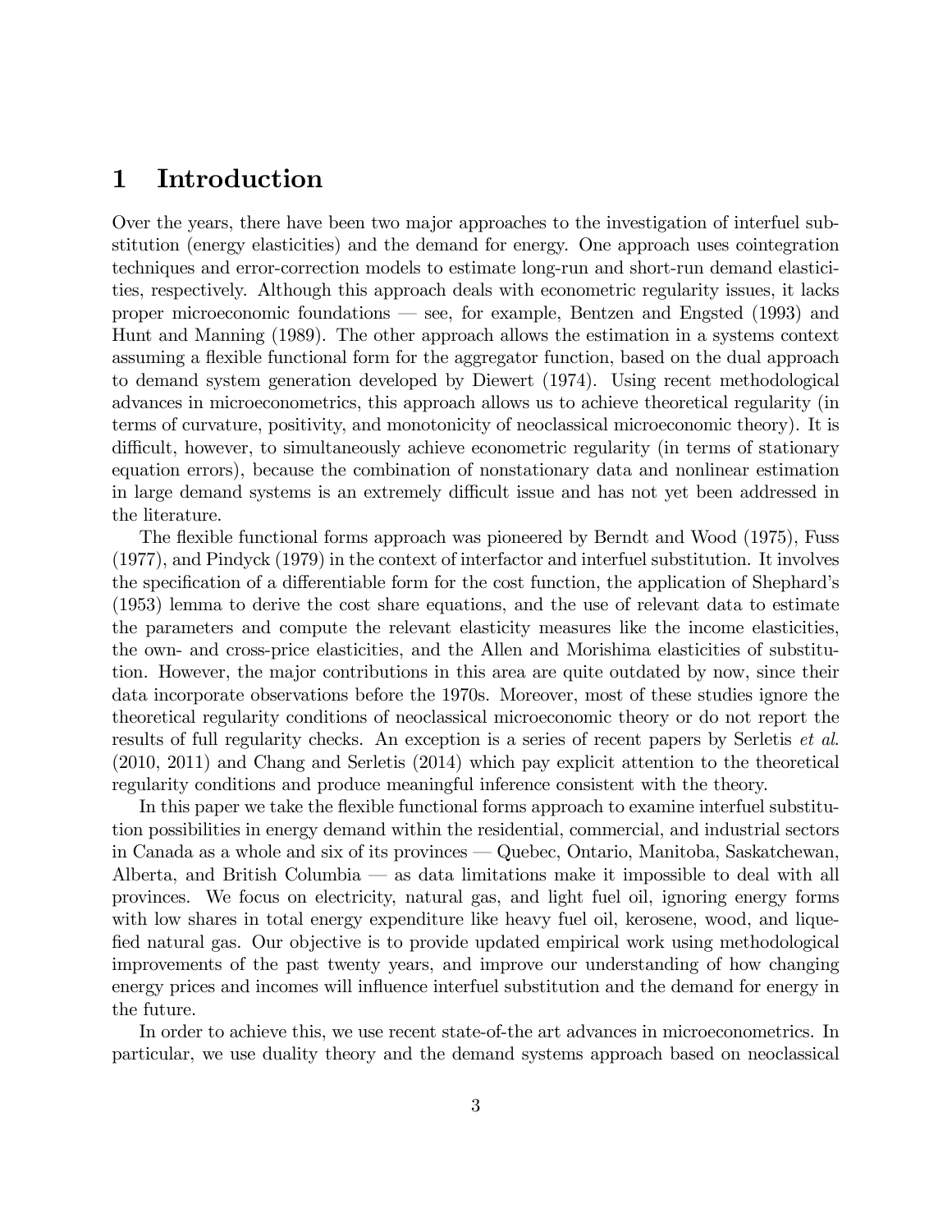# 1 Introduction

Over the years, there have been two major approaches to the investigation of interfuel substitution (energy elasticities) and the demand for energy. One approach uses cointegration techniques and error-correction models to estimate long-run and short-run demand elasticities, respectively. Although this approach deals with econometric regularity issues, it lacks proper microeconomic foundations — see, for example, Bentzen and Engsted (1993) and Hunt and Manning (1989). The other approach allows the estimation in a systems context assuming a flexible functional form for the aggregator function, based on the dual approach to demand system generation developed by Diewert (1974). Using recent methodological advances in microeconometrics, this approach allows us to achieve theoretical regularity (in terms of curvature, positivity, and monotonicity of neoclassical microeconomic theory). It is difficult, however, to simultaneously achieve econometric regularity (in terms of stationary equation errors), because the combination of nonstationary data and nonlinear estimation in large demand systems is an extremely difficult issue and has not yet been addressed in the literature.

The flexible functional forms approach was pioneered by Berndt and Wood (1975), Fuss (1977), and Pindyck (1979) in the context of interfactor and interfuel substitution. It involves the specification of a differentiable form for the cost function, the application of Shephard's (1953) lemma to derive the cost share equations, and the use of relevant data to estimate the parameters and compute the relevant elasticity measures like the income elasticities, the own- and cross-price elasticities, and the Allen and Morishima elasticities of substitution. However, the major contributions in this area are quite outdated by now, since their data incorporate observations before the 1970s. Moreover, most of these studies ignore the theoretical regularity conditions of neoclassical microeconomic theory or do not report the results of full regularity checks. An exception is a series of recent papers by Serletis *et al.* (2010, 2011) and Chang and Serletis (2014) which pay explicit attention to the theoretical regularity conditions and produce meaningful inference consistent with the theory.

In this paper we take the flexible functional forms approach to examine interfuel substitution possibilities in energy demand within the residential, commercial, and industrial sectors in Canada as a whole and six of its provinces — Quebec, Ontario, Manitoba, Saskatchewan, Alberta, and British Columbia — as data limitations make it impossible to deal with all provinces. We focus on electricity, natural gas, and light fuel oil, ignoring energy forms with low shares in total energy expenditure like heavy fuel oil, kerosene, wood, and liquefied natural gas. Our objective is to provide updated empirical work using methodological improvements of the past twenty years, and improve our understanding of how changing energy prices and incomes will influence interfuel substitution and the demand for energy in the future.

In order to achieve this, we use recent state-of-the art advances in microeconometrics. In particular, we use duality theory and the demand systems approach based on neoclassical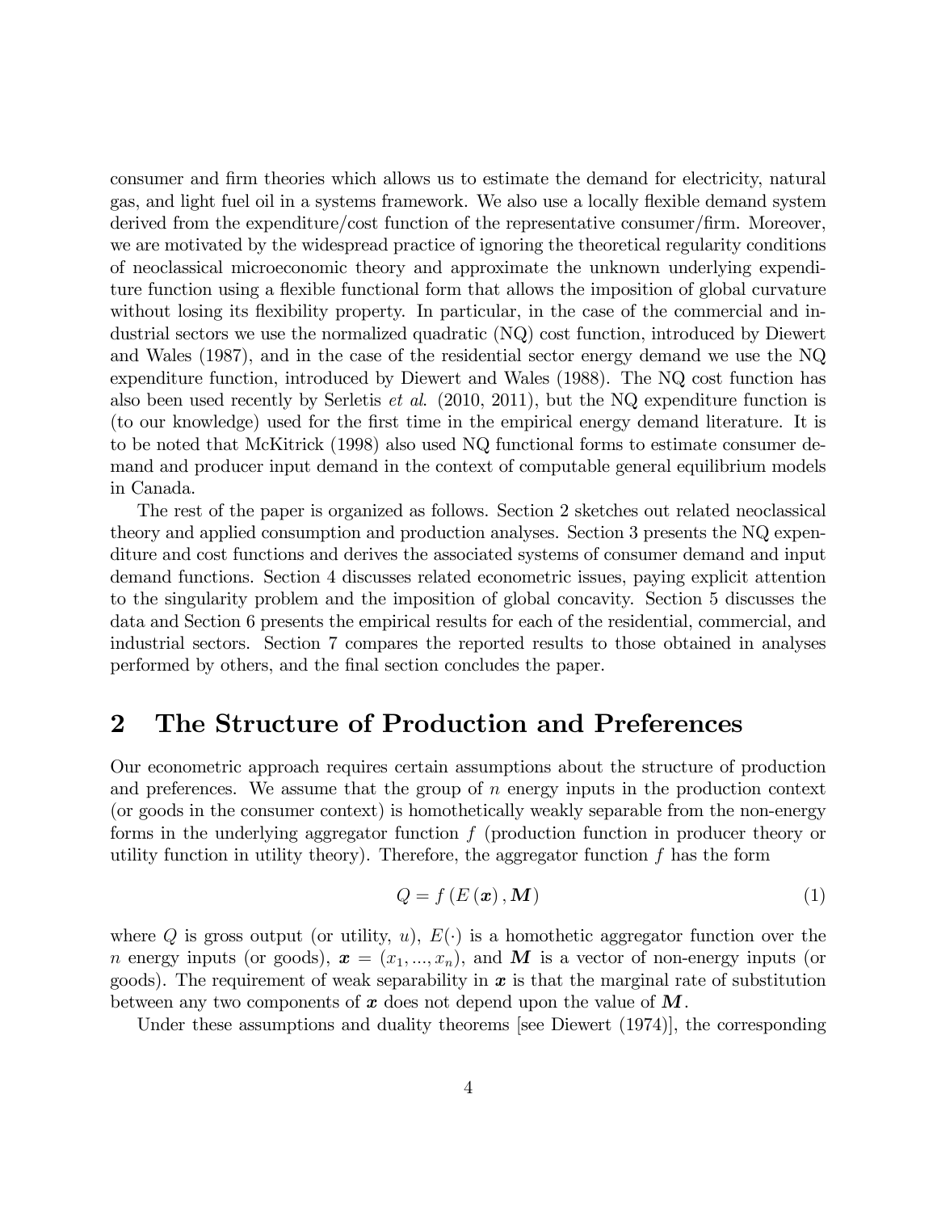consumer and firm theories which allows us to estimate the demand for electricity, natural gas, and light fuel oil in a systems framework. We also use a locally flexible demand system derived from the expenditure/cost function of the representative consumer/firm. Moreover, we are motivated by the widespread practice of ignoring the theoretical regularity conditions of neoclassical microeconomic theory and approximate the unknown underlying expenditure function using a flexible functional form that allows the imposition of global curvature without losing its flexibility property. In particular, in the case of the commercial and industrial sectors we use the normalized quadratic (NQ) cost function, introduced by Diewert and Wales (1987), and in the case of the residential sector energy demand we use the NQ expenditure function, introduced by Diewert and Wales (1988). The NQ cost function has also been used recently by Serletis *et al.* (2010, 2011), but the NQ expenditure function is (to our knowledge) used for the first time in the empirical energy demand literature. It is to be noted that McKitrick (1998) also used NQ functional forms to estimate consumer demand and producer input demand in the context of computable general equilibrium models in Canada.

The rest of the paper is organized as follows. Section 2 sketches out related neoclassical theory and applied consumption and production analyses. Section 3 presents the NQ expenditure and cost functions and derives the associated systems of consumer demand and input demand functions. Section 4 discusses related econometric issues, paying explicit attention to the singularity problem and the imposition of global concavity. Section 5 discusses the data and Section 6 presents the empirical results for each of the residential, commercial, and industrial sectors. Section 7 compares the reported results to those obtained in analyses performed by others, and the final section concludes the paper.

## 2 The Structure of Production and Preferences

Our econometric approach requires certain assumptions about the structure of production and preferences. We assume that the group of $n$ energy inputs in the production context (or goods in the consumer context) is homothetically weakly separable from the non-energy forms in the underlying aggregator function $f$ (production function in producer theory or utility function in utility theory). Therefore, the aggregator function $f$ has the form

$$Q = f\left(E\left(\boldsymbol{x}\right), \boldsymbol{M}\right) \tag{1}$$

where $Q$ is gross output (or utility, $u$), $E(\cdot)$ is a homothetic aggregator function over the $n$ energy inputs (or goods), $\boldsymbol{x} = (x_1, ..., x_n)$, and $\boldsymbol{M}$ is a vector of non-energy inputs (or goods). The requirement of weak separability in $\boldsymbol{x}$ is that the marginal rate of substitution between any two components of $\boldsymbol{x}$ does not depend upon the value of $\boldsymbol{M}$.

Under these assumptions and duality theorems [see Diewert (1974)], the corresponding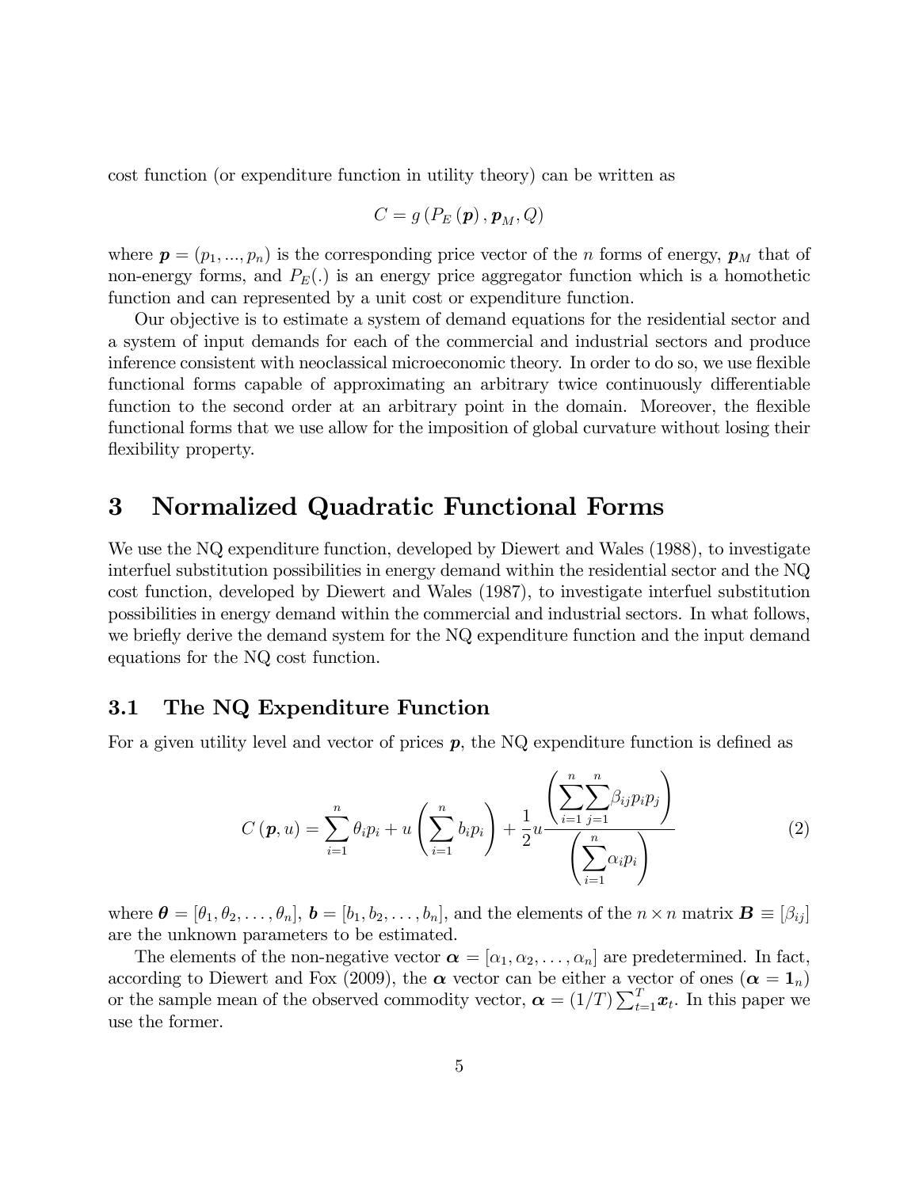cost function (or expenditure function in utility theory) can be written as

$$C = g\left(P_E\left(\boldsymbol{p}\right), \boldsymbol{p}_M, Q\right)$$

where $\boldsymbol{p} = (p_1, ..., p_n)$ is the corresponding price vector of the $n$ forms of energy, $\boldsymbol{p}_M$ that of non-energy forms, and $P_E(.)$ is an energy price aggregator function which is a homothetic function and can represented by a unit cost or expenditure function.

Our objective is to estimate a system of demand equations for the residential sector and a system of input demands for each of the commercial and industrial sectors and produce inference consistent with neoclassical microeconomic theory. In order to do so, we use flexible functional forms capable of approximating an arbitrary twice continuously differentiable function to the second order at an arbitrary point in the domain. Moreover, the flexible functional forms that we use allow for the imposition of global curvature without losing their flexibility property.

# 3 Normalized Quadratic Functional Forms

We use the NQ expenditure function, developed by Diewert and Wales (1988), to investigate interfuel substitution possibilities in energy demand within the residential sector and the NQ cost function, developed by Diewert and Wales (1987), to investigate interfuel substitution possibilities in energy demand within the commercial and industrial sectors. In what follows, we briefly derive the demand system for the NQ expenditure function and the input demand equations for the NQ cost function.

## 3.1 The NQ Expenditure Function

For a given utility level and vector of prices $\boldsymbol{p}$, the NQ expenditure function is defined as

$$C\left(\boldsymbol{p}, u\right) = \sum_{i=1}^{n} \theta_i p_i + u\left(\sum_{i=1}^{n} b_i p_i\right) + \frac{1}{2} u \frac{\left(\sum_{i=1}^{n}\sum_{j=1}^{n} \beta_{ij} p_i p_j\right)}{\left(\sum_{i=1}^{n} \alpha_i p_i\right)} \tag{2}$$

where $\boldsymbol{\theta} = [\theta_1, \theta_2, \ldots, \theta_n]$, $\boldsymbol{b} = [b_1, b_2, \ldots, b_n]$, and the elements of the $n \times n$ matrix $\boldsymbol{B} \equiv [\beta_{ij}]$ are the unknown parameters to be estimated.

The elements of the non-negative vector $\boldsymbol{\alpha} = [\alpha_1, \alpha_2, \ldots, \alpha_n]$ are predetermined. In fact, according to Diewert and Fox (2009), the $\boldsymbol{\alpha}$ vector can be either a vector of ones ($\boldsymbol{\alpha} = \mathbf{1}_n$) or the sample mean of the observed commodity vector, $\boldsymbol{\alpha} = (1/T) \sum_{t=1}^{T} \boldsymbol{x}_t$. In this paper we use the former.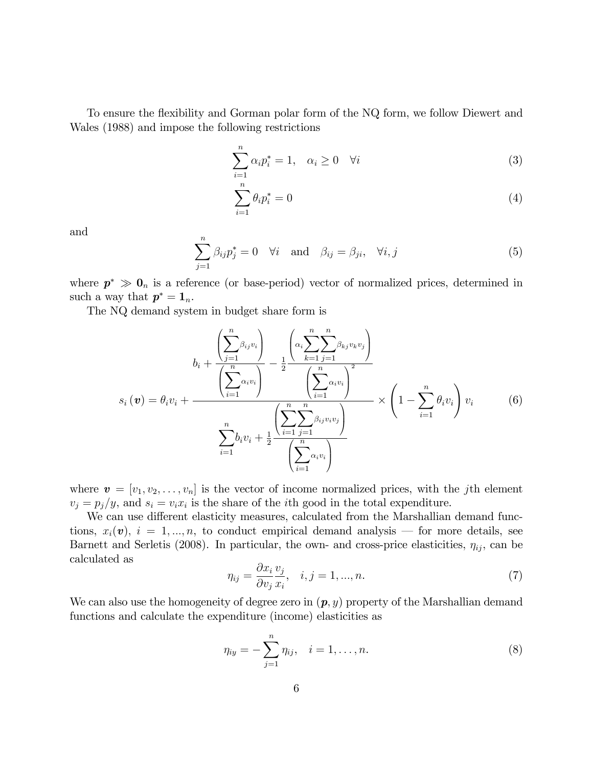To ensure the flexibility and Gorman polar form of the NQ form, we follow Diewert and Wales (1988) and impose the following restrictions

$$\sum_{i=1}^{n} \alpha_i p_i^* = 1, \quad \alpha_i \geq 0 \quad \forall i \tag{3}$$

$$\sum_{i=1}^{n} \theta_i p_i^* = 0 \tag{4}$$

and

$$\sum_{j=1}^{n} \beta_{ij} p_j^* = 0 \quad \forall i \quad \text{and} \quad \beta_{ij} = \beta_{ji}, \quad \forall i, j \tag{5}$$

where $\boldsymbol{p}^* \gg \mathbf{0}_n$ is a reference (or base-period) vector of normalized prices, determined in such a way that $\boldsymbol{p}^* = \mathbf{1}_n$.

The NQ demand system in budget share form is

$$s_i(\boldsymbol{v}) = \theta_i v_i + \frac{b_i + \dfrac{\left(\sum_{j=1}^{n} \beta_{ij} v_i\right)}{\left(\sum_{i=1}^{n} \alpha_i v_i\right)} - \frac{1}{2} \dfrac{\left(\alpha_i \sum_{k=1}^{n} \sum_{j=1}^{n} \beta_{kj} v_k v_j\right)}{\left(\sum_{i=1}^{n} \alpha_i v_i\right)^2}}{\sum_{i=1}^{n} b_i v_i + \frac{1}{2} \dfrac{\left(\sum_{i=1}^{n} \sum_{j=1}^{n} \beta_{ij} v_i v_j\right)}{\left(\sum_{i=1}^{n} \alpha_i v_i\right)}} \times \left(1 - \sum_{i=1}^{n} \theta_i v_i\right) v_i \tag{6}$$

where $\boldsymbol{v} = [v_1, v_2, \ldots, v_n]$ is the vector of income normalized prices, with the $j$th element $v_j = p_j / y$, and $s_i = v_i x_i$ is the share of the $i$th good in the total expenditure.

We can use different elasticity measures, calculated from the Marshallian demand functions, $x_i(\boldsymbol{v})$, $i = 1, ..., n$, to conduct empirical demand analysis — for more details, see Barnett and Serletis (2008). In particular, the own- and cross-price elasticities, $\eta_{ij}$, can be calculated as

$$\eta_{ij} = \frac{\partial x_i}{\partial v_j} \frac{v_j}{x_i}, \quad i, j = 1, ..., n. \tag{7}$$

We can also use the homogeneity of degree zero in $(\boldsymbol{p}, y)$ property of the Marshallian demand functions and calculate the expenditure (income) elasticities as

$$\eta_{iy} = -\sum_{j=1}^{n} \eta_{ij}, \quad i = 1, \ldots, n. \tag{8}$$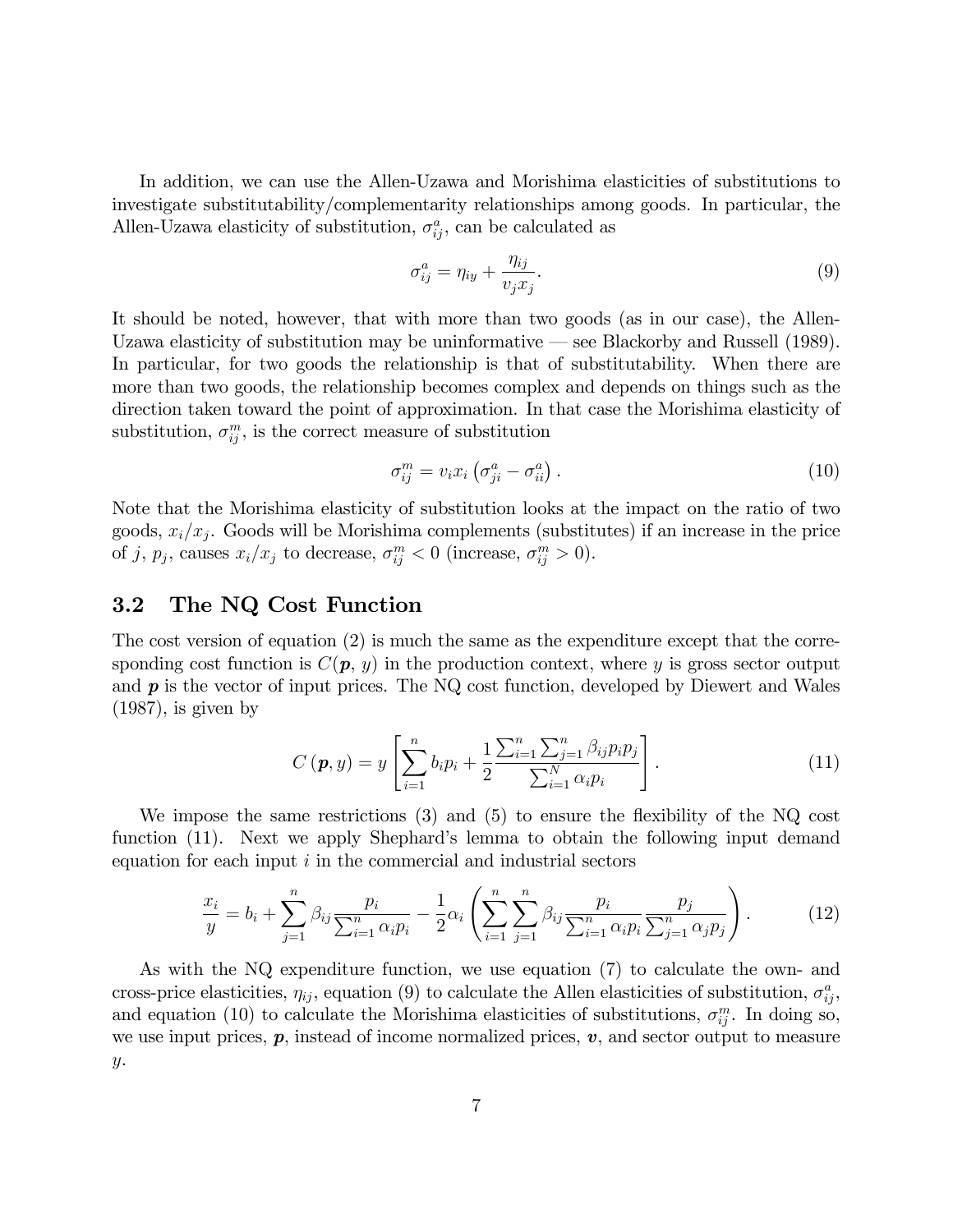In addition, we can use the Allen-Uzawa and Morishima elasticities of substitutions to investigate substitutability/complementarity relationships among goods. In particular, the Allen-Uzawa elasticity of substitution, $\sigma_{ij}^{a}$, can be calculated as

$$\sigma_{ij}^{a} = \eta_{iy} + \frac{\eta_{ij}}{v_j x_j}. \tag{9}$$

It should be noted, however, that with more than two goods (as in our case), the Allen-Uzawa elasticity of substitution may be uninformative — see Blackorby and Russell (1989). In particular, for two goods the relationship is that of substitutability. When there are more than two goods, the relationship becomes complex and depends on things such as the direction taken toward the point of approximation. In that case the Morishima elasticity of substitution, $\sigma_{ij}^{m}$, is the correct measure of substitution

$$\sigma_{ij}^{m} = v_i x_i \left(\sigma_{ji}^{a} - \sigma_{ii}^{a}\right). \tag{10}$$

Note that the Morishima elasticity of substitution looks at the impact on the ratio of two goods, $x_i/x_j$. Goods will be Morishima complements (substitutes) if an increase in the price of $j$, $p_j$, causes $x_i/x_j$ to decrease, $\sigma_{ij}^{m} < 0$ (increase, $\sigma_{ij}^{m} > 0$).

### 3.2 The NQ Cost Function

The cost version of equation (2) is much the same as the expenditure except that the corresponding cost function is $C(\boldsymbol{p}, y)$ in the production context, where $y$ is gross sector output and $\boldsymbol{p}$ is the vector of input prices. The NQ cost function, developed by Diewert and Wales (1987), is given by

$$C\left(\boldsymbol{p}, y\right) = y\left[\sum_{i=1}^{n} b_i p_i + \frac{1}{2}\frac{\sum_{i=1}^{n}\sum_{j=1}^{n}\beta_{ij}p_i p_j}{\sum_{i=1}^{N}\alpha_i p_i}\right]. \tag{11}$$

We impose the same restrictions (3) and (5) to ensure the flexibility of the NQ cost function (11). Next we apply Shephard's lemma to obtain the following input demand equation for each input $i$ in the commercial and industrial sectors

$$\frac{x_i}{y} = b_i + \sum_{j=1}^{n}\beta_{ij}\frac{p_i}{\sum_{i=1}^{n}\alpha_i p_i} - \frac{1}{2}\alpha_i\left(\sum_{i=1}^{n}\sum_{j=1}^{n}\beta_{ij}\frac{p_i}{\sum_{i=1}^{n}\alpha_i p_i}\frac{p_j}{\sum_{j=1}^{n}\alpha_j p_j}\right). \tag{12}$$

As with the NQ expenditure function, we use equation (7) to calculate the own- and cross-price elasticities, $\eta_{ij}$, equation (9) to calculate the Allen elasticities of substitution, $\sigma_{ij}^{a}$, and equation (10) to calculate the Morishima elasticities of substitutions, $\sigma_{ij}^{m}$. In doing so, we use input prices, $\boldsymbol{p}$, instead of income normalized prices, $\boldsymbol{v}$, and sector output to measure $y$.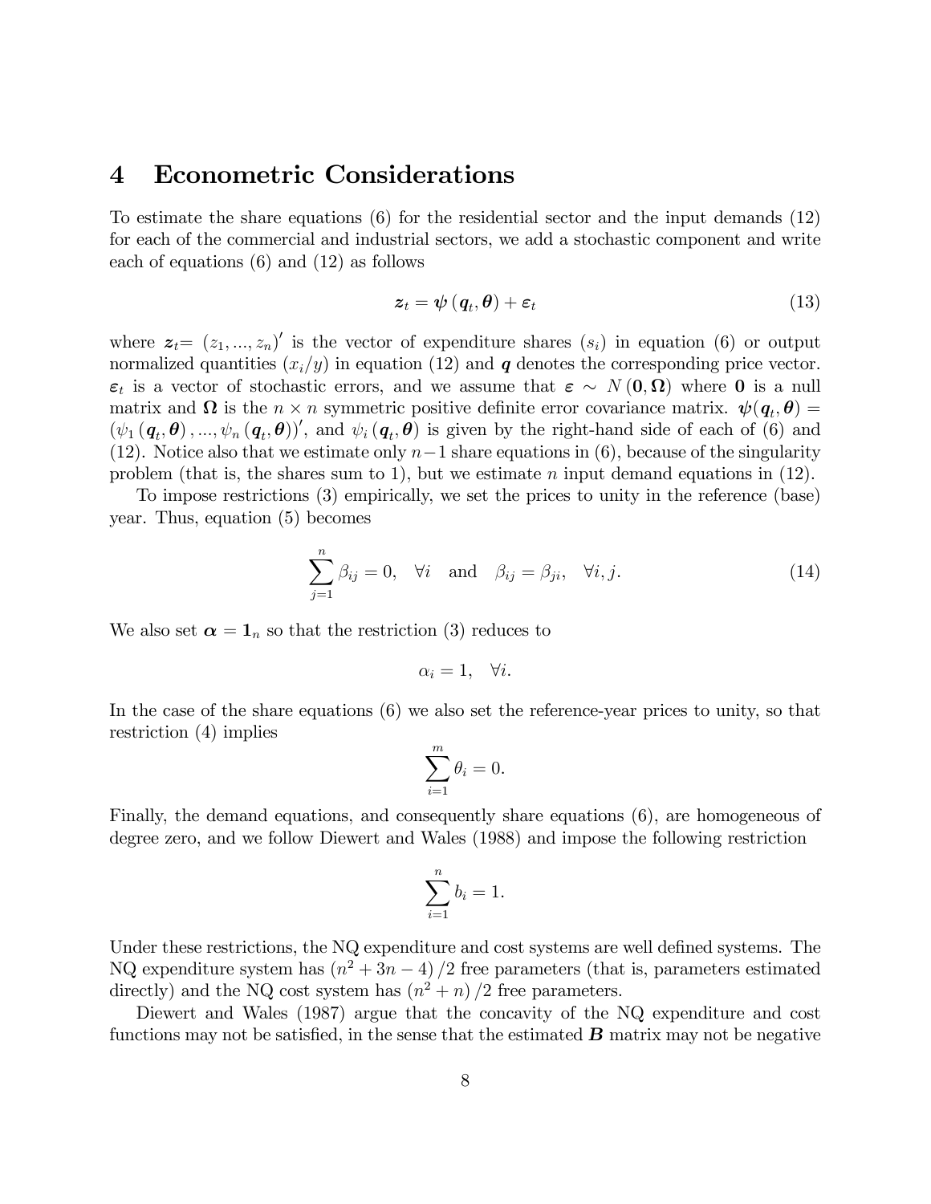# 4 Econometric Considerations

To estimate the share equations (6) for the residential sector and the input demands (12) for each of the commercial and industrial sectors, we add a stochastic component and write each of equations (6) and (12) as follows

$$\boldsymbol{z}_t = \boldsymbol{\psi}\left(\boldsymbol{q}_t, \boldsymbol{\theta}\right) + \boldsymbol{\varepsilon}_t \tag{13}$$

where $\boldsymbol{z}_t = (z_1, ..., z_n)'$ is the vector of expenditure shares ($s_i$) in equation (6) or output normalized quantities ($x_i/y$) in equation (12) and $\boldsymbol{q}$ denotes the corresponding price vector. $\boldsymbol{\varepsilon}_t$ is a vector of stochastic errors, and we assume that $\boldsymbol{\varepsilon} \sim N(\boldsymbol{0}, \boldsymbol{\Omega})$ where $\boldsymbol{0}$ is a null matrix and $\boldsymbol{\Omega}$ is the $n \times n$ symmetric positive definite error covariance matrix. $\boldsymbol{\psi}(\boldsymbol{q}_t, \boldsymbol{\theta}) = \left(\psi_1(\boldsymbol{q}_t, \boldsymbol{\theta}), ..., \psi_n(\boldsymbol{q}_t, \boldsymbol{\theta})\right)'$, and $\psi_i(\boldsymbol{q}_t, \boldsymbol{\theta})$ is given by the right-hand side of each of (6) and (12). Notice also that we estimate only $n-1$ share equations in (6), because of the singularity problem (that is, the shares sum to 1), but we estimate $n$ input demand equations in (12).

To impose restrictions (3) empirically, we set the prices to unity in the reference (base) year. Thus, equation (5) becomes

$$\sum_{j=1}^{n} \beta_{ij} = 0, \quad \forall i \quad \text{and} \quad \beta_{ij} = \beta_{ji}, \quad \forall i, j. \tag{14}$$

We also set $\boldsymbol{\alpha} = \boldsymbol{1}_n$ so that the restriction (3) reduces to

$$\alpha_i = 1, \quad \forall i.$$

In the case of the share equations (6) we also set the reference-year prices to unity, so that restriction (4) implies

$$\sum_{i=1}^{m} \theta_i = 0.$$

Finally, the demand equations, and consequently share equations (6), are homogeneous of degree zero, and we follow Diewert and Wales (1988) and impose the following restriction

$$\sum_{i=1}^{n} b_i = 1.$$

Under these restrictions, the NQ expenditure and cost systems are well defined systems. The NQ expenditure system has $\left(n^2 + 3n - 4\right)/2$ free parameters (that is, parameters estimated directly) and the NQ cost system has $\left(n^2 + n\right)/2$ free parameters.

Diewert and Wales (1987) argue that the concavity of the NQ expenditure and cost functions may not be satisfied, in the sense that the estimated $\boldsymbol{B}$ matrix may not be negative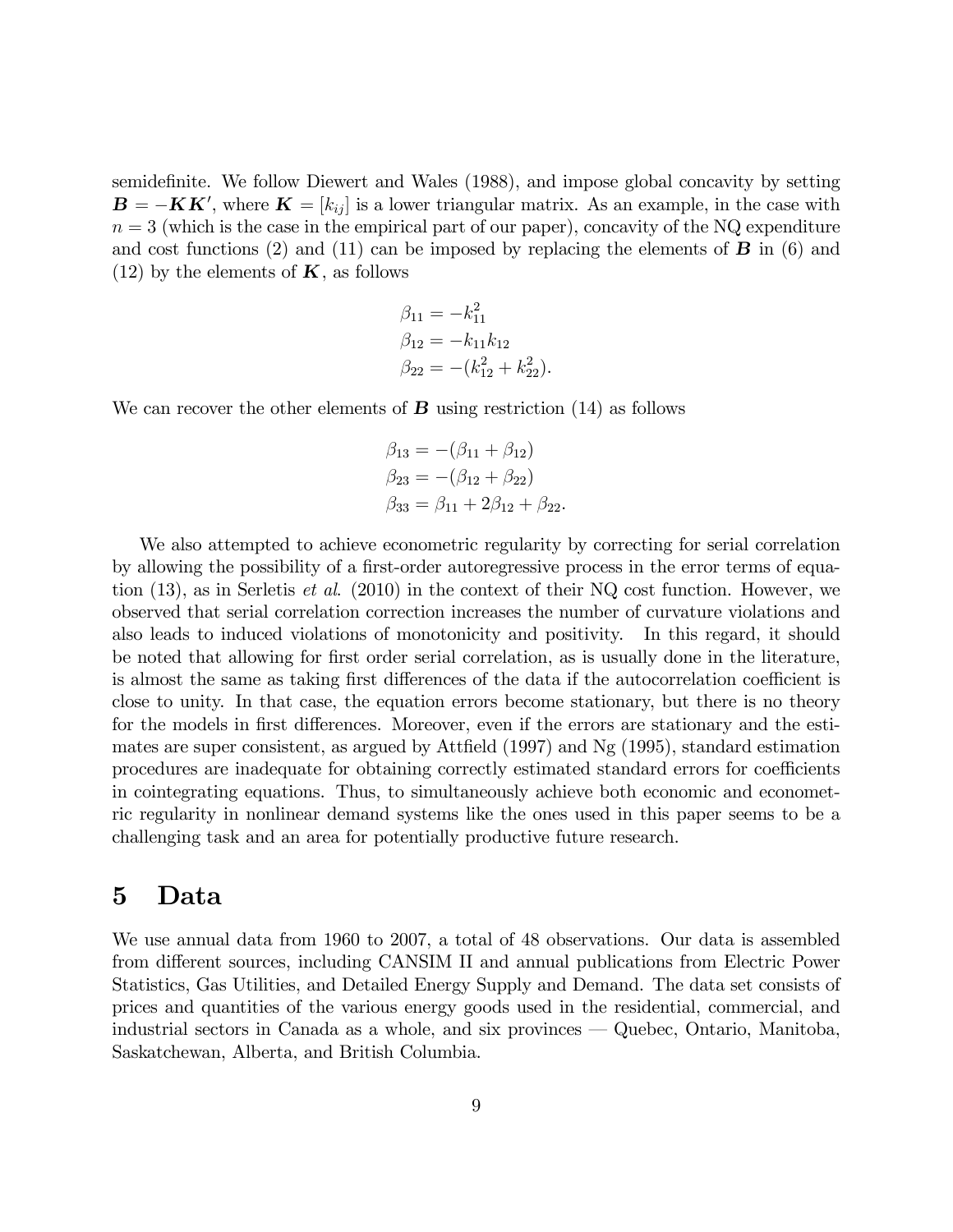semidefinite. We follow Diewert and Wales (1988), and impose global concavity by setting $\boldsymbol{B} = -\boldsymbol{K}\boldsymbol{K}'$, where $\boldsymbol{K} = [k_{ij}]$ is a lower triangular matrix. As an example, in the case with $n = 3$ (which is the case in the empirical part of our paper), concavity of the NQ expenditure and cost functions (2) and (11) can be imposed by replacing the elements of $\boldsymbol{B}$ in (6) and (12) by the elements of $\boldsymbol{K}$, as follows

$$
\begin{aligned}
\beta_{11} &= -k_{11}^2 \\
\beta_{12} &= -k_{11}k_{12} \\
\beta_{22} &= -(k_{12}^2 + k_{22}^2).
\end{aligned}
$$

We can recover the other elements of $\boldsymbol{B}$ using restriction (14) as follows

$$
\begin{aligned}
\beta_{13} &= -(\beta_{11} + \beta_{12}) \\
\beta_{23} &= -(\beta_{12} + \beta_{22}) \\
\beta_{33} &= \beta_{11} + 2\beta_{12} + \beta_{22}.
\end{aligned}
$$

We also attempted to achieve econometric regularity by correcting for serial correlation by allowing the possibility of a first-order autoregressive process in the error terms of equation (13), as in Serletis *et al*. (2010) in the context of their NQ cost function. However, we observed that serial correlation correction increases the number of curvature violations and also leads to induced violations of monotonicity and positivity. In this regard, it should be noted that allowing for first order serial correlation, as is usually done in the literature, is almost the same as taking first differences of the data if the autocorrelation coefficient is close to unity. In that case, the equation errors become stationary, but there is no theory for the models in first differences. Moreover, even if the errors are stationary and the estimates are super consistent, as argued by Attfield (1997) and Ng (1995), standard estimation procedures are inadequate for obtaining correctly estimated standard errors for coefficients in cointegrating equations. Thus, to simultaneously achieve both economic and econometric regularity in nonlinear demand systems like the ones used in this paper seems to be a challenging task and an area for potentially productive future research.

# 5 Data

We use annual data from 1960 to 2007, a total of 48 observations. Our data is assembled from different sources, including CANSIM II and annual publications from Electric Power Statistics, Gas Utilities, and Detailed Energy Supply and Demand. The data set consists of prices and quantities of the various energy goods used in the residential, commercial, and industrial sectors in Canada as a whole, and six provinces — Quebec, Ontario, Manitoba, Saskatchewan, Alberta, and British Columbia.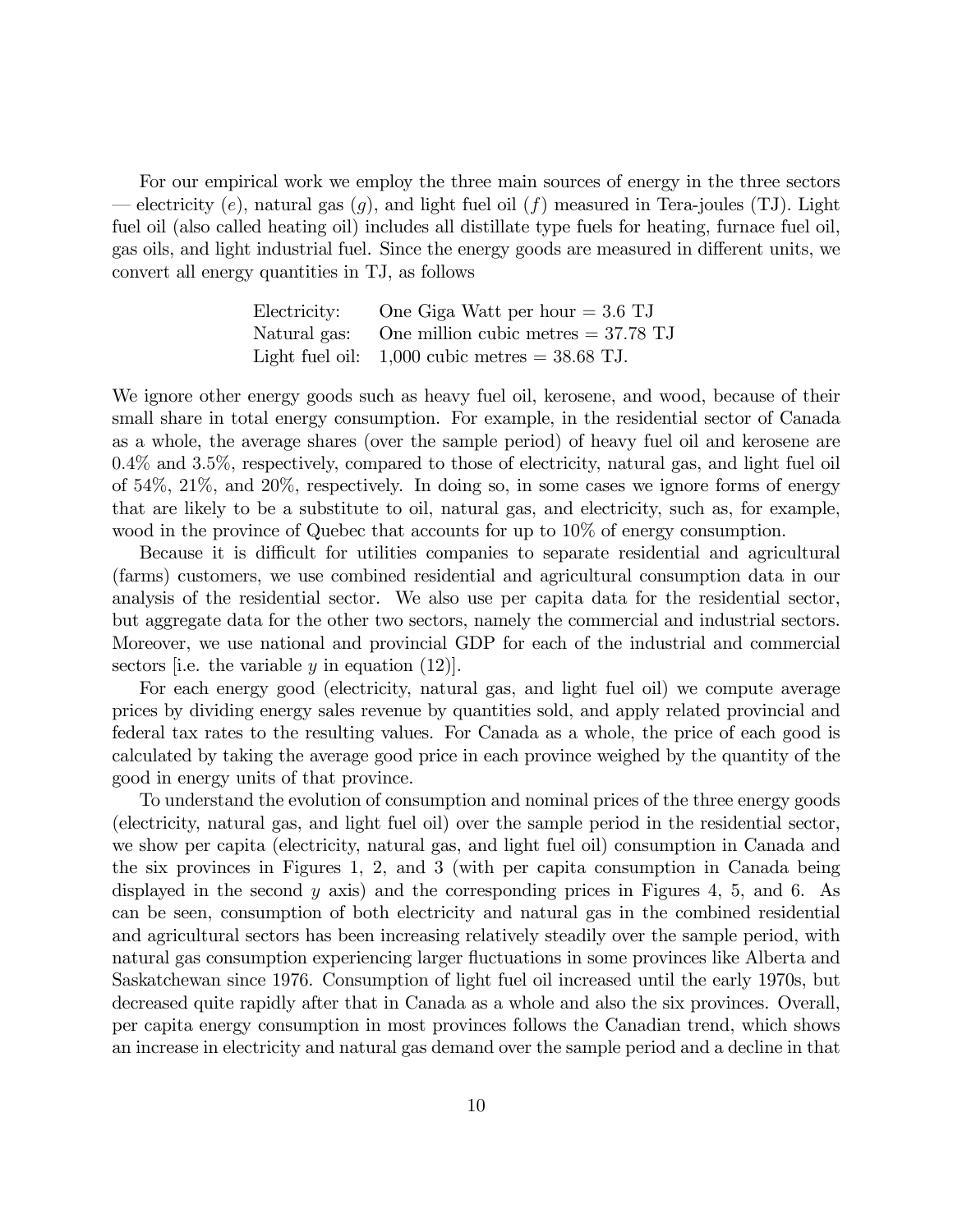For our empirical work we employ the three main sources of energy in the three sectors — electricity ($e$), natural gas ($g$), and light fuel oil ($f$) measured in Tera-joules (TJ). Light fuel oil (also called heating oil) includes all distillate type fuels for heating, furnace fuel oil, gas oils, and light industrial fuel. Since the energy goods are measured in different units, we convert all energy quantities in TJ, as follows

| | |
|---|---|
| Electricity: | One Giga Watt per hour = 3.6 TJ |
| Natural gas: | One million cubic metres = 37.78 TJ |
| Light fuel oil: | 1,000 cubic metres = 38.68 TJ. |

We ignore other energy goods such as heavy fuel oil, kerosene, and wood, because of their small share in total energy consumption. For example, in the residential sector of Canada as a whole, the average shares (over the sample period) of heavy fuel oil and kerosene are 0.4% and 3.5%, respectively, compared to those of electricity, natural gas, and light fuel oil of 54%, 21%, and 20%, respectively. In doing so, in some cases we ignore forms of energy that are likely to be a substitute to oil, natural gas, and electricity, such as, for example, wood in the province of Quebec that accounts for up to 10% of energy consumption.

Because it is difficult for utilities companies to separate residential and agricultural (farms) customers, we use combined residential and agricultural consumption data in our analysis of the residential sector. We also use per capita data for the residential sector, but aggregate data for the other two sectors, namely the commercial and industrial sectors. Moreover, we use national and provincial GDP for each of the industrial and commercial sectors [i.e. the variable $y$ in equation (12)].

For each energy good (electricity, natural gas, and light fuel oil) we compute average prices by dividing energy sales revenue by quantities sold, and apply related provincial and federal tax rates to the resulting values. For Canada as a whole, the price of each good is calculated by taking the average good price in each province weighed by the quantity of the good in energy units of that province.

To understand the evolution of consumption and nominal prices of the three energy goods (electricity, natural gas, and light fuel oil) over the sample period in the residential sector, we show per capita (electricity, natural gas, and light fuel oil) consumption in Canada and the six provinces in Figures 1, 2, and 3 (with per capita consumption in Canada being displayed in the second $y$ axis) and the corresponding prices in Figures 4, 5, and 6. As can be seen, consumption of both electricity and natural gas in the combined residential and agricultural sectors has been increasing relatively steadily over the sample period, with natural gas consumption experiencing larger fluctuations in some provinces like Alberta and Saskatchewan since 1976. Consumption of light fuel oil increased until the early 1970s, but decreased quite rapidly after that in Canada as a whole and also the six provinces. Overall, per capita energy consumption in most provinces follows the Canadian trend, which shows an increase in electricity and natural gas demand over the sample period and a decline in that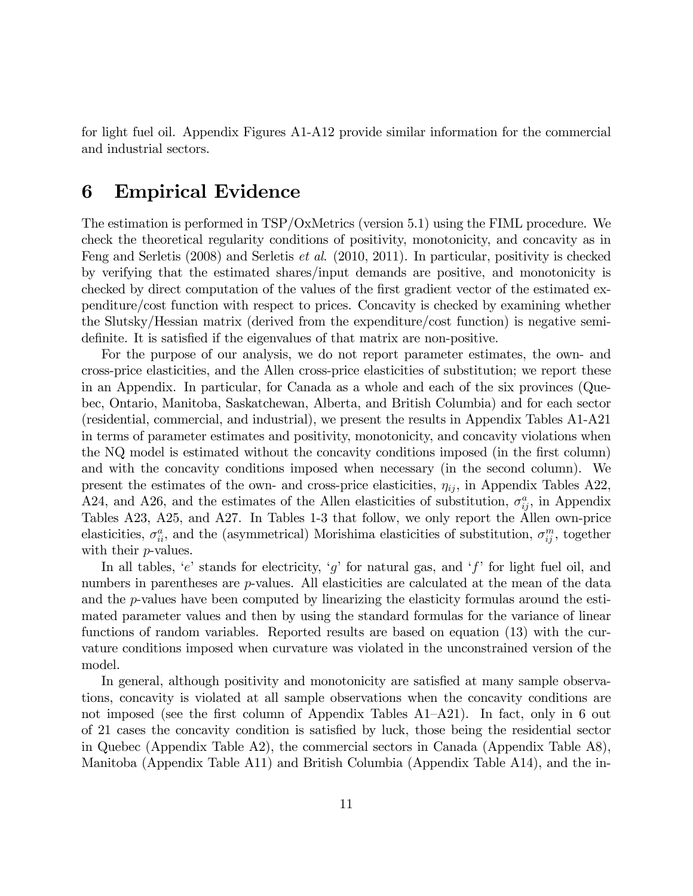for light fuel oil. Appendix Figures A1-A12 provide similar information for the commercial and industrial sectors.

# 6 Empirical Evidence

The estimation is performed in TSP/OxMetrics (version 5.1) using the FIML procedure. We check the theoretical regularity conditions of positivity, monotonicity, and concavity as in Feng and Serletis (2008) and Serletis *et al.* (2010, 2011). In particular, positivity is checked by verifying that the estimated shares/input demands are positive, and monotonicity is checked by direct computation of the values of the first gradient vector of the estimated expenditure/cost function with respect to prices. Concavity is checked by examining whether the Slutsky/Hessian matrix (derived from the expenditure/cost function) is negative semidefinite. It is satisfied if the eigenvalues of that matrix are non-positive.

For the purpose of our analysis, we do not report parameter estimates, the own- and cross-price elasticities, and the Allen cross-price elasticities of substitution; we report these in an Appendix. In particular, for Canada as a whole and each of the six provinces (Quebec, Ontario, Manitoba, Saskatchewan, Alberta, and British Columbia) and for each sector (residential, commercial, and industrial), we present the results in Appendix Tables A1-A21 in terms of parameter estimates and positivity, monotonicity, and concavity violations when the NQ model is estimated without the concavity conditions imposed (in the first column) and with the concavity conditions imposed when necessary (in the second column). We present the estimates of the own- and cross-price elasticities, $\eta_{ij}$, in Appendix Tables A22, A24, and A26, and the estimates of the Allen elasticities of substitution, $\sigma_{ij}^{a}$, in Appendix Tables A23, A25, and A27. In Tables 1-3 that follow, we only report the Allen own-price elasticities, $\sigma_{ii}^{a}$, and the (asymmetrical) Morishima elasticities of substitution, $\sigma_{ij}^{m}$, together with their $p$-values.

In all tables, '$e$' stands for electricity, '$g$' for natural gas, and '$f$' for light fuel oil, and numbers in parentheses are $p$-values. All elasticities are calculated at the mean of the data and the $p$-values have been computed by linearizing the elasticity formulas around the estimated parameter values and then by using the standard formulas for the variance of linear functions of random variables. Reported results are based on equation (13) with the curvature conditions imposed when curvature was violated in the unconstrained version of the model.

In general, although positivity and monotonicity are satisfied at many sample observations, concavity is violated at all sample observations when the concavity conditions are not imposed (see the first column of Appendix Tables A1–A21). In fact, only in 6 out of 21 cases the concavity condition is satisfied by luck, those being the residential sector in Quebec (Appendix Table A2), the commercial sectors in Canada (Appendix Table A8), Manitoba (Appendix Table A11) and British Columbia (Appendix Table A14), and the in-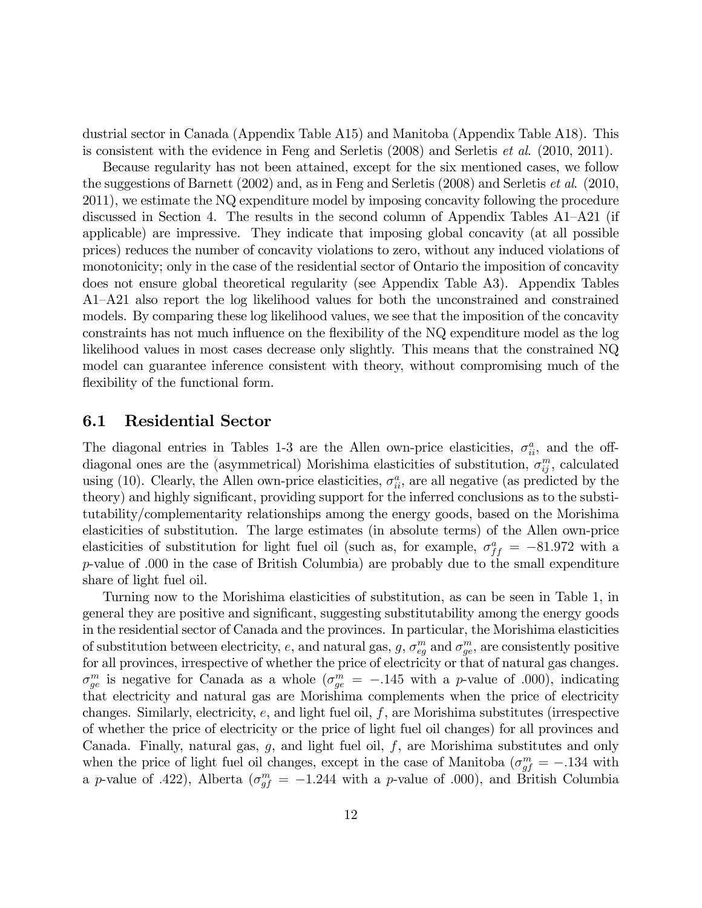dustrial sector in Canada (Appendix Table A15) and Manitoba (Appendix Table A18). This is consistent with the evidence in Feng and Serletis (2008) and Serletis *et al.* (2010, 2011).

Because regularity has not been attained, except for the six mentioned cases, we follow the suggestions of Barnett (2002) and, as in Feng and Serletis (2008) and Serletis *et al.* (2010, 2011), we estimate the NQ expenditure model by imposing concavity following the procedure discussed in Section 4. The results in the second column of Appendix Tables A1–A21 (if applicable) are impressive. They indicate that imposing global concavity (at all possible prices) reduces the number of concavity violations to zero, without any induced violations of monotonicity; only in the case of the residential sector of Ontario the imposition of concavity does not ensure global theoretical regularity (see Appendix Table A3). Appendix Tables A1–A21 also report the log likelihood values for both the unconstrained and constrained models. By comparing these log likelihood values, we see that the imposition of the concavity constraints has not much influence on the flexibility of the NQ expenditure model as the log likelihood values in most cases decrease only slightly. This means that the constrained NQ model can guarantee inference consistent with theory, without compromising much of the flexibility of the functional form.

## 6.1 Residential Sector

The diagonal entries in Tables 1-3 are the Allen own-price elasticities, $\sigma^a_{ii}$, and the off-diagonal ones are the (asymmetrical) Morishima elasticities of substitution, $\sigma^m_{ij}$, calculated using (10). Clearly, the Allen own-price elasticities, $\sigma^a_{ii}$, are all negative (as predicted by the theory) and highly significant, providing support for the inferred conclusions as to the substitutability/complementarity relationships among the energy goods, based on the Morishima elasticities of substitution. The large estimates (in absolute terms) of the Allen own-price elasticities of substitution for light fuel oil (such as, for example, $\sigma^a_{ff} = -81.972$ with a $p$-value of .000 in the case of British Columbia) are probably due to the small expenditure share of light fuel oil.

Turning now to the Morishima elasticities of substitution, as can be seen in Table 1, in general they are positive and significant, suggesting substitutability among the energy goods in the residential sector of Canada and the provinces. In particular, the Morishima elasticities of substitution between electricity, $e$, and natural gas, $g$, $\sigma^m_{eg}$ and $\sigma^m_{ge}$, are consistently positive for all provinces, irrespective of whether the price of electricity or that of natural gas changes. $\sigma^m_{ge}$ is negative for Canada as a whole ($\sigma^m_{ge} = -.145$ with a $p$-value of .000), indicating that electricity and natural gas are Morishima complements when the price of electricity changes. Similarly, electricity, $e$, and light fuel oil, $f$, are Morishima substitutes (irrespective of whether the price of electricity or the price of light fuel oil changes) for all provinces and Canada. Finally, natural gas, $g$, and light fuel oil, $f$, are Morishima substitutes and only when the price of light fuel oil changes, except in the case of Manitoba ($\sigma^m_{gf} = -.134$ with a $p$-value of .422), Alberta ($\sigma^m_{gf} = -1.244$ with a $p$-value of .000), and British Columbia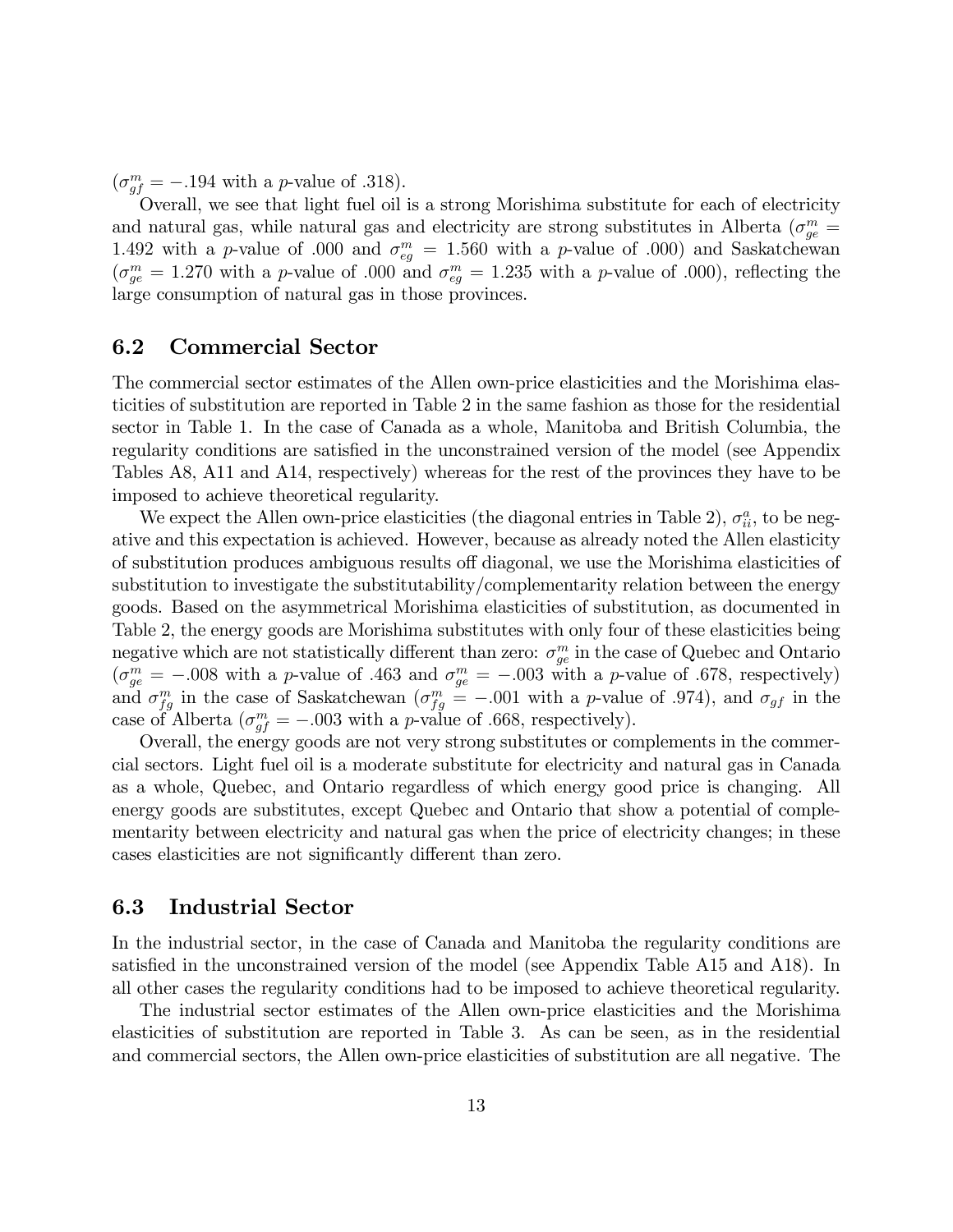($\sigma^m_{gf} = -.194$ with a $p$-value of .318).

Overall, we see that light fuel oil is a strong Morishima substitute for each of electricity and natural gas, while natural gas and electricity are strong substitutes in Alberta ($\sigma^m_{ge} = 1.492$ with a $p$-value of .000 and $\sigma^m_{eg} = 1.560$ with a $p$-value of .000) and Saskatchewan ($\sigma^m_{ge} = 1.270$ with a $p$-value of .000 and $\sigma^m_{eg} = 1.235$ with a $p$-value of .000), reflecting the large consumption of natural gas in those provinces.

## 6.2 Commercial Sector

The commercial sector estimates of the Allen own-price elasticities and the Morishima elasticities of substitution are reported in Table 2 in the same fashion as those for the residential sector in Table 1. In the case of Canada as a whole, Manitoba and British Columbia, the regularity conditions are satisfied in the unconstrained version of the model (see Appendix Tables A8, A11 and A14, respectively) whereas for the rest of the provinces they have to be imposed to achieve theoretical regularity.

We expect the Allen own-price elasticities (the diagonal entries in Table 2), $\sigma^a_{ii}$, to be negative and this expectation is achieved. However, because as already noted the Allen elasticity of substitution produces ambiguous results off diagonal, we use the Morishima elasticities of substitution to investigate the substitutability/complementarity relation between the energy goods. Based on the asymmetrical Morishima elasticities of substitution, as documented in Table 2, the energy goods are Morishima substitutes with only four of these elasticities being negative which are not statistically different than zero: $\sigma^m_{ge}$ in the case of Quebec and Ontario ($\sigma^m_{ge} = -.008$ with a $p$-value of .463 and $\sigma^m_{ge} = -.003$ with a $p$-value of .678, respectively) and $\sigma^m_{fg}$ in the case of Saskatchewan ($\sigma^m_{fg} = -.001$ with a $p$-value of .974), and $\sigma_{gf}$ in the case of Alberta ($\sigma^m_{gf} = -.003$ with a $p$-value of .668, respectively).

Overall, the energy goods are not very strong substitutes or complements in the commercial sectors. Light fuel oil is a moderate substitute for electricity and natural gas in Canada as a whole, Quebec, and Ontario regardless of which energy good price is changing. All energy goods are substitutes, except Quebec and Ontario that show a potential of complementarity between electricity and natural gas when the price of electricity changes; in these cases elasticities are not significantly different than zero.

## 6.3 Industrial Sector

In the industrial sector, in the case of Canada and Manitoba the regularity conditions are satisfied in the unconstrained version of the model (see Appendix Table A15 and A18). In all other cases the regularity conditions had to be imposed to achieve theoretical regularity.

The industrial sector estimates of the Allen own-price elasticities and the Morishima elasticities of substitution are reported in Table 3. As can be seen, as in the residential and commercial sectors, the Allen own-price elasticities of substitution are all negative. The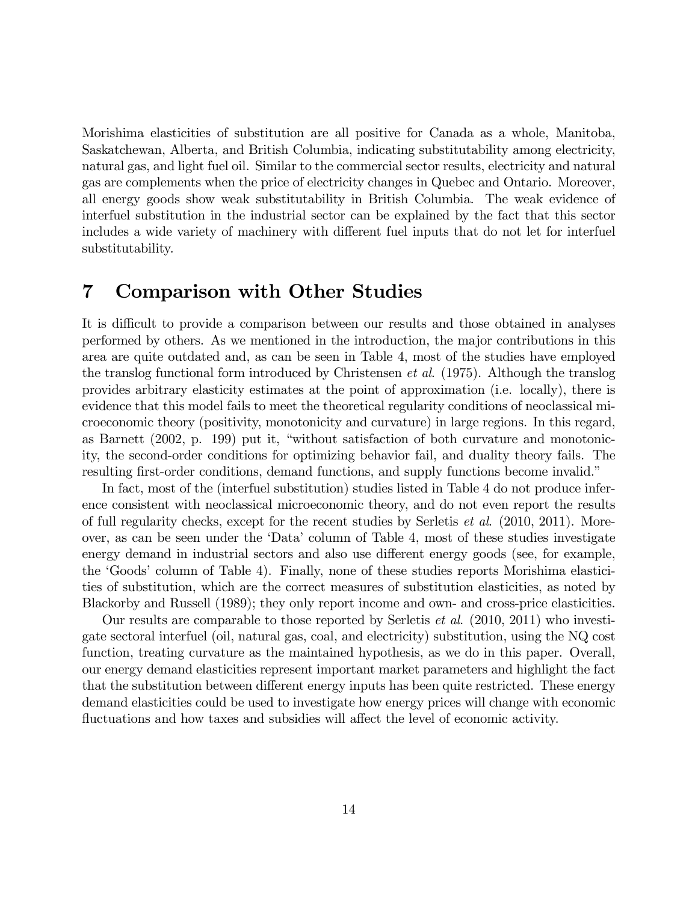Morishima elasticities of substitution are all positive for Canada as a whole, Manitoba, Saskatchewan, Alberta, and British Columbia, indicating substitutability among electricity, natural gas, and light fuel oil. Similar to the commercial sector results, electricity and natural gas are complements when the price of electricity changes in Quebec and Ontario. Moreover, all energy goods show weak substitutability in British Columbia. The weak evidence of interfuel substitution in the industrial sector can be explained by the fact that this sector includes a wide variety of machinery with different fuel inputs that do not let for interfuel substitutability.

# 7 Comparison with Other Studies

It is difficult to provide a comparison between our results and those obtained in analyses performed by others. As we mentioned in the introduction, the major contributions in this area are quite outdated and, as can be seen in Table 4, most of the studies have employed the translog functional form introduced by Christensen *et al*. (1975). Although the translog provides arbitrary elasticity estimates at the point of approximation (i.e. locally), there is evidence that this model fails to meet the theoretical regularity conditions of neoclassical microeconomic theory (positivity, monotonicity and curvature) in large regions. In this regard, as Barnett (2002, p. 199) put it, "without satisfaction of both curvature and monotonicity, the second-order conditions for optimizing behavior fail, and duality theory fails. The resulting first-order conditions, demand functions, and supply functions become invalid."

In fact, most of the (interfuel substitution) studies listed in Table 4 do not produce inference consistent with neoclassical microeconomic theory, and do not even report the results of full regularity checks, except for the recent studies by Serletis *et al*. (2010, 2011). Moreover, as can be seen under the 'Data' column of Table 4, most of these studies investigate energy demand in industrial sectors and also use different energy goods (see, for example, the 'Goods' column of Table 4). Finally, none of these studies reports Morishima elasticities of substitution, which are the correct measures of substitution elasticities, as noted by Blackorby and Russell (1989); they only report income and own- and cross-price elasticities.

Our results are comparable to those reported by Serletis *et al*. (2010, 2011) who investigate sectoral interfuel (oil, natural gas, coal, and electricity) substitution, using the NQ cost function, treating curvature as the maintained hypothesis, as we do in this paper. Overall, our energy demand elasticities represent important market parameters and highlight the fact that the substitution between different energy inputs has been quite restricted. These energy demand elasticities could be used to investigate how energy prices will change with economic fluctuations and how taxes and subsidies will affect the level of economic activity.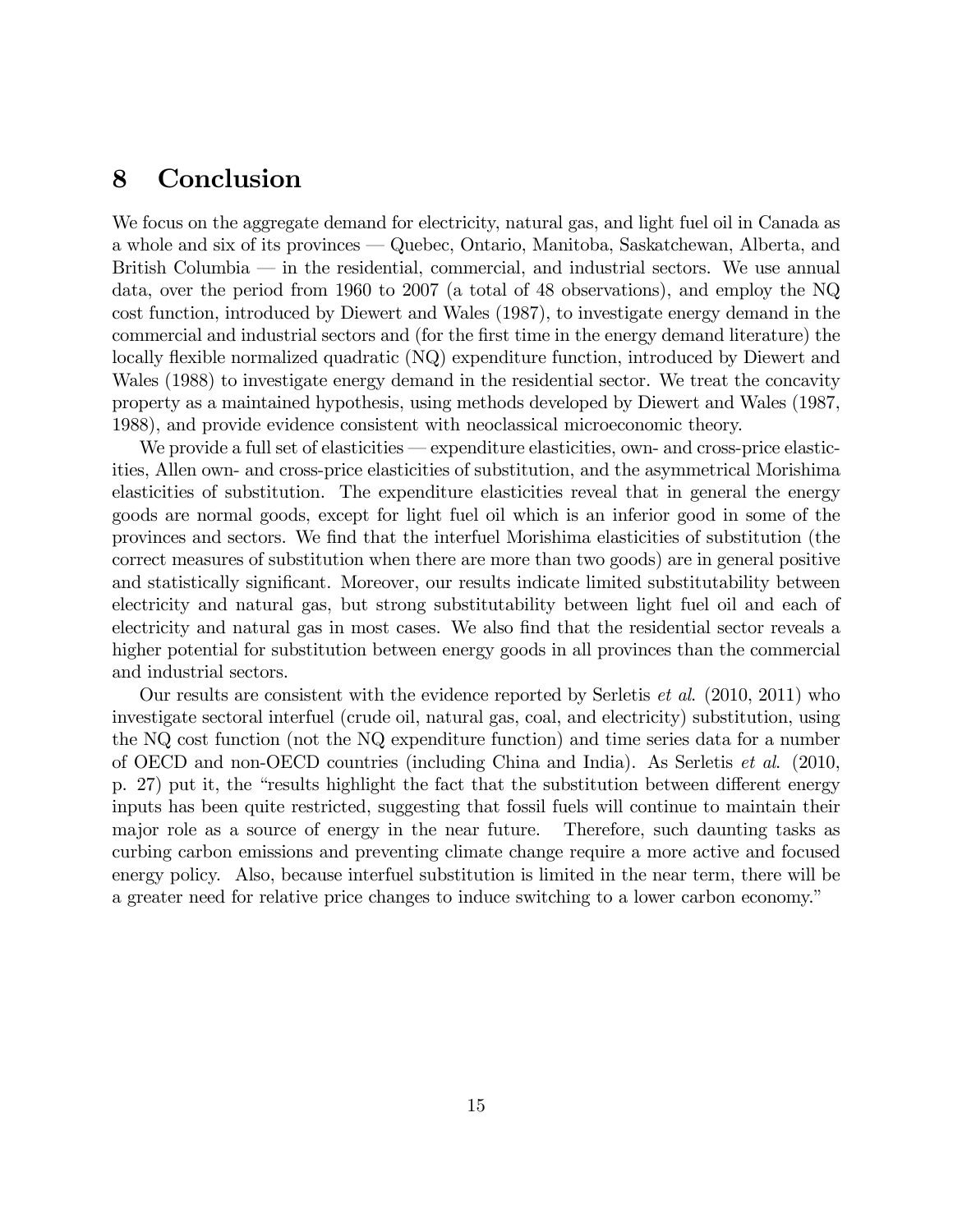## 8 Conclusion

We focus on the aggregate demand for electricity, natural gas, and light fuel oil in Canada as a whole and six of its provinces — Quebec, Ontario, Manitoba, Saskatchewan, Alberta, and British Columbia — in the residential, commercial, and industrial sectors. We use annual data, over the period from 1960 to 2007 (a total of 48 observations), and employ the NQ cost function, introduced by Diewert and Wales (1987), to investigate energy demand in the commercial and industrial sectors and (for the first time in the energy demand literature) the locally flexible normalized quadratic (NQ) expenditure function, introduced by Diewert and Wales (1988) to investigate energy demand in the residential sector. We treat the concavity property as a maintained hypothesis, using methods developed by Diewert and Wales (1987, 1988), and provide evidence consistent with neoclassical microeconomic theory.

We provide a full set of elasticities — expenditure elasticities, own- and cross-price elasticities, Allen own- and cross-price elasticities of substitution, and the asymmetrical Morishima elasticities of substitution. The expenditure elasticities reveal that in general the energy goods are normal goods, except for light fuel oil which is an inferior good in some of the provinces and sectors. We find that the interfuel Morishima elasticities of substitution (the correct measures of substitution when there are more than two goods) are in general positive and statistically significant. Moreover, our results indicate limited substitutability between electricity and natural gas, but strong substitutability between light fuel oil and each of electricity and natural gas in most cases. We also find that the residential sector reveals a higher potential for substitution between energy goods in all provinces than the commercial and industrial sectors.

Our results are consistent with the evidence reported by Serletis *et al.* (2010, 2011) who investigate sectoral interfuel (crude oil, natural gas, coal, and electricity) substitution, using the NQ cost function (not the NQ expenditure function) and time series data for a number of OECD and non-OECD countries (including China and India). As Serletis *et al.* (2010, p. 27) put it, the "results highlight the fact that the substitution between different energy inputs has been quite restricted, suggesting that fossil fuels will continue to maintain their major role as a source of energy in the near future. Therefore, such daunting tasks as curbing carbon emissions and preventing climate change require a more active and focused energy policy. Also, because interfuel substitution is limited in the near term, there will be a greater need for relative price changes to induce switching to a lower carbon economy."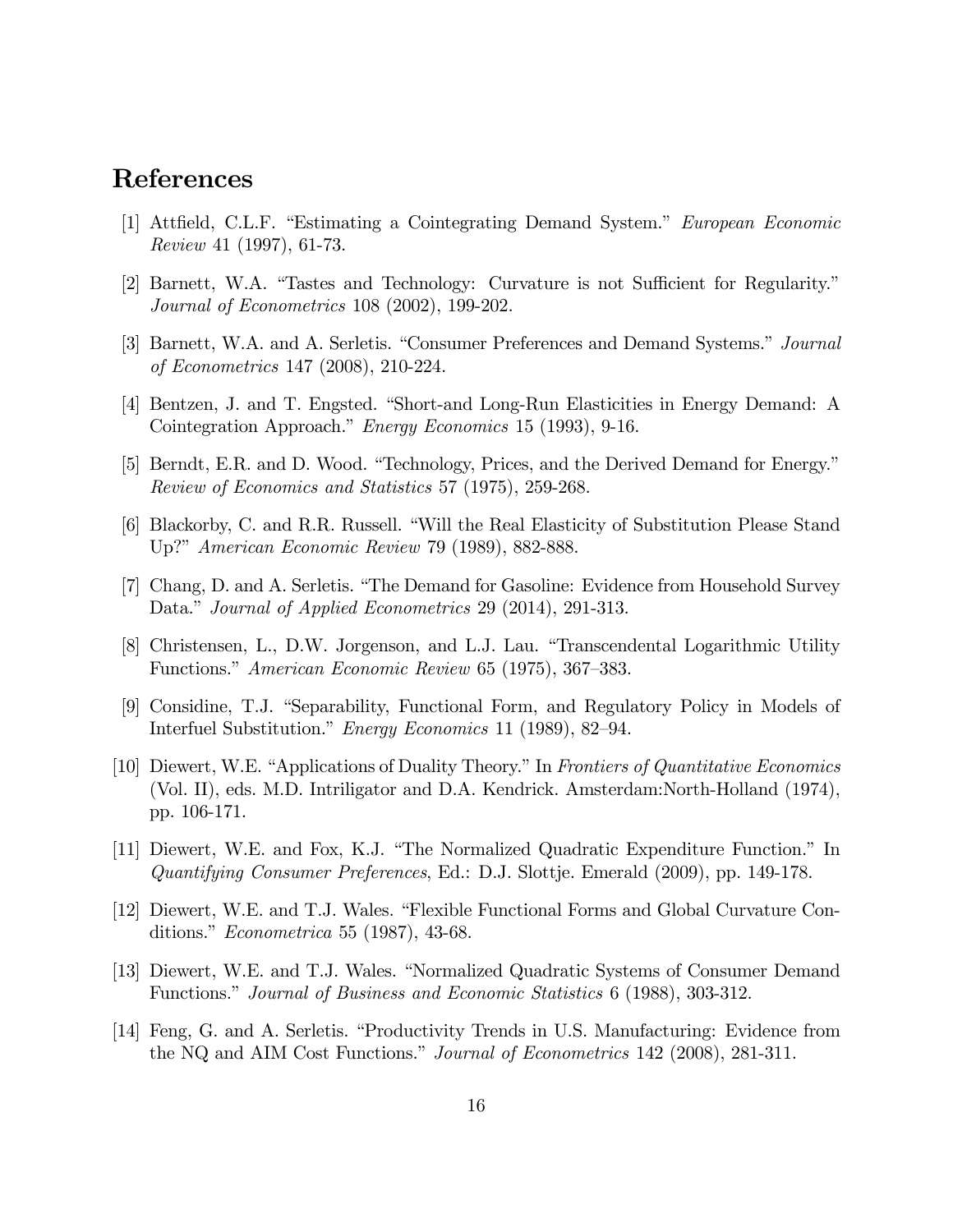## References

[1] Attfield, C.L.F. "Estimating a Cointegrating Demand System." *European Economic Review* 41 (1997), 61-73.

[2] Barnett, W.A. "Tastes and Technology: Curvature is not Sufficient for Regularity." *Journal of Econometrics* 108 (2002), 199-202.

[3] Barnett, W.A. and A. Serletis. "Consumer Preferences and Demand Systems." *Journal of Econometrics* 147 (2008), 210-224.

[4] Bentzen, J. and T. Engsted. "Short-and Long-Run Elasticities in Energy Demand: A Cointegration Approach." *Energy Economics* 15 (1993), 9-16.

[5] Berndt, E.R. and D. Wood. "Technology, Prices, and the Derived Demand for Energy." *Review of Economics and Statistics* 57 (1975), 259-268.

[6] Blackorby, C. and R.R. Russell. "Will the Real Elasticity of Substitution Please Stand Up?" *American Economic Review* 79 (1989), 882-888.

[7] Chang, D. and A. Serletis. "The Demand for Gasoline: Evidence from Household Survey Data." *Journal of Applied Econometrics* 29 (2014), 291-313.

[8] Christensen, L., D.W. Jorgenson, and L.J. Lau. "Transcendental Logarithmic Utility Functions." *American Economic Review* 65 (1975), 367–383.

[9] Considine, T.J. "Separability, Functional Form, and Regulatory Policy in Models of Interfuel Substitution." *Energy Economics* 11 (1989), 82–94.

[10] Diewert, W.E. "Applications of Duality Theory." In *Frontiers of Quantitative Economics* (Vol. II), eds. M.D. Intriligator and D.A. Kendrick. Amsterdam:North-Holland (1974), pp. 106-171.

[11] Diewert, W.E. and Fox, K.J. "The Normalized Quadratic Expenditure Function." In *Quantifying Consumer Preferences*, Ed.: D.J. Slottje. Emerald (2009), pp. 149-178.

[12] Diewert, W.E. and T.J. Wales. "Flexible Functional Forms and Global Curvature Conditions." *Econometrica* 55 (1987), 43-68.

[13] Diewert, W.E. and T.J. Wales. "Normalized Quadratic Systems of Consumer Demand Functions." *Journal of Business and Economic Statistics* 6 (1988), 303-312.

[14] Feng, G. and A. Serletis. "Productivity Trends in U.S. Manufacturing: Evidence from the NQ and AIM Cost Functions." *Journal of Econometrics* 142 (2008), 281-311.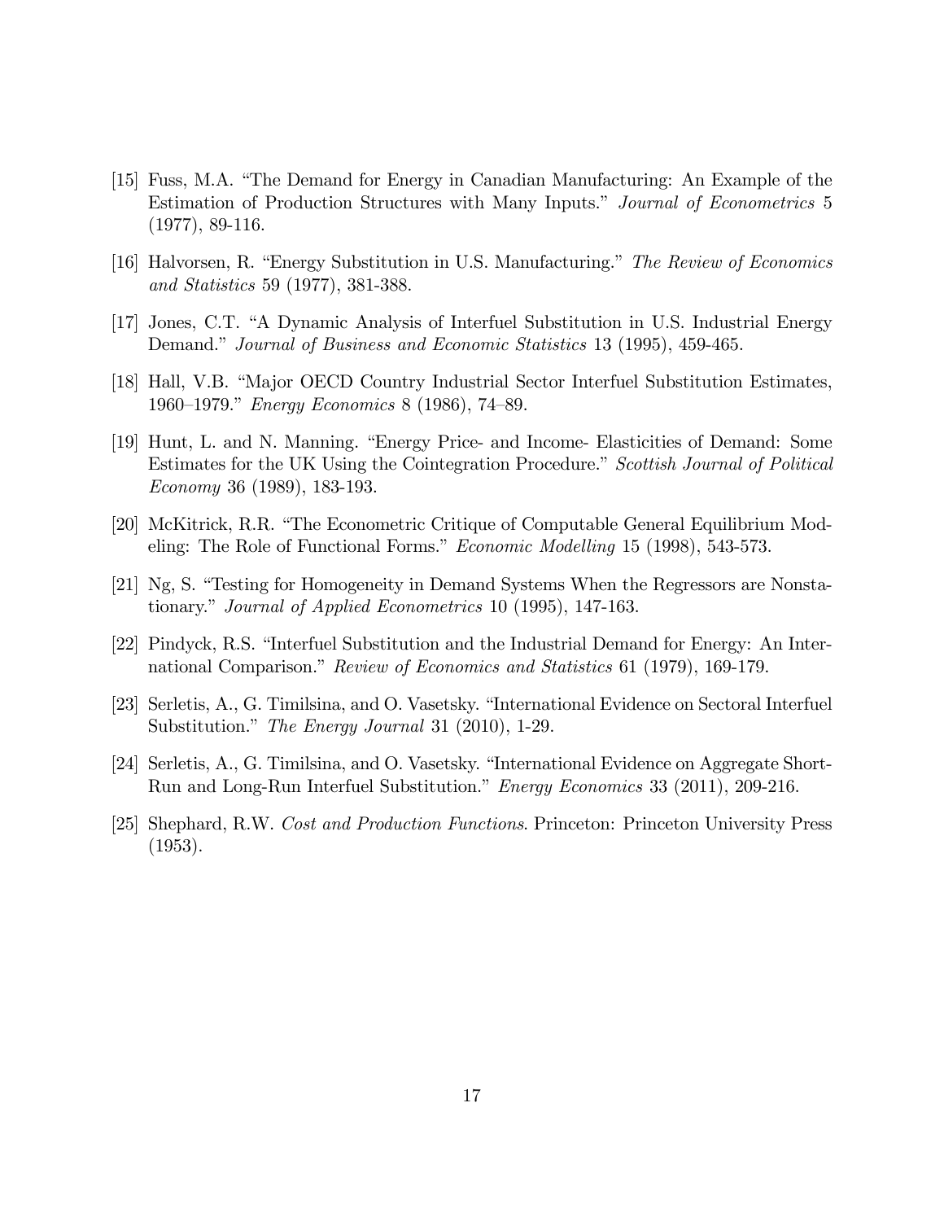[15] Fuss, M.A. "The Demand for Energy in Canadian Manufacturing: An Example of the Estimation of Production Structures with Many Inputs." *Journal of Econometrics* 5 (1977), 89-116.

[16] Halvorsen, R. "Energy Substitution in U.S. Manufacturing." *The Review of Economics and Statistics* 59 (1977), 381-388.

[17] Jones, C.T. "A Dynamic Analysis of Interfuel Substitution in U.S. Industrial Energy Demand." *Journal of Business and Economic Statistics* 13 (1995), 459-465.

[18] Hall, V.B. "Major OECD Country Industrial Sector Interfuel Substitution Estimates, 1960–1979." *Energy Economics* 8 (1986), 74–89.

[19] Hunt, L. and N. Manning. "Energy Price- and Income- Elasticities of Demand: Some Estimates for the UK Using the Cointegration Procedure." *Scottish Journal of Political Economy* 36 (1989), 183-193.

[20] McKitrick, R.R. "The Econometric Critique of Computable General Equilibrium Modeling: The Role of Functional Forms." *Economic Modelling* 15 (1998), 543-573.

[21] Ng, S. "Testing for Homogeneity in Demand Systems When the Regressors are Nonstationary." *Journal of Applied Econometrics* 10 (1995), 147-163.

[22] Pindyck, R.S. "Interfuel Substitution and the Industrial Demand for Energy: An International Comparison." *Review of Economics and Statistics* 61 (1979), 169-179.

[23] Serletis, A., G. Timilsina, and O. Vasetsky. "International Evidence on Sectoral Interfuel Substitution." *The Energy Journal* 31 (2010), 1-29.

[24] Serletis, A., G. Timilsina, and O. Vasetsky. "International Evidence on Aggregate Short-Run and Long-Run Interfuel Substitution." *Energy Economics* 33 (2011), 209-216.

[25] Shephard, R.W. *Cost and Production Functions*. Princeton: Princeton University Press (1953).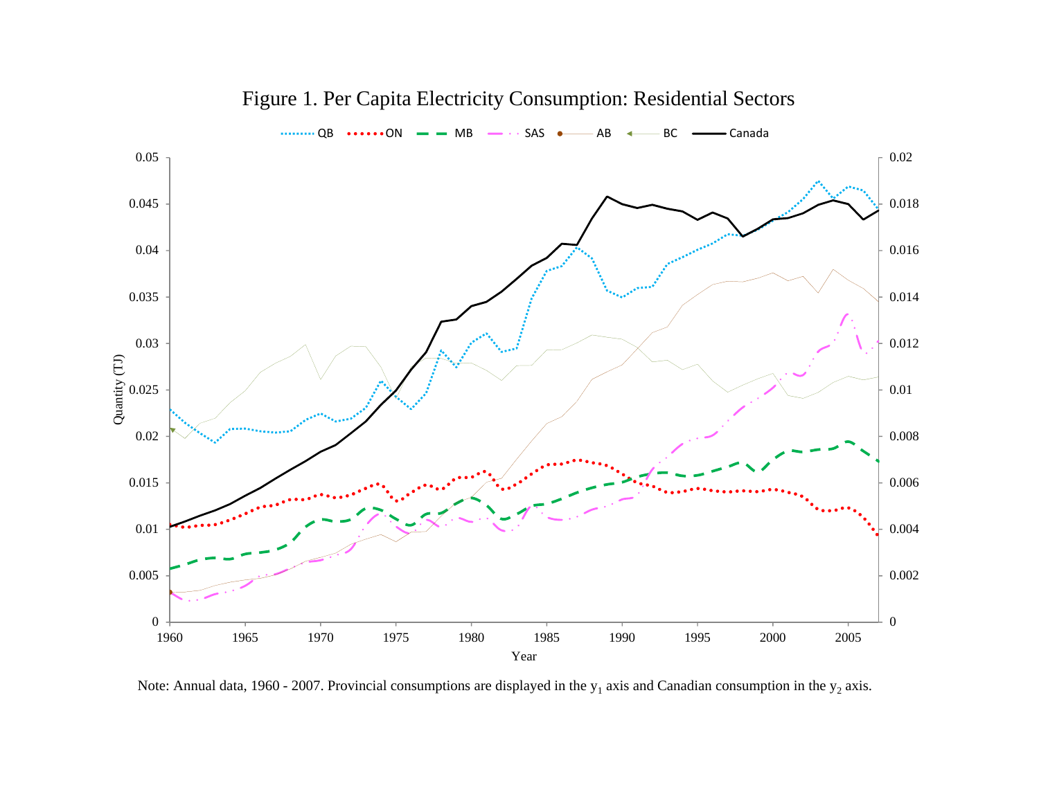Figure 1. Per Capita Electricity Consumption: Residential Sectors

QB ON MB SAS AB BC Canada

Quantity (TJ)

0.05
0.045
0.04
0.035
0.03
0.025
0.02
0.015
0.01
0.005
0

0.02
0.018
0.016
0.014
0.012
0.01
0.008
0.006
0.004
0.002
0

1960 1965 1970 1975 1980 1985 1990 1995 2000 2005

Year

Note: Annual data, 1960 - 2007. Provincial consumptions are displayed in the $y_1$ axis and Canadian consumption in the $y_2$ axis.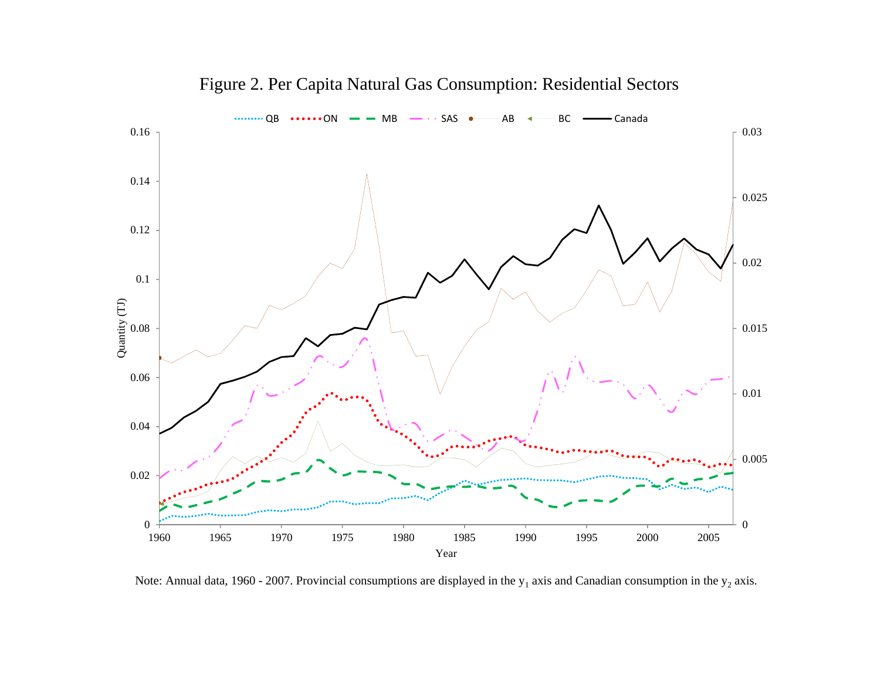Figure 2. Per Capita Natural Gas Consumption: Residential Sectors

Note: Annual data, 1960 - 2007. Provincial consumptions are displayed in the $y_1$ axis and Canadian consumption in the $y_2$ axis.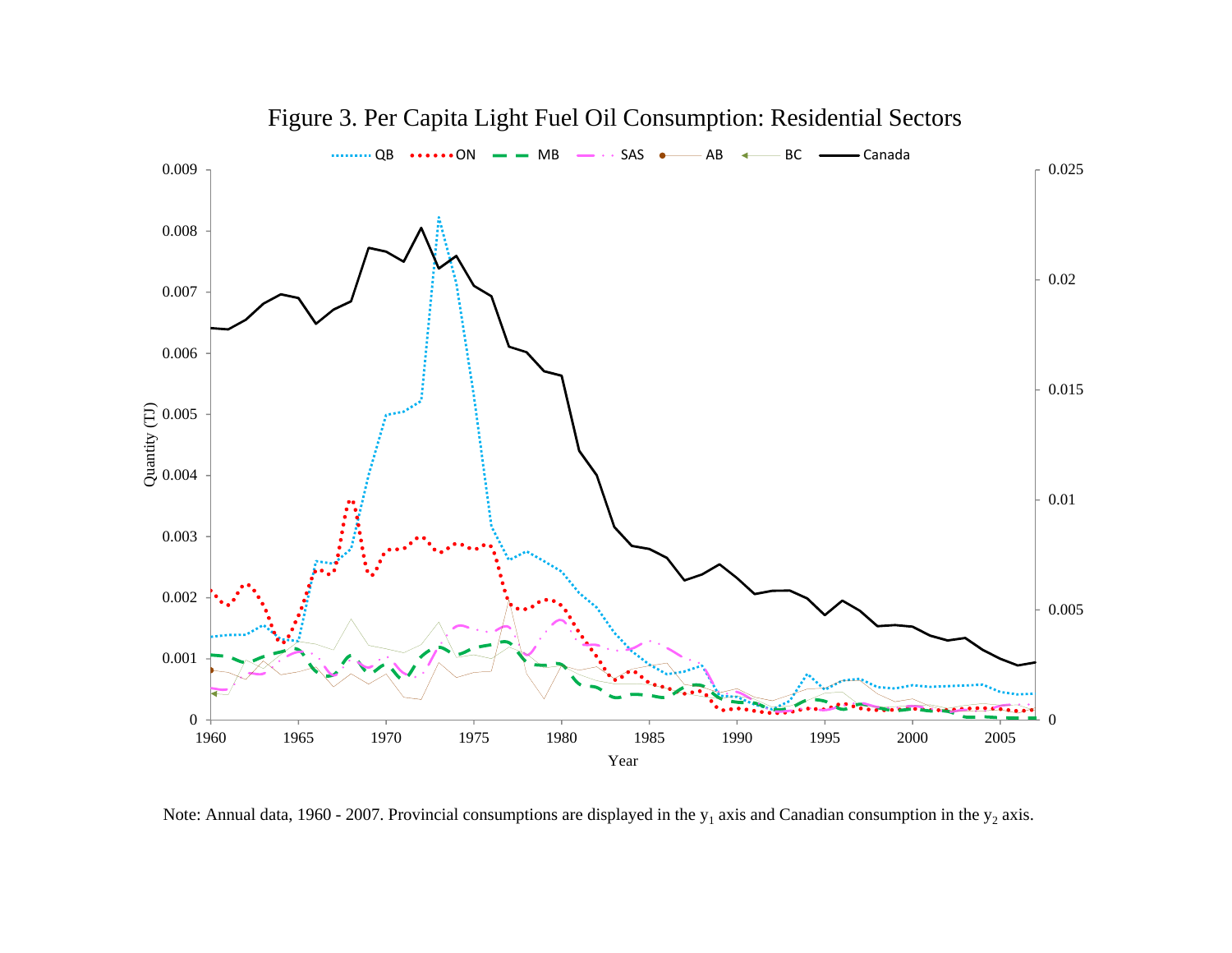Figure 3. Per Capita Light Fuel Oil Consumption: Residential Sectors

QB ON MB SAS AB BC Canada

Quantity (TJ)

0.009
0.008
0.007
0.006
0.005
0.004
0.003
0.002
0.001
0

0.025
0.02
0.015
0.01
0.005
0

1960 1965 1970 1975 1980 1985 1990 1995 2000 2005

Year

Note: Annual data, 1960 - 2007. Provincial consumptions are displayed in the $y_1$ axis and Canadian consumption in the $y_2$ axis.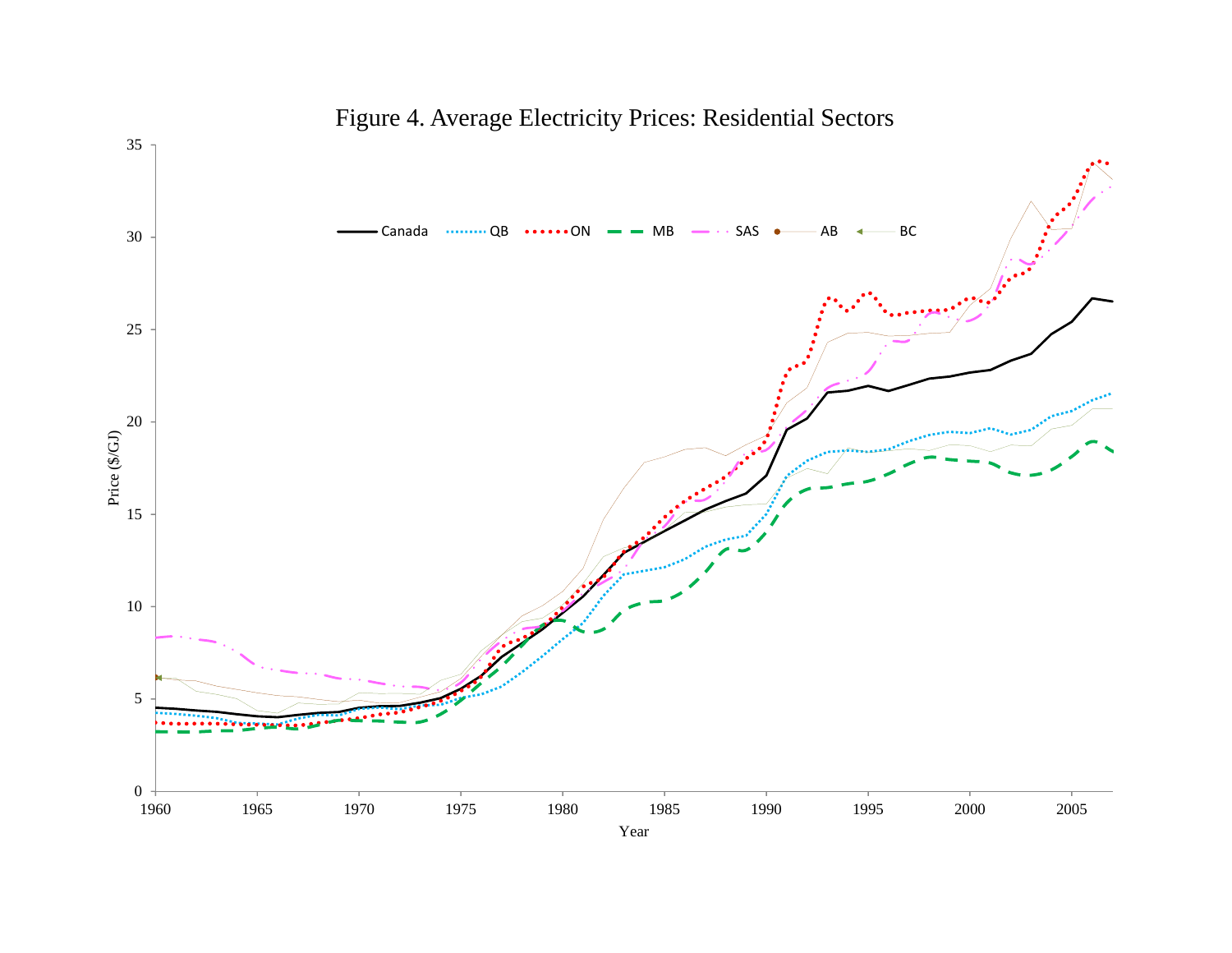Figure 4. Average Electricity Prices: Residential Sectors

Canada
QB
ON
MB
SAS
AB
BC

Price ($/GJ)

0
5
10
15
20
25
30
35

1960
1965
1970
1975
1980
1985
1990
1995
2000
2005

Year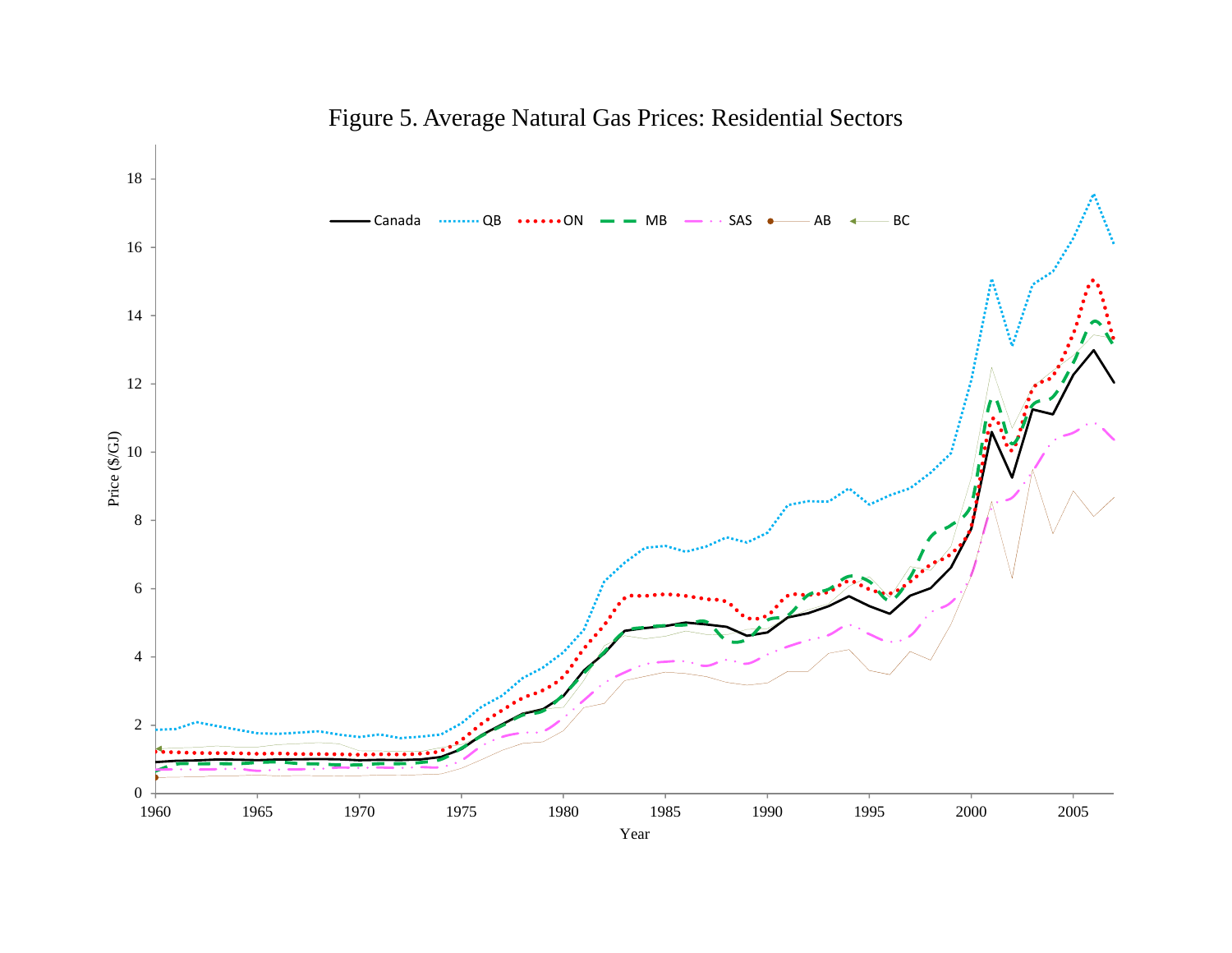Figure 5. Average Natural Gas Prices: Residential Sectors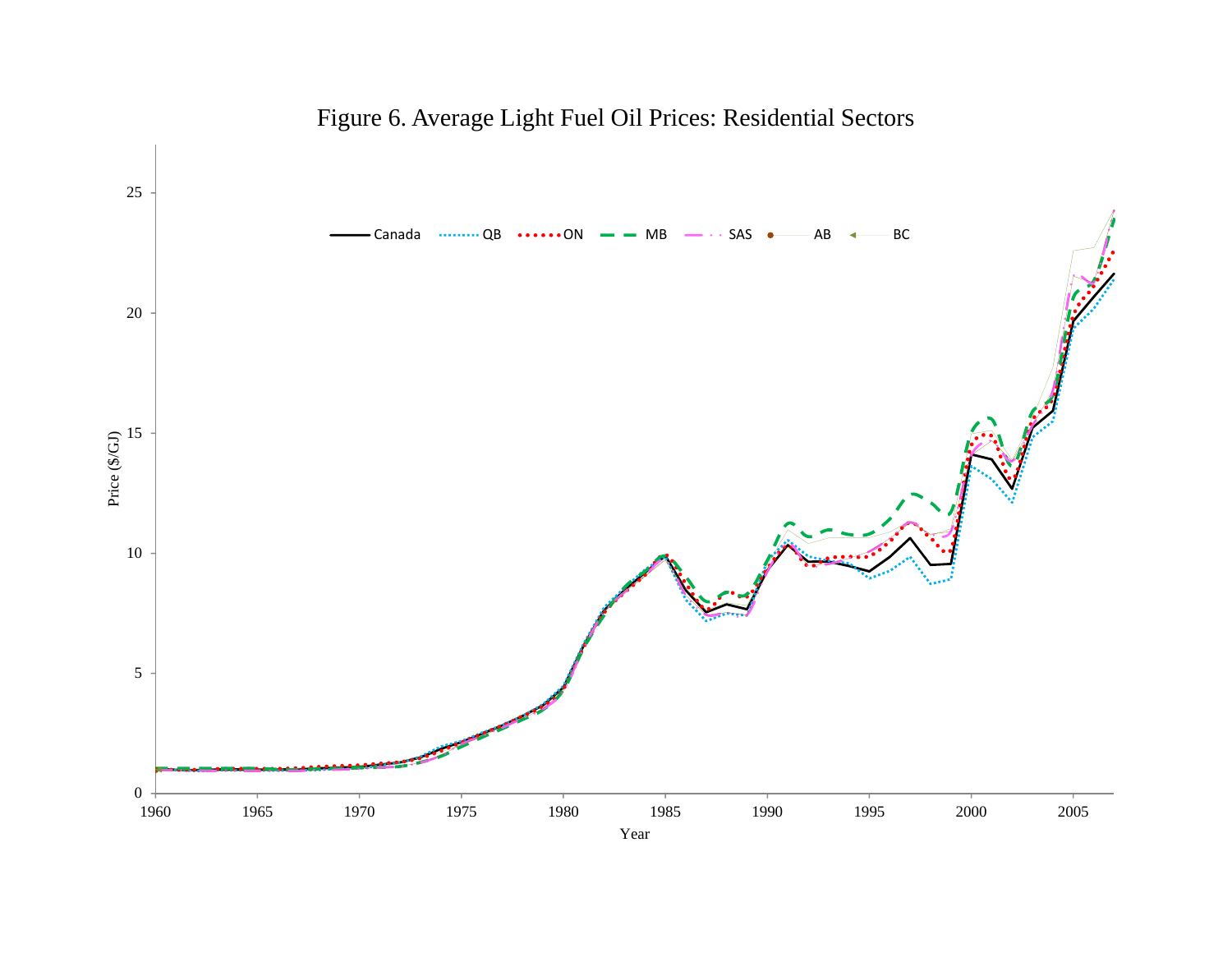Figure 6. Average Light Fuel Oil Prices: Residential Sectors

Canada
QB
ON
MB
SAS
AB
BC

Price ($/GJ)

25
20
15
10
5
0

1960
1965
1970
1975
1980
1985
1990
1995
2000
2005

Year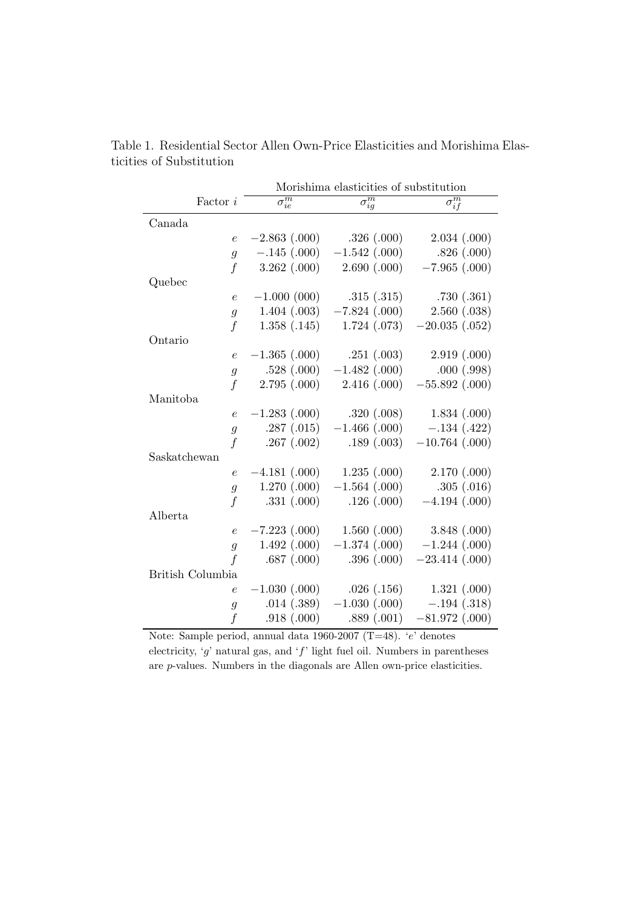Table 1. Residential Sector Allen Own-Price Elasticities and Morishima Elasticities of Substitution

| | Morishima elasticities of substitution | | |
|---|---|---|---|
| Factor $i$ | $\sigma^m_{ie}$ | $\sigma^m_{ig}$ | $\sigma^m_{if}$ |
| Canada | | | |
| $e$ | $-2.863$ (.000) | .326 (.000) | 2.034 (.000) |
| $g$ | $-.145$ (.000) | $-1.542$ (.000) | .826 (.000) |
| $f$ | 3.262 (.000) | 2.690 (.000) | $-7.965$ (.000) |
| Quebec | | | |
| $e$ | $-1.000$ (000) | .315 (.315) | .730 (.361) |
| $g$ | 1.404 (.003) | $-7.824$ (.000) | 2.560 (.038) |
| $f$ | 1.358 (.145) | 1.724 (.073) | $-20.035$ (.052) |
| Ontario | | | |
| $e$ | $-1.365$ (.000) | .251 (.003) | 2.919 (.000) |
| $g$ | .528 (.000) | $-1.482$ (.000) | .000 (.998) |
| $f$ | 2.795 (.000) | 2.416 (.000) | $-55.892$ (.000) |
| Manitoba | | | |
| $e$ | $-1.283$ (.000) | .320 (.008) | 1.834 (.000) |
| $g$ | .287 (.015) | $-1.466$ (.000) | $-.134$ (.422) |
| $f$ | .267 (.002) | .189 (.003) | $-10.764$ (.000) |
| Saskatchewan | | | |
| $e$ | $-4.181$ (.000) | 1.235 (.000) | 2.170 (.000) |
| $g$ | 1.270 (.000) | $-1.564$ (.000) | .305 (.016) |
| $f$ | .331 (.000) | .126 (.000) | $-4.194$ (.000) |
| Alberta | | | |
| $e$ | $-7.223$ (.000) | 1.560 (.000) | 3.848 (.000) |
| $g$ | 1.492 (.000) | $-1.374$ (.000) | $-1.244$ (.000) |
| $f$ | .687 (.000) | .396 (.000) | $-23.414$ (.000) |
| British Columbia | | | |
| $e$ | $-1.030$ (.000) | .026 (.156) | 1.321 (.000) |
| $g$ | .014 (.389) | $-1.030$ (.000) | $-.194$ (.318) |
| $f$ | .918 (.000) | .889 (.001) | $-81.972$ (.000) |

Note: Sample period, annual data 1960-2007 (T=48). '$e$' denotes electricity, '$g$' natural gas, and '$f$' light fuel oil. Numbers in parentheses are $p$-values. Numbers in the diagonals are Allen own-price elasticities.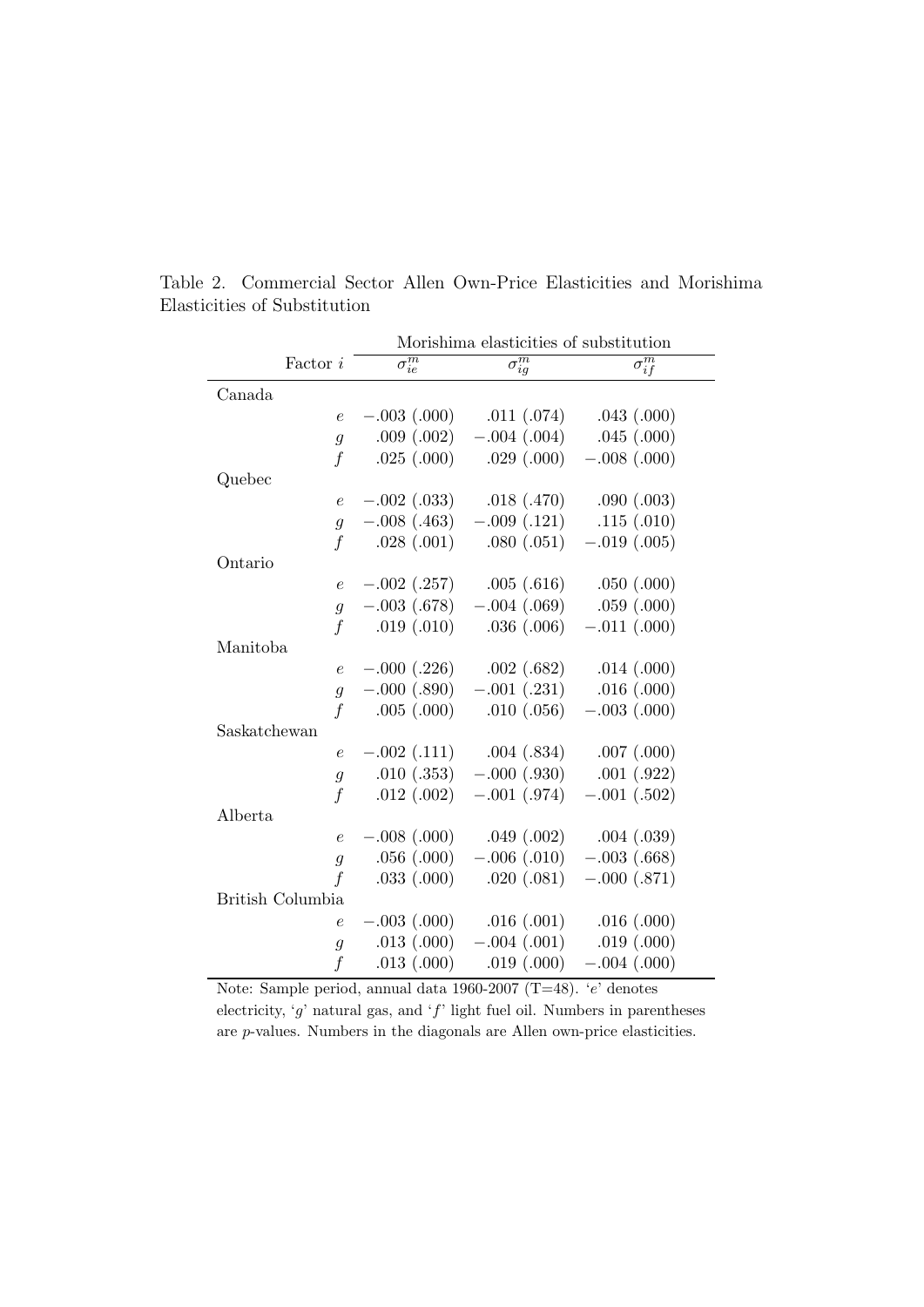Table 2. Commercial Sector Allen Own-Price Elasticities and Morishima Elasticities of Substitution

| Factor $i$ | Morishima elasticities of substitution | | |
|---|---|---|---|
| | $\sigma^m_{ie}$ | $\sigma^m_{ig}$ | $\sigma^m_{if}$ |
| Canada | | | |
| $e$ | $-.003$ (.000) | .011 (.074) | .043 (.000) |
| $g$ | .009 (.002) | $-.004$ (.004) | .045 (.000) |
| $f$ | .025 (.000) | .029 (.000) | $-.008$ (.000) |
| Quebec | | | |
| $e$ | $-.002$ (.033) | .018 (.470) | .090 (.003) |
| $g$ | $-.008$ (.463) | $-.009$ (.121) | .115 (.010) |
| $f$ | .028 (.001) | .080 (.051) | $-.019$ (.005) |
| Ontario | | | |
| $e$ | $-.002$ (.257) | .005 (.616) | .050 (.000) |
| $g$ | $-.003$ (.678) | $-.004$ (.069) | .059 (.000) |
| $f$ | .019 (.010) | .036 (.006) | $-.011$ (.000) |
| Manitoba | | | |
| $e$ | $-.000$ (.226) | .002 (.682) | .014 (.000) |
| $g$ | $-.000$ (.890) | $-.001$ (.231) | .016 (.000) |
| $f$ | .005 (.000) | .010 (.056) | $-.003$ (.000) |
| Saskatchewan | | | |
| $e$ | $-.002$ (.111) | .004 (.834) | .007 (.000) |
| $g$ | .010 (.353) | $-.000$ (.930) | .001 (.922) |
| $f$ | .012 (.002) | $-.001$ (.974) | $-.001$ (.502) |
| Alberta | | | |
| $e$ | $-.008$ (.000) | .049 (.002) | .004 (.039) |
| $g$ | .056 (.000) | $-.006$ (.010) | $-.003$ (.668) |
| $f$ | .033 (.000) | .020 (.081) | $-.000$ (.871) |
| British Columbia | | | |
| $e$ | $-.003$ (.000) | .016 (.001) | .016 (.000) |
| $g$ | .013 (.000) | $-.004$ (.001) | .019 (.000) |
| $f$ | .013 (.000) | .019 (.000) | $-.004$ (.000) |

Note: Sample period, annual data 1960-2007 (T=48). '$e$' denotes electricity, '$g$' natural gas, and '$f$' light fuel oil. Numbers in parentheses are $p$-values. Numbers in the diagonals are Allen own-price elasticities.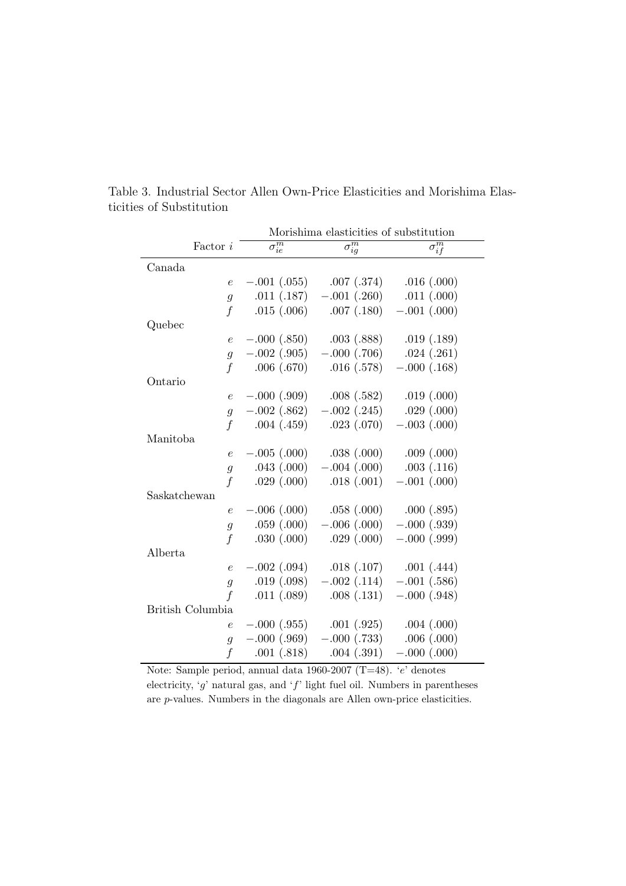Table 3. Industrial Sector Allen Own-Price Elasticities and Morishima Elasticities of Substitution

| | Morishima elasticities of substitution | | |
|---|---|---|---|
| Factor $i$ | $\sigma_{ie}^{m}$ | $\sigma_{ig}^{m}$ | $\sigma_{if}^{m}$ |
| Canada | | | |
| $e$ | $-.001$ (.055) | .007 (.374) | .016 (.000) |
| $g$ | .011 (.187) | $-.001$ (.260) | .011 (.000) |
| $f$ | .015 (.006) | .007 (.180) | $-.001$ (.000) |
| Quebec | | | |
| $e$ | $-.000$ (.850) | .003 (.888) | .019 (.189) |
| $g$ | $-.002$ (.905) | $-.000$ (.706) | .024 (.261) |
| $f$ | .006 (.670) | .016 (.578) | $-.000$ (.168) |
| Ontario | | | |
| $e$ | $-.000$ (.909) | .008 (.582) | .019 (.000) |
| $g$ | $-.002$ (.862) | $-.002$ (.245) | .029 (.000) |
| $f$ | .004 (.459) | .023 (.070) | $-.003$ (.000) |
| Manitoba | | | |
| $e$ | $-.005$ (.000) | .038 (.000) | .009 (.000) |
| $g$ | .043 (.000) | $-.004$ (.000) | .003 (.116) |
| $f$ | .029 (.000) | .018 (.001) | $-.001$ (.000) |
| Saskatchewan | | | |
| $e$ | $-.006$ (.000) | .058 (.000) | .000 (.895) |
| $g$ | .059 (.000) | $-.006$ (.000) | $-.000$ (.939) |
| $f$ | .030 (.000) | .029 (.000) | $-.000$ (.999) |
| Alberta | | | |
| $e$ | $-.002$ (.094) | .018 (.107) | .001 (.444) |
| $g$ | .019 (.098) | $-.002$ (.114) | $-.001$ (.586) |
| $f$ | .011 (.089) | .008 (.131) | $-.000$ (.948) |
| British Columbia | | | |
| $e$ | $-.000$ (.955) | .001 (.925) | .004 (.000) |
| $g$ | $-.000$ (.969) | $-.000$ (.733) | .006 (.000) |
| $f$ | .001 (.818) | .004 (.391) | $-.000$ (.000) |

Note: Sample period, annual data 1960-2007 (T=48). '$e$' denotes electricity, '$g$' natural gas, and '$f$' light fuel oil. Numbers in parentheses are $p$-values. Numbers in the diagonals are Allen own-price elasticities.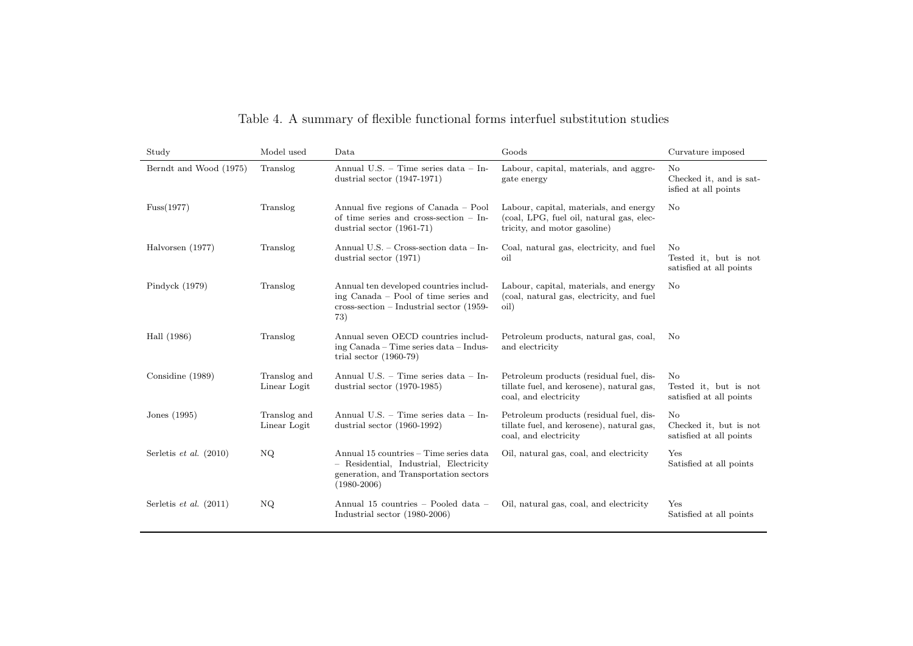Table 4. A summary of flexible functional forms interfuel substitution studies

| Study | Model used | Data | Goods | Curvature imposed |
|---|---|---|---|---|
| Berndt and Wood (1975) | Translog | Annual U.S. – Time series data – Industrial sector (1947-1971) | Labour, capital, materials, and aggregate energy | No<br>Checked it, and is satisfied at all points |
| Fuss(1977) | Translog | Annual five regions of Canada – Pool of time series and cross-section – Industrial sector (1961-71) | Labour, capital, materials, and energy (coal, LPG, fuel oil, natural gas, electricity, and motor gasoline) | No |
| Halvorsen (1977) | Translog | Annual U.S. – Cross-section data – Industrial sector (1971) | Coal, natural gas, electricity, and fuel oil | No<br>Tested it, but is not satisfied at all points |
| Pindyck (1979) | Translog | Annual ten developed countries including Canada – Pool of time series and cross-section – Industrial sector (1959-73) | Labour, capital, materials, and energy (coal, natural gas, electricity, and fuel oil) | No |
| Hall (1986) | Translog | Annual seven OECD countries including Canada – Time series data – Industrial sector (1960-79) | Petroleum products, natural gas, coal, and electricity | No |
| Considine (1989) | Translog and Linear Logit | Annual U.S. – Time series data – Industrial sector (1970-1985) | Petroleum products (residual fuel, distillate fuel, and kerosene), natural gas, coal, and electricity | No<br>Tested it, but is not satisfied at all points |
| Jones (1995) | Translog and Linear Logit | Annual U.S. – Time series data – Industrial sector (1960-1992) | Petroleum products (residual fuel, distillate fuel, and kerosene), natural gas, coal, and electricity | No<br>Checked it, but is not satisfied at all points |
| Serletis *et al.* (2010) | NQ | Annual 15 countries – Time series data – Residential, Industrial, Electricity generation, and Transportation sectors (1980-2006) | Oil, natural gas, coal, and electricity | Yes<br>Satisfied at all points |
| Serletis *et al.* (2011) | NQ | Annual 15 countries – Pooled data – Industrial sector (1980-2006) | Oil, natural gas, coal, and electricity | Yes<br>Satisfied at all points |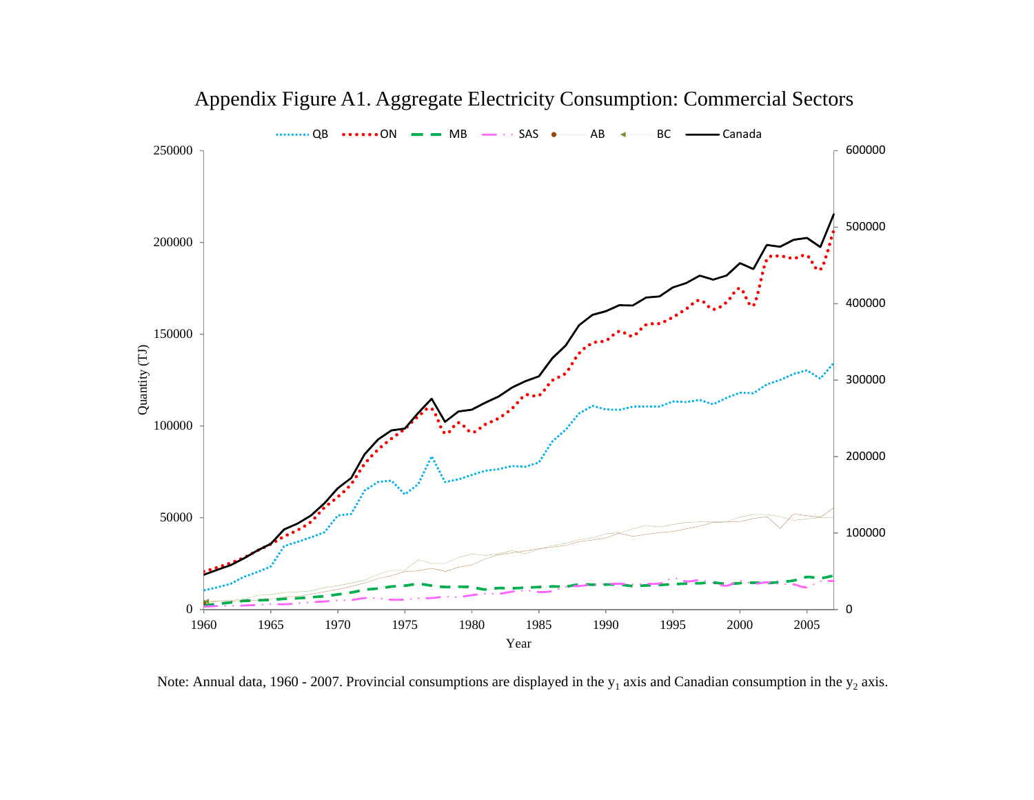Appendix Figure A1. Aggregate Electricity Consumption: Commercial Sectors

QB
ON
MB
SAS
AB
BC
Canada

Quantity (TJ)

0
50000
100000
150000
200000
250000

0
100000
200000
300000
400000
500000
600000

1960
1965
1970
1975
1980
1985
1990
1995
2000
2005

Year

Note: Annual data, 1960 - 2007. Provincial consumptions are displayed in the $y_1$ axis and Canadian consumption in the $y_2$ axis.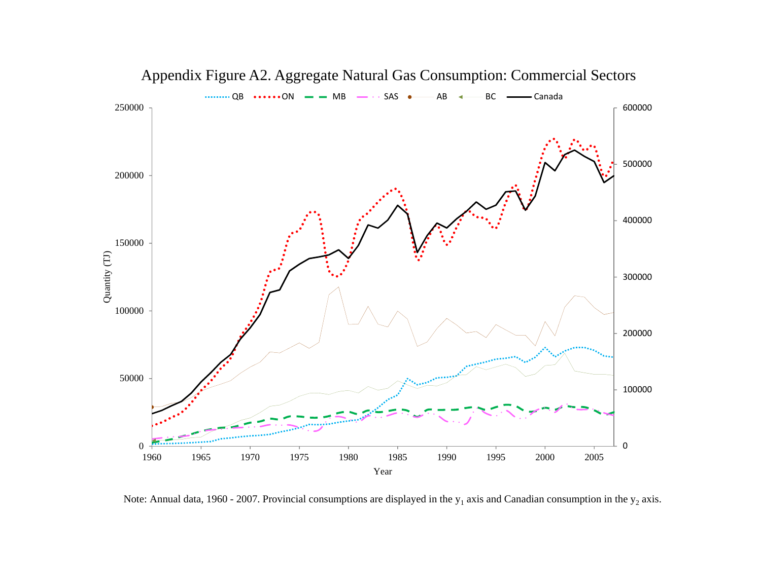Appendix Figure A2. Aggregate Natural Gas Consumption: Commercial Sectors

QB ON MB SAS AB BC Canada

250000
200000
150000
100000
50000
0

Quantity (TJ)

600000
500000
400000
300000
200000
100000
0

1960 1965 1970 1975 1980 1985 1990 1995 2000 2005

Year

Note: Annual data, 1960 - 2007. Provincial consumptions are displayed in the $y_1$ axis and Canadian consumption in the $y_2$ axis.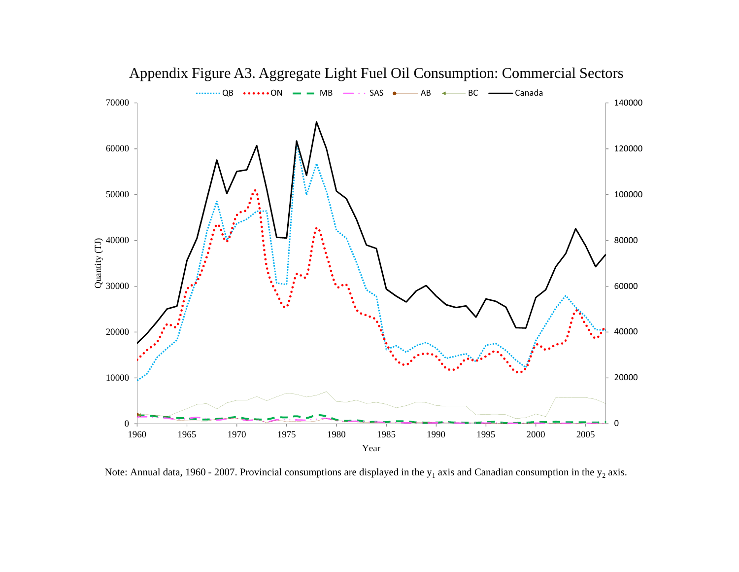Appendix Figure A3. Aggregate Light Fuel Oil Consumption: Commercial Sectors

QB
ON
MB
SAS
AB
BC
Canada

Quantity (TJ)

70000
60000
50000
40000
30000
20000
10000
0

140000
120000
100000
80000
60000
40000
20000
0

1960
1965
1970
1975
1980
1985
1990
1995
2000
2005

Year

Note: Annual data, 1960 - 2007. Provincial consumptions are displayed in the $y_1$ axis and Canadian consumption in the $y_2$ axis.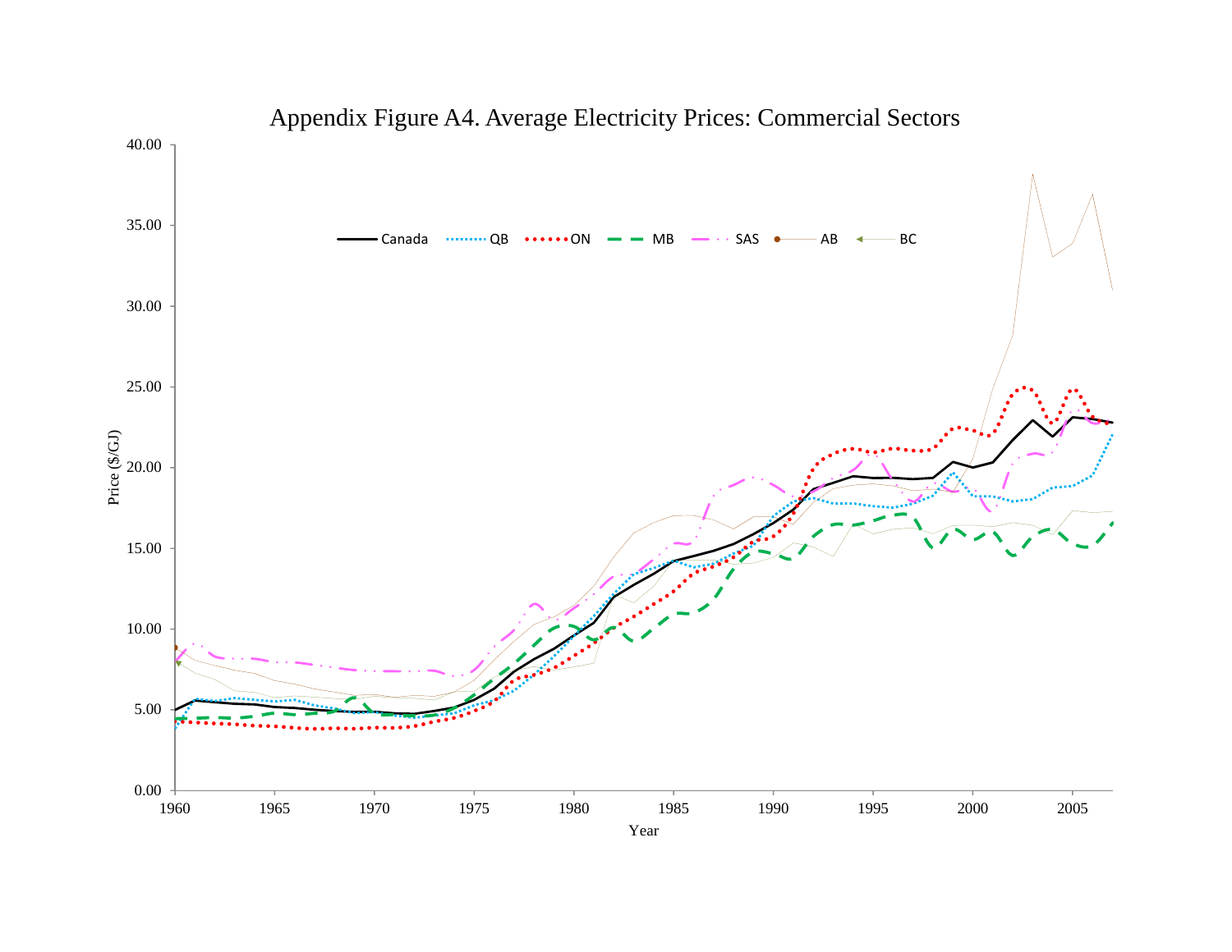Appendix Figure A4. Average Electricity Prices: Commercial Sectors

Canada
QB
ON
MB
SAS
AB
BC

Price ($/GJ)

40.00
35.00
30.00
25.00
20.00
15.00
10.00
5.00
0.00

1960
1965
1970
1975
1980
1985
1990
1995
2000
2005

Year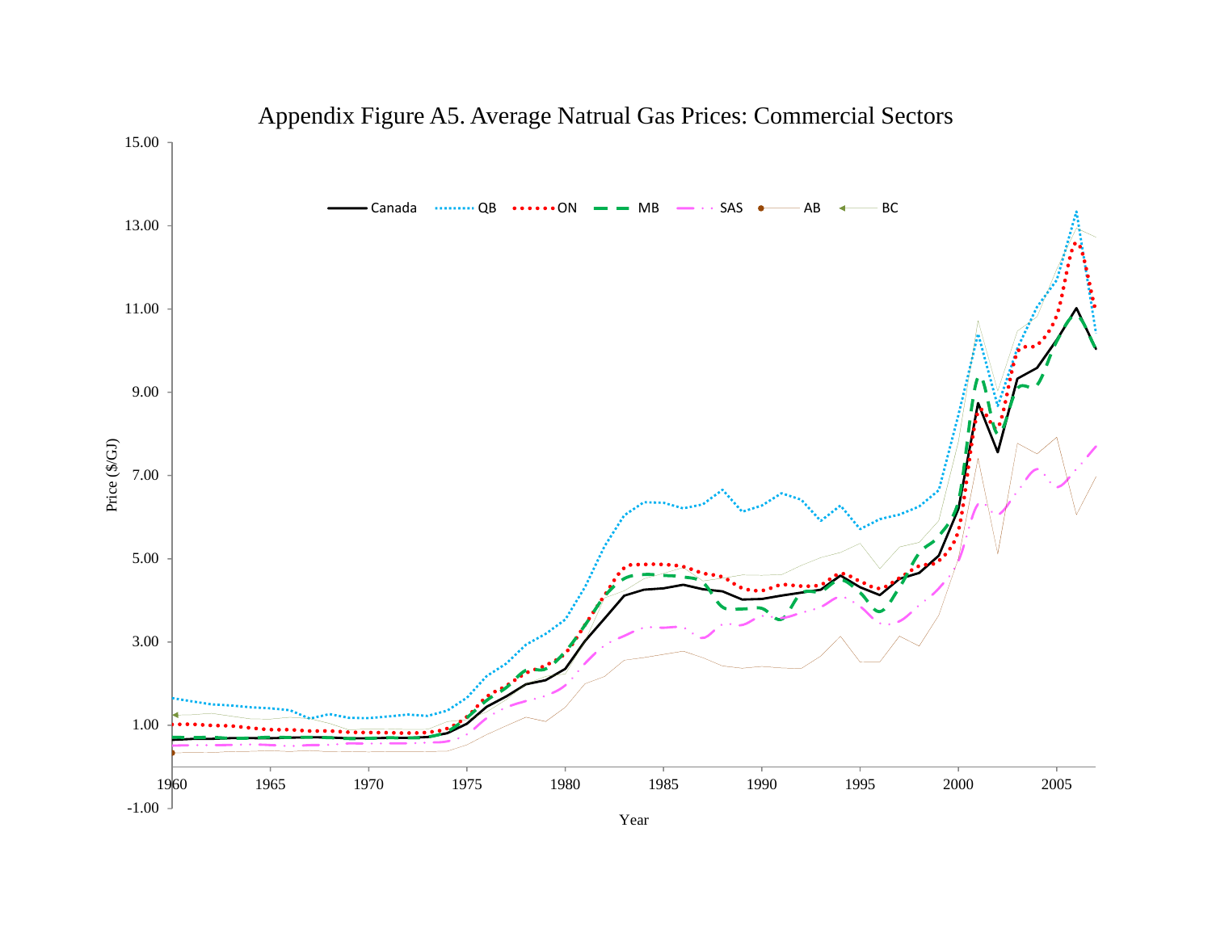Appendix Figure A5. Average Natrual Gas Prices: Commercial Sectors

Canada
QB
ON
MB
SAS
AB
BC

Price ($/GJ)

15.00
13.00
11.00
9.00
7.00
5.00
3.00
1.00
-1.00

1960
1965
1970
1975
1980
1985
1990
1995
2000
2005

Year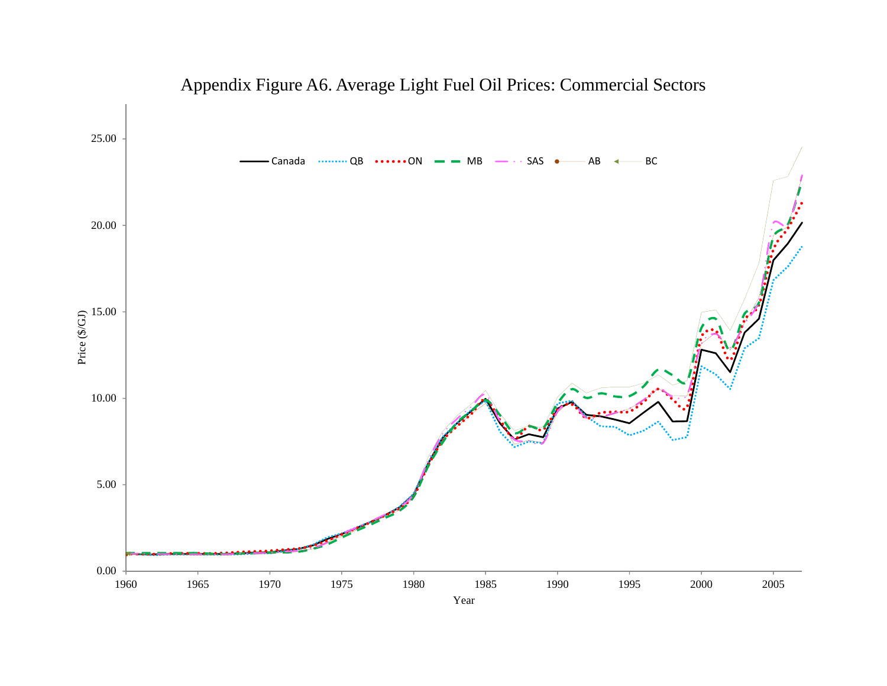Appendix Figure A6. Average Light Fuel Oil Prices: Commercial Sectors

Canada
QB
ON
MB
SAS
AB
BC

Price ($/GJ)

25.00
20.00
15.00
10.00
5.00
0.00

1960
1965
1970
1975
1980
1985
1990
1995
2000
2005

Year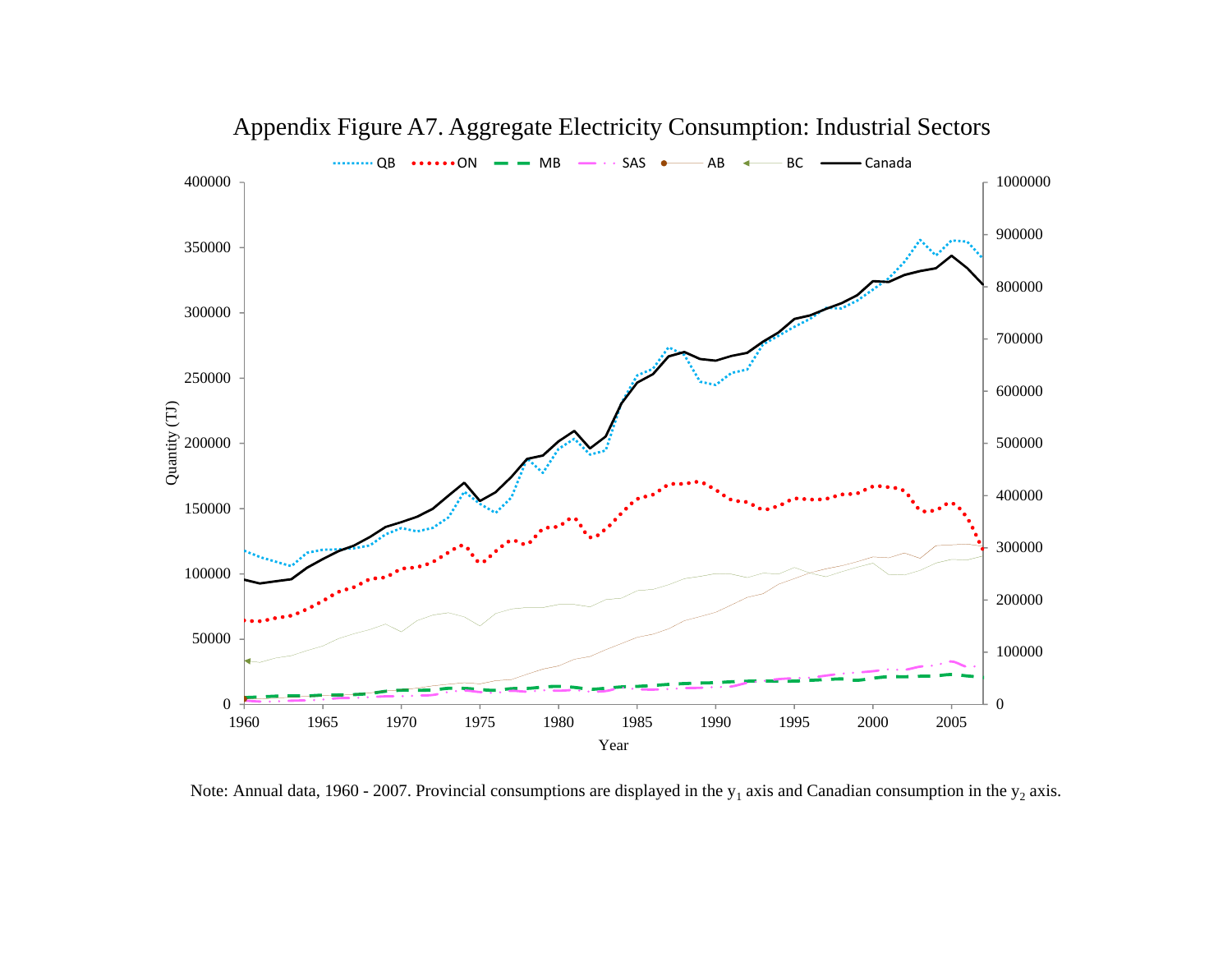Appendix Figure A7. Aggregate Electricity Consumption: Industrial Sectors

Note: Annual data, 1960 - 2007. Provincial consumptions are displayed in the $y_1$ axis and Canadian consumption in the $y_2$ axis.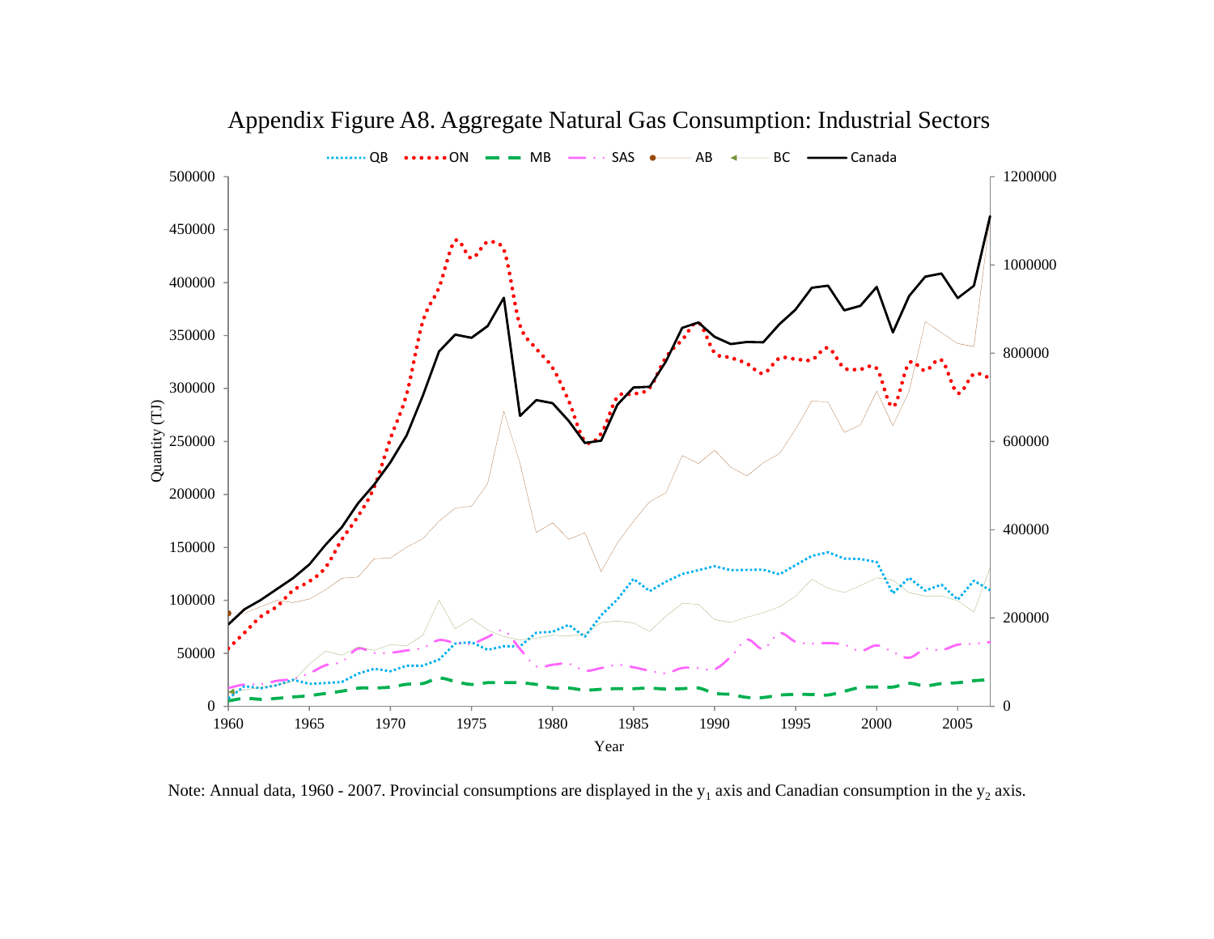Appendix Figure A8. Aggregate Natural Gas Consumption: Industrial Sectors

QB ON MB SAS AB BC Canada

Quantity (TJ)

500000
450000
400000
350000
300000
250000
200000
150000
100000
50000
0

1200000
1000000
800000
600000
400000
200000
0

1960 1965 1970 1975 1980 1985 1990 1995 2000 2005

Year

Note: Annual data, 1960 - 2007. Provincial consumptions are displayed in the $y_1$ axis and Canadian consumption in the $y_2$ axis.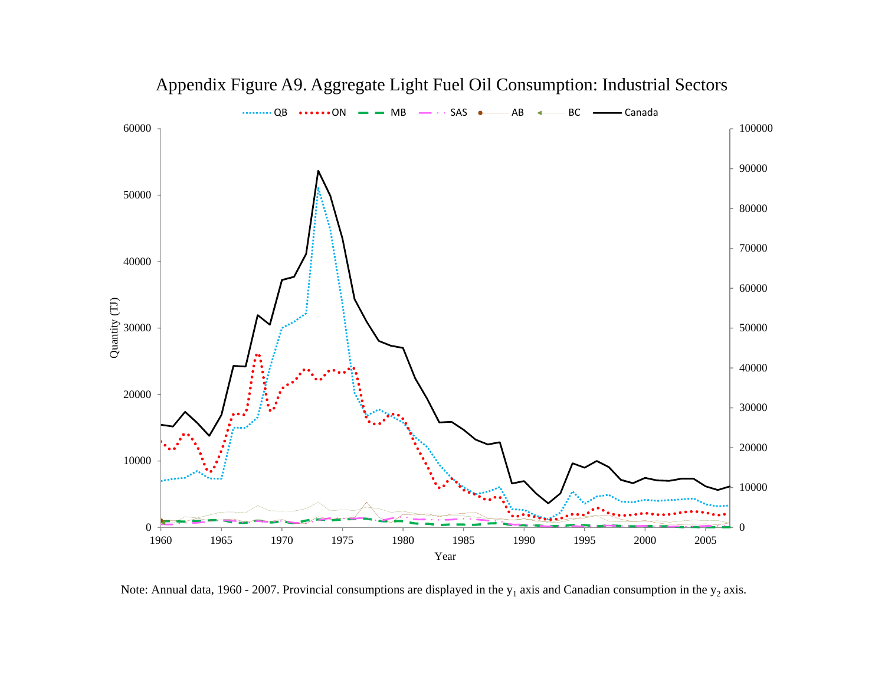# Appendix Figure A9. Aggregate Light Fuel Oil Consumption: Industrial Sectors

QB ON MB SAS AB BC Canada

Quantity (TJ)

60000
50000
40000
30000
20000
10000
0

100000
90000
80000
70000
60000
50000
40000
30000
20000
10000
0

1960 1965 1970 1975 1980 1985 1990 1995 2000 2005

Year

Note: Annual data, 1960 - 2007. Provincial consumptions are displayed in the $y_1$ axis and Canadian consumption in the $y_2$ axis.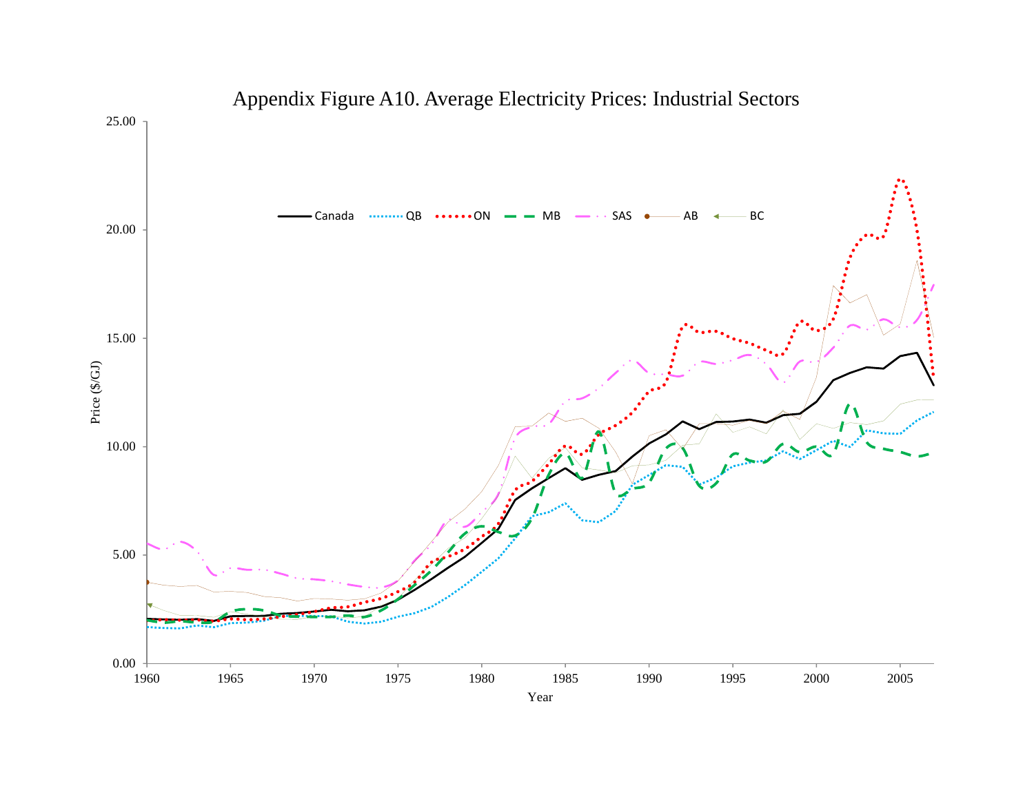Appendix Figure A10. Average Electricity Prices: Industrial Sectors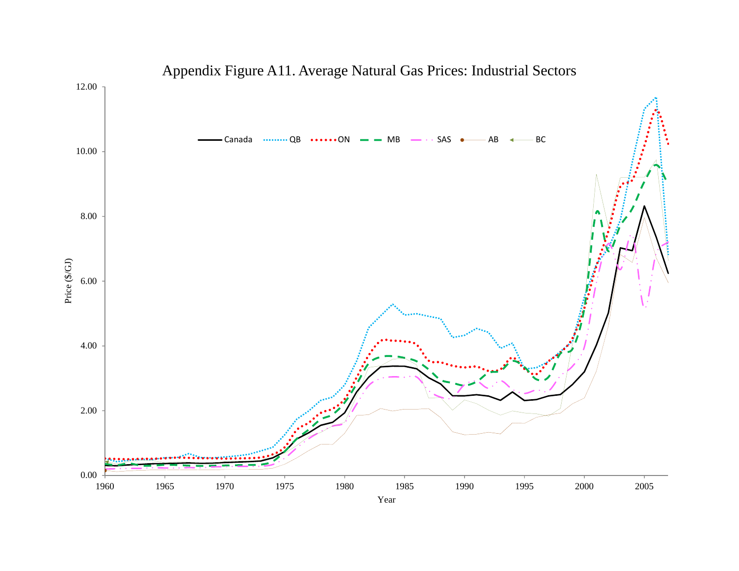Appendix Figure A11. Average Natural Gas Prices: Industrial Sectors

Canada
QB
ON
MB
SAS
AB
BC

12.00
10.00
8.00
6.00
4.00
2.00
0.00

Price ($/GJ)

1960
1965
1970
1975
1980
1985
1990
1995
2000
2005

Year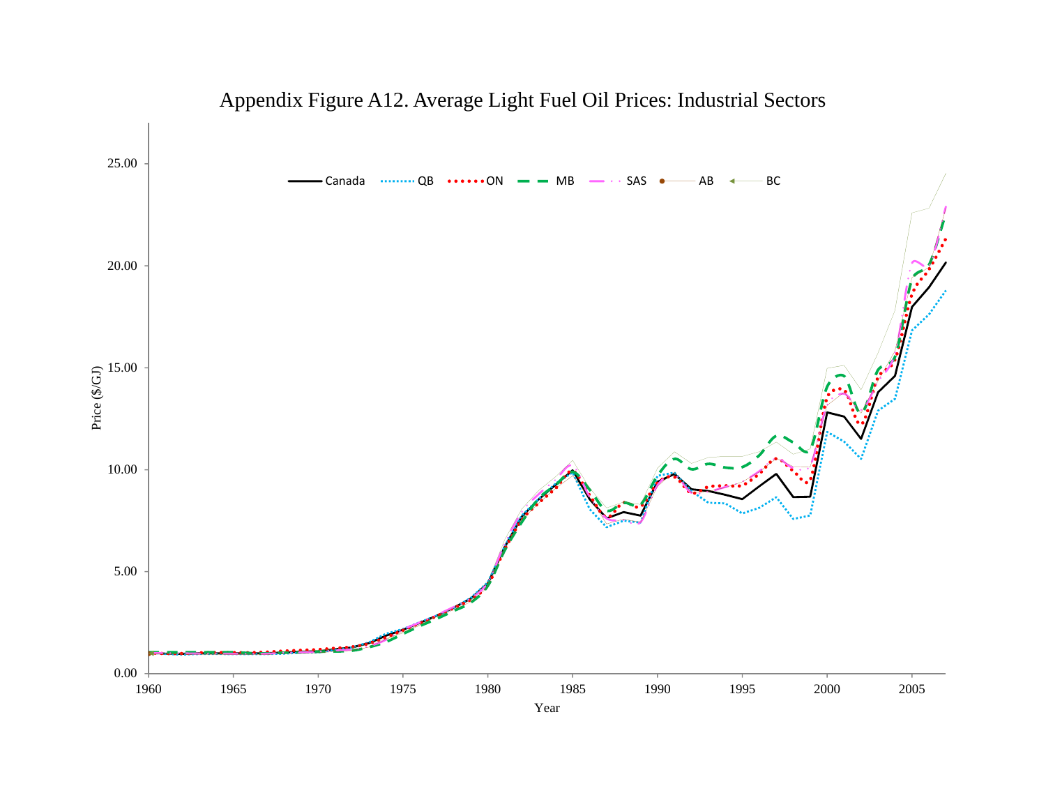Appendix Figure A12. Average Light Fuel Oil Prices: Industrial Sectors

Canada
QB
ON
MB
SAS
AB
BC

Price ($/GJ)

25.00
20.00
15.00
10.00
5.00
0.00

1960
1965
1970
1975
1980
1985
1990
1995
2000
2005

Year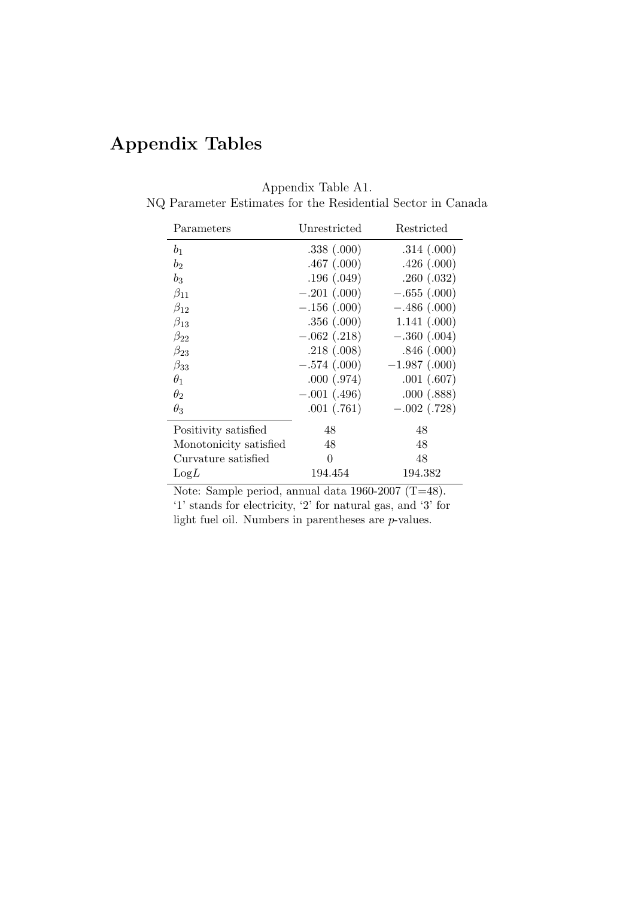# Appendix Tables

Appendix Table A1.
NQ Parameter Estimates for the Residential Sector in Canada

| Parameters | Unrestricted | Restricted |
|---|---|---|
| $b_1$ | .338 (.000) | .314 (.000) |
| $b_2$ | .467 (.000) | .426 (.000) |
| $b_3$ | .196 (.049) | .260 (.032) |
| $\beta_{11}$ | $-.201$ (.000) | $-.655$ (.000) |
| $\beta_{12}$ | $-.156$ (.000) | $-.486$ (.000) |
| $\beta_{13}$ | .356 (.000) | 1.141 (.000) |
| $\beta_{22}$ | $-.062$ (.218) | $-.360$ (.004) |
| $\beta_{23}$ | .218 (.008) | .846 (.000) |
| $\beta_{33}$ | $-.574$ (.000) | $-1.987$ (.000) |
| $\theta_1$ | .000 (.974) | .001 (.607) |
| $\theta_2$ | $-.001$ (.496) | .000 (.888) |
| $\theta_3$ | .001 (.761) | $-.002$ (.728) |
| Positivity satisfied | 48 | 48 |
| Monotonicity satisfied | 48 | 48 |
| Curvature satisfied | 0 | 48 |
| Log$L$ | 194.454 | 194.382 |

Note: Sample period, annual data 1960-2007 (T=48). '1' stands for electricity, '2' for natural gas, and '3' for light fuel oil. Numbers in parentheses are $p$-values.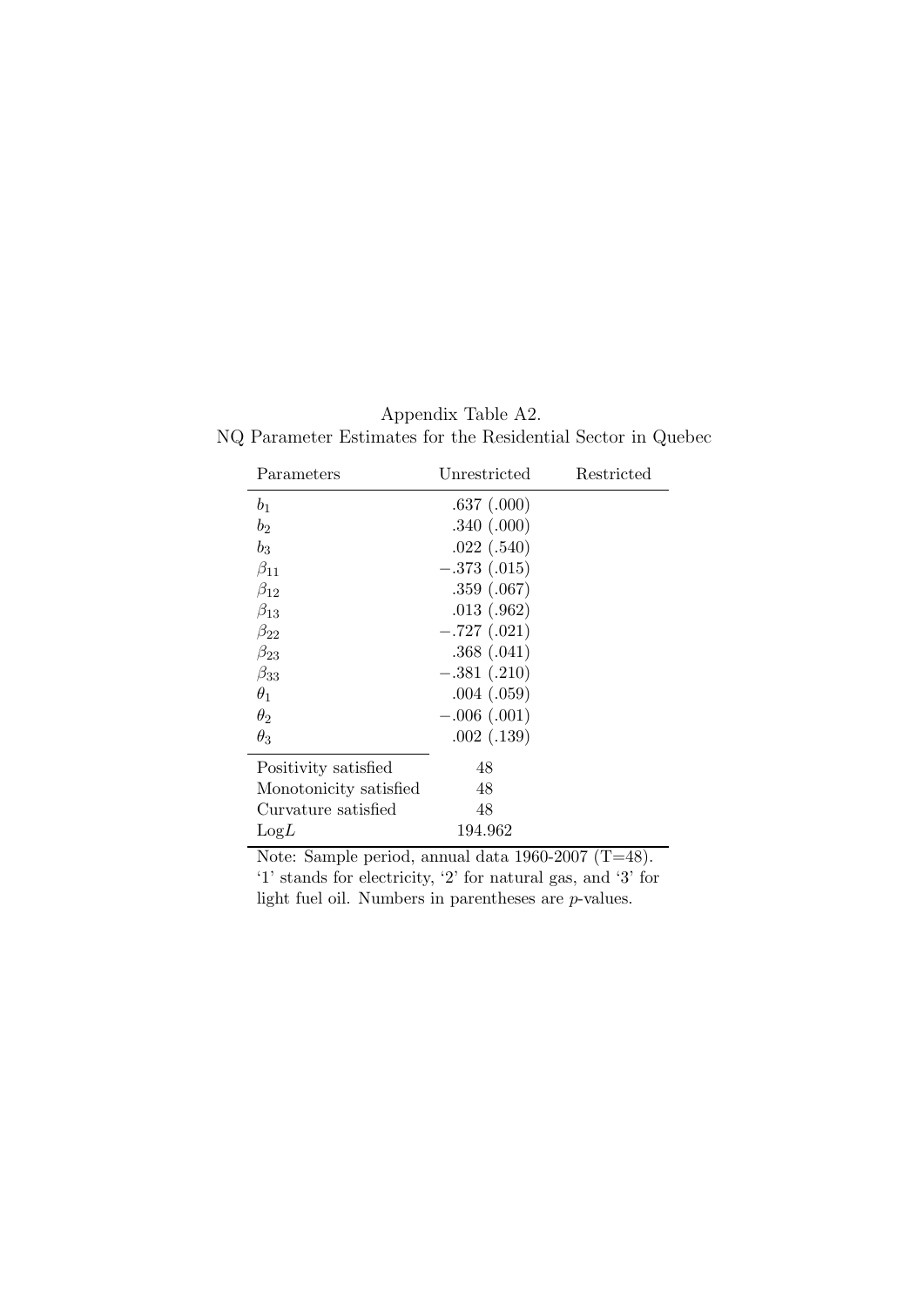Appendix Table A2.
NQ Parameter Estimates for the Residential Sector in Quebec

| Parameters | Unrestricted | Restricted |
|---|---|---|
| $b_1$ | .637 (.000) | |
| $b_2$ | .340 (.000) | |
| $b_3$ | .022 (.540) | |
| $\beta_{11}$ | $-.373$ (.015) | |
| $\beta_{12}$ | .359 (.067) | |
| $\beta_{13}$ | .013 (.962) | |
| $\beta_{22}$ | $-.727$ (.021) | |
| $\beta_{23}$ | .368 (.041) | |
| $\beta_{33}$ | $-.381$ (.210) | |
| $\theta_1$ | .004 (.059) | |
| $\theta_2$ | $-.006$ (.001) | |
| $\theta_3$ | .002 (.139) | |
| Positivity satisfied | 48 | |
| Monotonicity satisfied | 48 | |
| Curvature satisfied | 48 | |
| Log$L$ | 194.962 | |

Note: Sample period, annual data 1960-2007 (T=48). '1' stands for electricity, '2' for natural gas, and '3' for light fuel oil. Numbers in parentheses are $p$-values.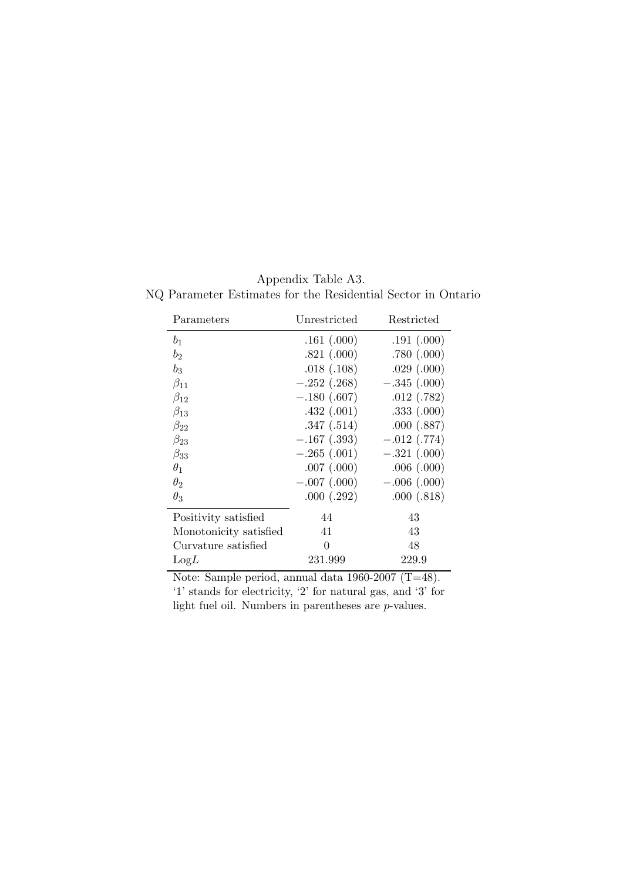Appendix Table A3.
NQ Parameter Estimates for the Residential Sector in Ontario

| Parameters | Unrestricted | Restricted |
|---|---|---|
| $b_1$ | .161 (.000) | .191 (.000) |
| $b_2$ | .821 (.000) | .780 (.000) |
| $b_3$ | .018 (.108) | .029 (.000) |
| $\beta_{11}$ | −.252 (.268) | −.345 (.000) |
| $\beta_{12}$ | −.180 (.607) | .012 (.782) |
| $\beta_{13}$ | .432 (.001) | .333 (.000) |
| $\beta_{22}$ | .347 (.514) | .000 (.887) |
| $\beta_{23}$ | −.167 (.393) | −.012 (.774) |
| $\beta_{33}$ | −.265 (.001) | −.321 (.000) |
| $\theta_1$ | .007 (.000) | .006 (.000) |
| $\theta_2$ | −.007 (.000) | −.006 (.000) |
| $\theta_3$ | .000 (.292) | .000 (.818) |
| Positivity satisfied | 44 | 43 |
| Monotonicity satisfied | 41 | 43 |
| Curvature satisfied | 0 | 48 |
| Log$L$ | 231.999 | 229.9 |

Note: Sample period, annual data 1960-2007 (T=48). '1' stands for electricity, '2' for natural gas, and '3' for light fuel oil. Numbers in parentheses are $p$-values.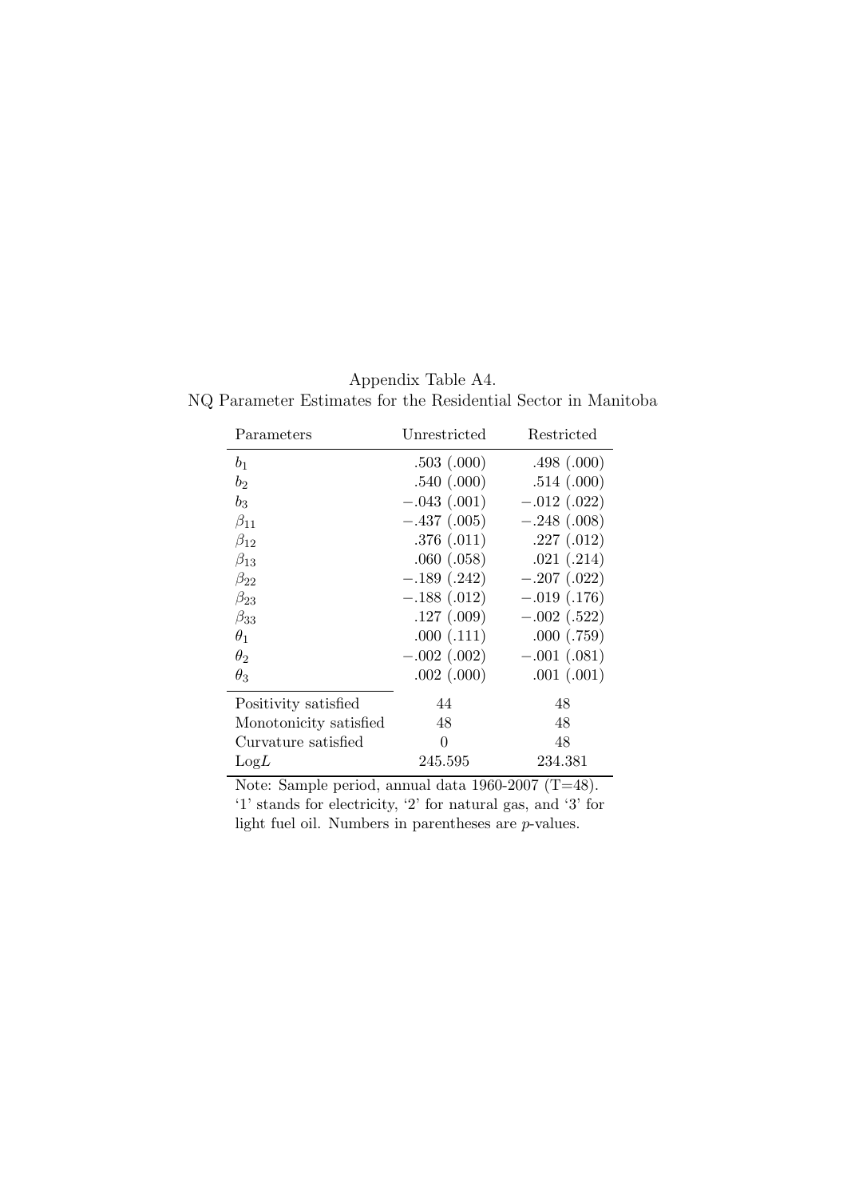Appendix Table A4.
NQ Parameter Estimates for the Residential Sector in Manitoba

| Parameters | Unrestricted | Restricted |
|---|---|---|
| $b_1$ | .503 (.000) | .498 (.000) |
| $b_2$ | .540 (.000) | .514 (.000) |
| $b_3$ | $-.043$ (.001) | $-.012$ (.022) |
| $\beta_{11}$ | $-.437$ (.005) | $-.248$ (.008) |
| $\beta_{12}$ | .376 (.011) | .227 (.012) |
| $\beta_{13}$ | .060 (.058) | .021 (.214) |
| $\beta_{22}$ | $-.189$ (.242) | $-.207$ (.022) |
| $\beta_{23}$ | $-.188$ (.012) | $-.019$ (.176) |
| $\beta_{33}$ | .127 (.009) | $-.002$ (.522) |
| $\theta_1$ | .000 (.111) | .000 (.759) |
| $\theta_2$ | $-.002$ (.002) | $-.001$ (.081) |
| $\theta_3$ | .002 (.000) | .001 (.001) |
| Positivity satisfied | 44 | 48 |
| Monotonicity satisfied | 48 | 48 |
| Curvature satisfied | 0 | 48 |
| Log$L$ | 245.595 | 234.381 |

Note: Sample period, annual data 1960-2007 (T=48). '1' stands for electricity, '2' for natural gas, and '3' for light fuel oil. Numbers in parentheses are $p$-values.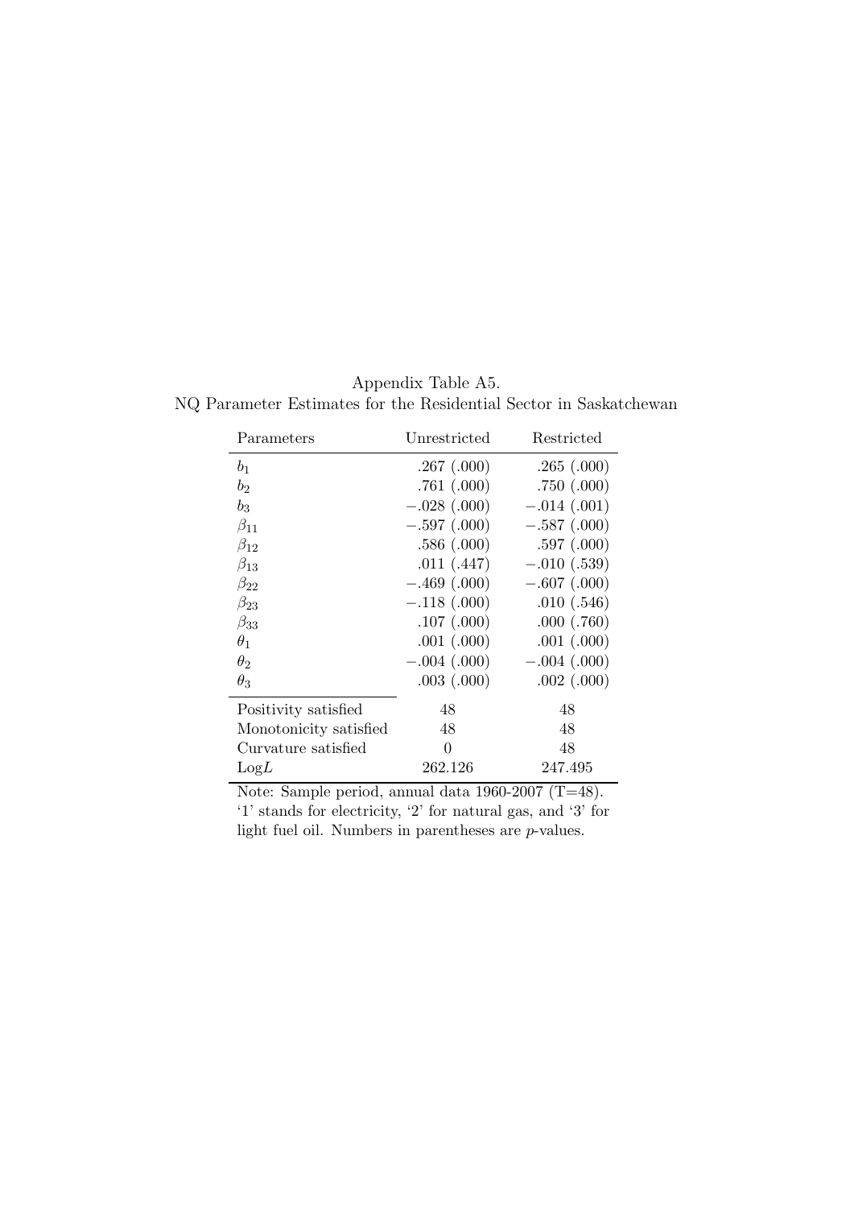Appendix Table A5.
NQ Parameter Estimates for the Residential Sector in Saskatchewan

| Parameters | Unrestricted | Restricted |
|---|---|---|
| $b_1$ | .267 (.000) | .265 (.000) |
| $b_2$ | .761 (.000) | .750 (.000) |
| $b_3$ | $-.028$ (.000) | $-.014$ (.001) |
| $\beta_{11}$ | $-.597$ (.000) | $-.587$ (.000) |
| $\beta_{12}$ | .586 (.000) | .597 (.000) |
| $\beta_{13}$ | .011 (.447) | $-.010$ (.539) |
| $\beta_{22}$ | $-.469$ (.000) | $-.607$ (.000) |
| $\beta_{23}$ | $-.118$ (.000) | .010 (.546) |
| $\beta_{33}$ | .107 (.000) | .000 (.760) |
| $\theta_1$ | .001 (.000) | .001 (.000) |
| $\theta_2$ | $-.004$ (.000) | $-.004$ (.000) |
| $\theta_3$ | .003 (.000) | .002 (.000) |
| Positivity satisfied | 48 | 48 |
| Monotonicity satisfied | 48 | 48 |
| Curvature satisfied | 0 | 48 |
| Log$L$ | 262.126 | 247.495 |

Note: Sample period, annual data 1960-2007 (T=48). '1' stands for electricity, '2' for natural gas, and '3' for light fuel oil. Numbers in parentheses are $p$-values.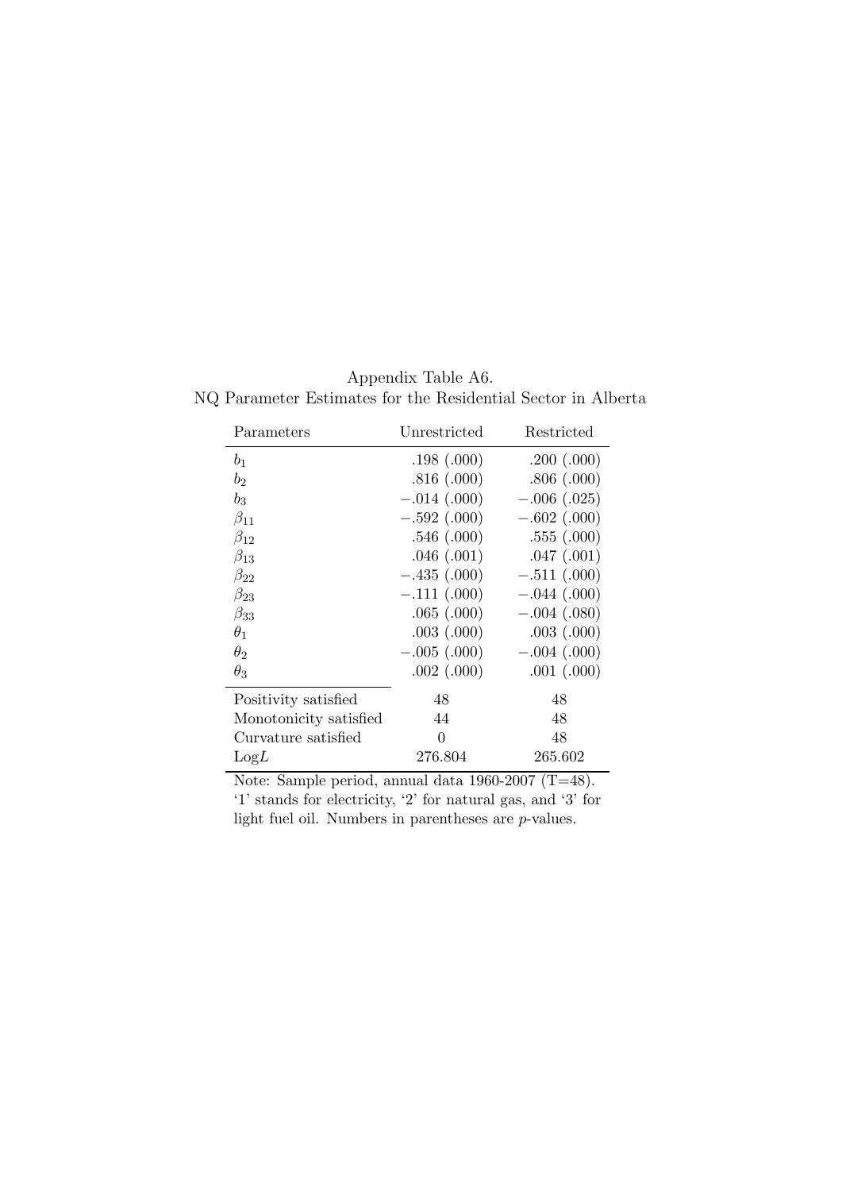Appendix Table A6.
NQ Parameter Estimates for the Residential Sector in Alberta

| Parameters | Unrestricted | Restricted |
|---|---|---|
| $b_1$ | .198 (.000) | .200 (.000) |
| $b_2$ | .816 (.000) | .806 (.000) |
| $b_3$ | $-$.014 (.000) | $-$.006 (.025) |
| $\beta_{11}$ | $-$.592 (.000) | $-$.602 (.000) |
| $\beta_{12}$ | .546 (.000) | .555 (.000) |
| $\beta_{13}$ | .046 (.001) | .047 (.001) |
| $\beta_{22}$ | $-$.435 (.000) | $-$.511 (.000) |
| $\beta_{23}$ | $-$.111 (.000) | $-$.044 (.000) |
| $\beta_{33}$ | .065 (.000) | $-$.004 (.080) |
| $\theta_1$ | .003 (.000) | .003 (.000) |
| $\theta_2$ | $-$.005 (.000) | $-$.004 (.000) |
| $\theta_3$ | .002 (.000) | .001 (.000) |
| Positivity satisfied | 48 | 48 |
| Monotonicity satisfied | 44 | 48 |
| Curvature satisfied | 0 | 48 |
| Log$L$ | 276.804 | 265.602 |

Note: Sample period, annual data 1960-2007 (T=48). '1' stands for electricity, '2' for natural gas, and '3' for light fuel oil. Numbers in parentheses are $p$-values.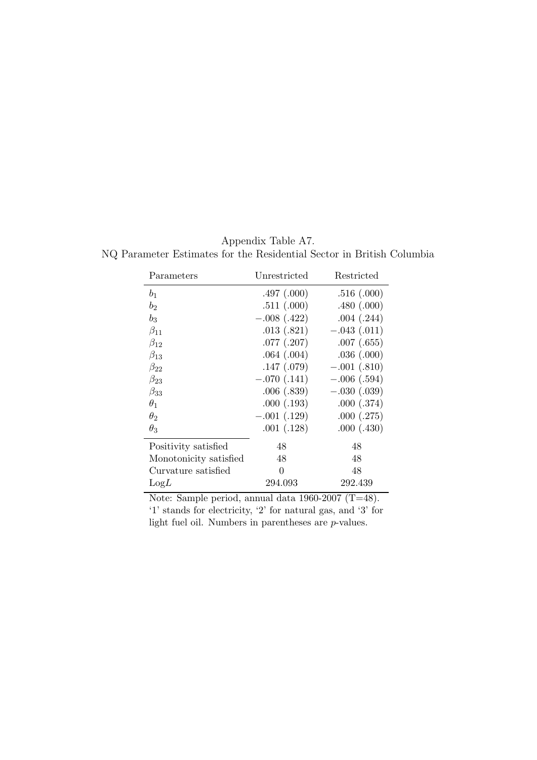Appendix Table A7.
NQ Parameter Estimates for the Residential Sector in British Columbia

| Parameters | Unrestricted | Restricted |
|---|---|---|
| $b_1$ | .497 (.000) | .516 (.000) |
| $b_2$ | .511 (.000) | .480 (.000) |
| $b_3$ | $-$.008 (.422) | .004 (.244) |
| $\beta_{11}$ | .013 (.821) | $-$.043 (.011) |
| $\beta_{12}$ | .077 (.207) | .007 (.655) |
| $\beta_{13}$ | .064 (.004) | .036 (.000) |
| $\beta_{22}$ | .147 (.079) | $-$.001 (.810) |
| $\beta_{23}$ | $-$.070 (.141) | $-$.006 (.594) |
| $\beta_{33}$ | .006 (.839) | $-$.030 (.039) |
| $\theta_1$ | .000 (.193) | .000 (.374) |
| $\theta_2$ | $-$.001 (.129) | .000 (.275) |
| $\theta_3$ | .001 (.128) | .000 (.430) |
| Positivity satisfied | 48 | 48 |
| Monotonicity satisfied | 48 | 48 |
| Curvature satisfied | 0 | 48 |
| Log$L$ | 294.093 | 292.439 |

Note: Sample period, annual data 1960-2007 (T=48). '1' stands for electricity, '2' for natural gas, and '3' for light fuel oil. Numbers in parentheses are $p$-values.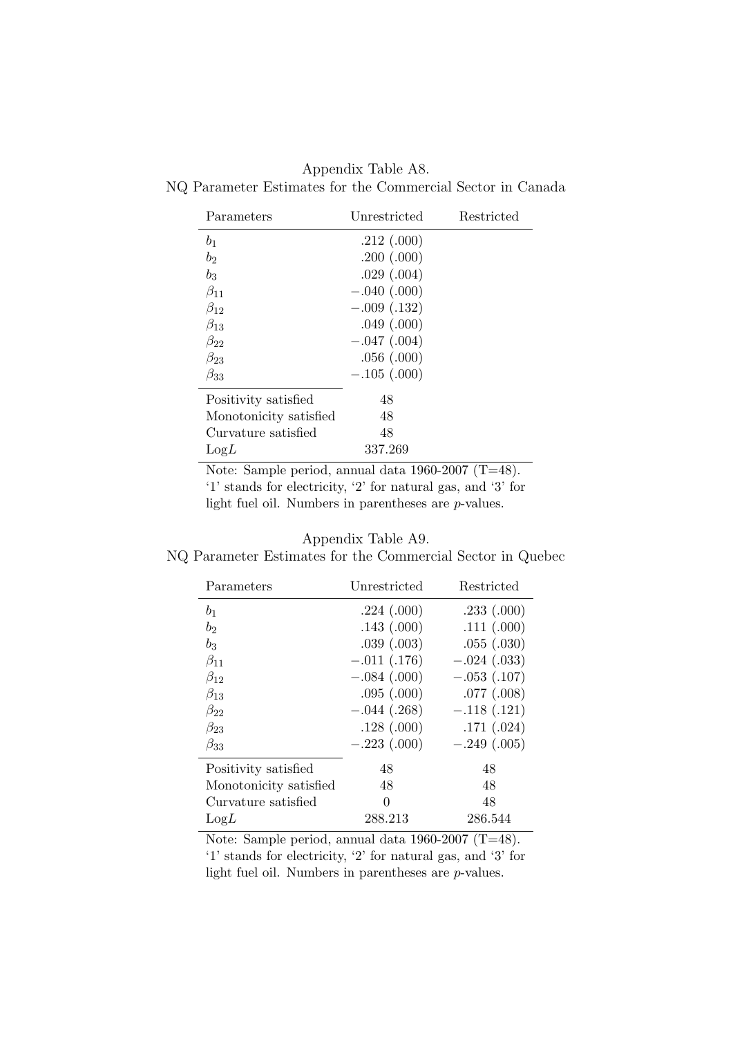Appendix Table A8.
NQ Parameter Estimates for the Commercial Sector in Canada

| Parameters | Unrestricted | Restricted |
|---|---|---|
| $b_1$ | .212 (.000) | |
| $b_2$ | .200 (.000) | |
| $b_3$ | .029 (.004) | |
| $\beta_{11}$ | −.040 (.000) | |
| $\beta_{12}$ | −.009 (.132) | |
| $\beta_{13}$ | .049 (.000) | |
| $\beta_{22}$ | −.047 (.004) | |
| $\beta_{23}$ | .056 (.000) | |
| $\beta_{33}$ | −.105 (.000) | |
| Positivity satisfied | 48 | |
| Monotonicity satisfied | 48 | |
| Curvature satisfied | 48 | |
| Log$L$ | 337.269 | |

Note: Sample period, annual data 1960-2007 (T=48). '1' stands for electricity, '2' for natural gas, and '3' for light fuel oil. Numbers in parentheses are $p$-values.

Appendix Table A9.
NQ Parameter Estimates for the Commercial Sector in Quebec

| Parameters | Unrestricted | Restricted |
|---|---|---|
| $b_1$ | .224 (.000) | .233 (.000) |
| $b_2$ | .143 (.000) | .111 (.000) |
| $b_3$ | .039 (.003) | .055 (.030) |
| $\beta_{11}$ | −.011 (.176) | −.024 (.033) |
| $\beta_{12}$ | −.084 (.000) | −.053 (.107) |
| $\beta_{13}$ | .095 (.000) | .077 (.008) |
| $\beta_{22}$ | −.044 (.268) | −.118 (.121) |
| $\beta_{23}$ | .128 (.000) | .171 (.024) |
| $\beta_{33}$ | −.223 (.000) | −.249 (.005) |
| Positivity satisfied | 48 | 48 |
| Monotonicity satisfied | 48 | 48 |
| Curvature satisfied | 0 | 48 |
| Log$L$ | 288.213 | 286.544 |

Note: Sample period, annual data 1960-2007 (T=48). '1' stands for electricity, '2' for natural gas, and '3' for light fuel oil. Numbers in parentheses are $p$-values.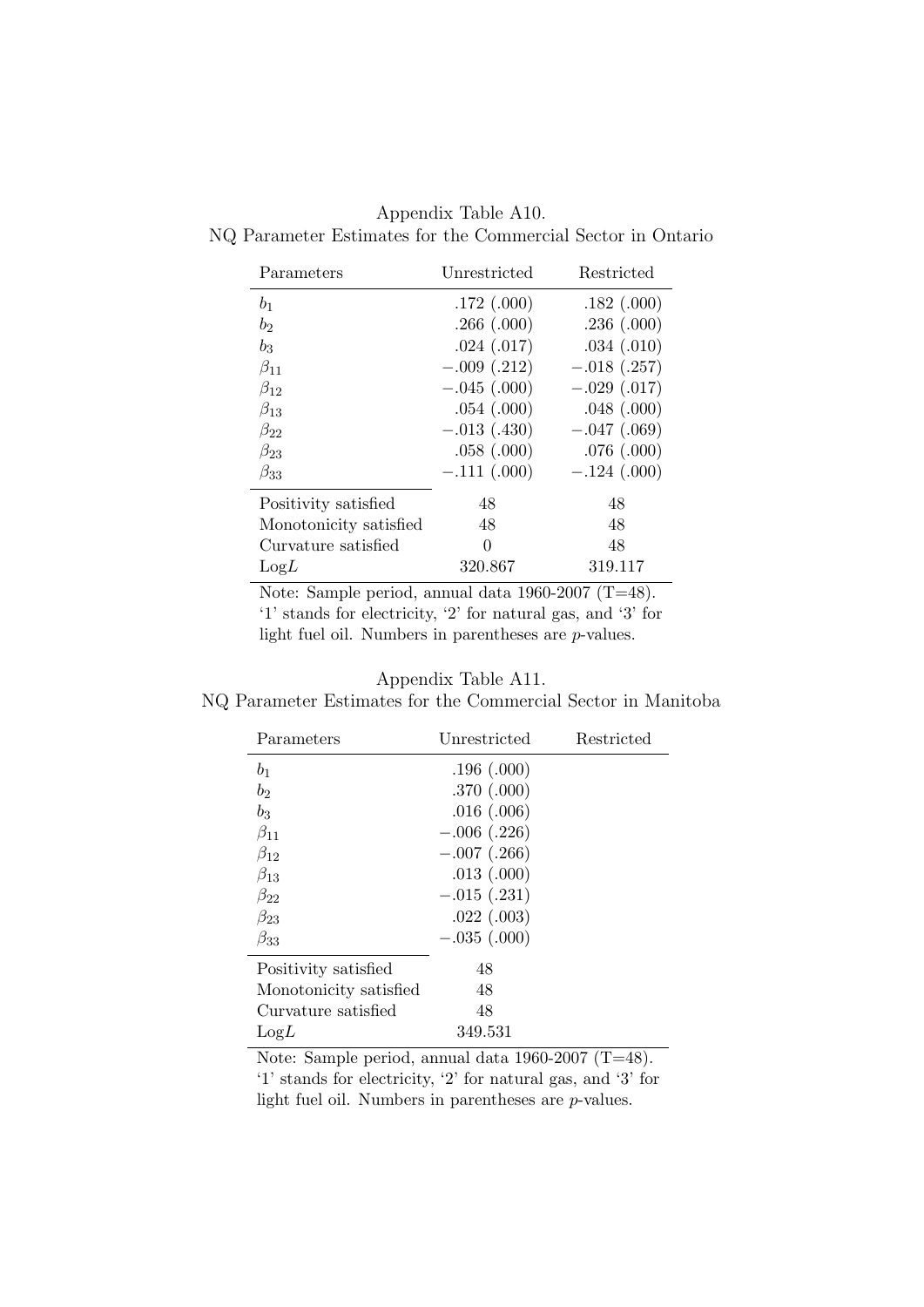Appendix Table A10.
NQ Parameter Estimates for the Commercial Sector in Ontario

| Parameters | Unrestricted | Restricted |
|---|---|---|
| $b_1$ | .172 (.000) | .182 (.000) |
| $b_2$ | .266 (.000) | .236 (.000) |
| $b_3$ | .024 (.017) | .034 (.010) |
| $\beta_{11}$ | $-.009$ (.212) | $-.018$ (.257) |
| $\beta_{12}$ | $-.045$ (.000) | $-.029$ (.017) |
| $\beta_{13}$ | .054 (.000) | .048 (.000) |
| $\beta_{22}$ | $-.013$ (.430) | $-.047$ (.069) |
| $\beta_{23}$ | .058 (.000) | .076 (.000) |
| $\beta_{33}$ | $-.111$ (.000) | $-.124$ (.000) |
| Positivity satisfied | 48 | 48 |
| Monotonicity satisfied | 48 | 48 |
| Curvature satisfied | 0 | 48 |
| Log$L$ | 320.867 | 319.117 |

Note: Sample period, annual data 1960-2007 (T=48). '1' stands for electricity, '2' for natural gas, and '3' for light fuel oil. Numbers in parentheses are $p$-values.

Appendix Table A11.
NQ Parameter Estimates for the Commercial Sector in Manitoba

| Parameters | Unrestricted | Restricted |
|---|---|---|
| $b_1$ | .196 (.000) | |
| $b_2$ | .370 (.000) | |
| $b_3$ | .016 (.006) | |
| $\beta_{11}$ | $-.006$ (.226) | |
| $\beta_{12}$ | $-.007$ (.266) | |
| $\beta_{13}$ | .013 (.000) | |
| $\beta_{22}$ | $-.015$ (.231) | |
| $\beta_{23}$ | .022 (.003) | |
| $\beta_{33}$ | $-.035$ (.000) | |
| Positivity satisfied | 48 | |
| Monotonicity satisfied | 48 | |
| Curvature satisfied | 48 | |
| Log$L$ | 349.531 | |

Note: Sample period, annual data 1960-2007 (T=48). '1' stands for electricity, '2' for natural gas, and '3' for light fuel oil. Numbers in parentheses are $p$-values.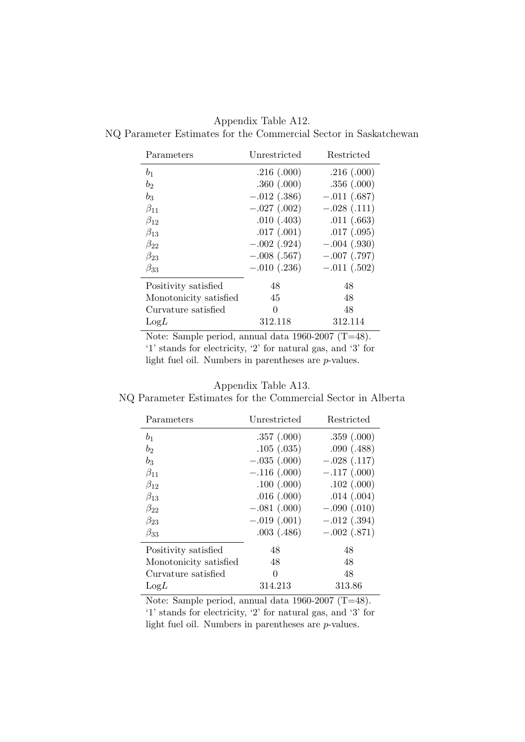Appendix Table A12.
NQ Parameter Estimates for the Commercial Sector in Saskatchewan

| Parameters | Unrestricted | Restricted |
|---|---|---|
| $b_1$ | .216 (.000) | .216 (.000) |
| $b_2$ | .360 (.000) | .356 (.000) |
| $b_3$ | $-.012$ (.386) | $-.011$ (.687) |
| $\beta_{11}$ | $-.027$ (.002) | $-.028$ (.111) |
| $\beta_{12}$ | .010 (.403) | .011 (.663) |
| $\beta_{13}$ | .017 (.001) | .017 (.095) |
| $\beta_{22}$ | $-.002$ (.924) | $-.004$ (.930) |
| $\beta_{23}$ | $-.008$ (.567) | $-.007$ (.797) |
| $\beta_{33}$ | $-.010$ (.236) | $-.011$ (.502) |
| Positivity satisfied | 48 | 48 |
| Monotonicity satisfied | 45 | 48 |
| Curvature satisfied | 0 | 48 |
| Log$L$ | 312.118 | 312.114 |

Note: Sample period, annual data 1960-2007 (T=48). '1' stands for electricity, '2' for natural gas, and '3' for light fuel oil. Numbers in parentheses are $p$-values.

Appendix Table A13.
NQ Parameter Estimates for the Commercial Sector in Alberta

| Parameters | Unrestricted | Restricted |
|---|---|---|
| $b_1$ | .357 (.000) | .359 (.000) |
| $b_2$ | .105 (.035) | .090 (.488) |
| $b_3$ | $-.035$ (.000) | $-.028$ (.117) |
| $\beta_{11}$ | $-.116$ (.000) | $-.117$ (.000) |
| $\beta_{12}$ | .100 (.000) | .102 (.000) |
| $\beta_{13}$ | .016 (.000) | .014 (.004) |
| $\beta_{22}$ | $-.081$ (.000) | $-.090$ (.010) |
| $\beta_{23}$ | $-.019$ (.001) | $-.012$ (.394) |
| $\beta_{33}$ | .003 (.486) | $-.002$ (.871) |
| Positivity satisfied | 48 | 48 |
| Monotonicity satisfied | 48 | 48 |
| Curvature satisfied | 0 | 48 |
| Log$L$ | 314.213 | 313.86 |

Note: Sample period, annual data 1960-2007 (T=48). '1' stands for electricity, '2' for natural gas, and '3' for light fuel oil. Numbers in parentheses are $p$-values.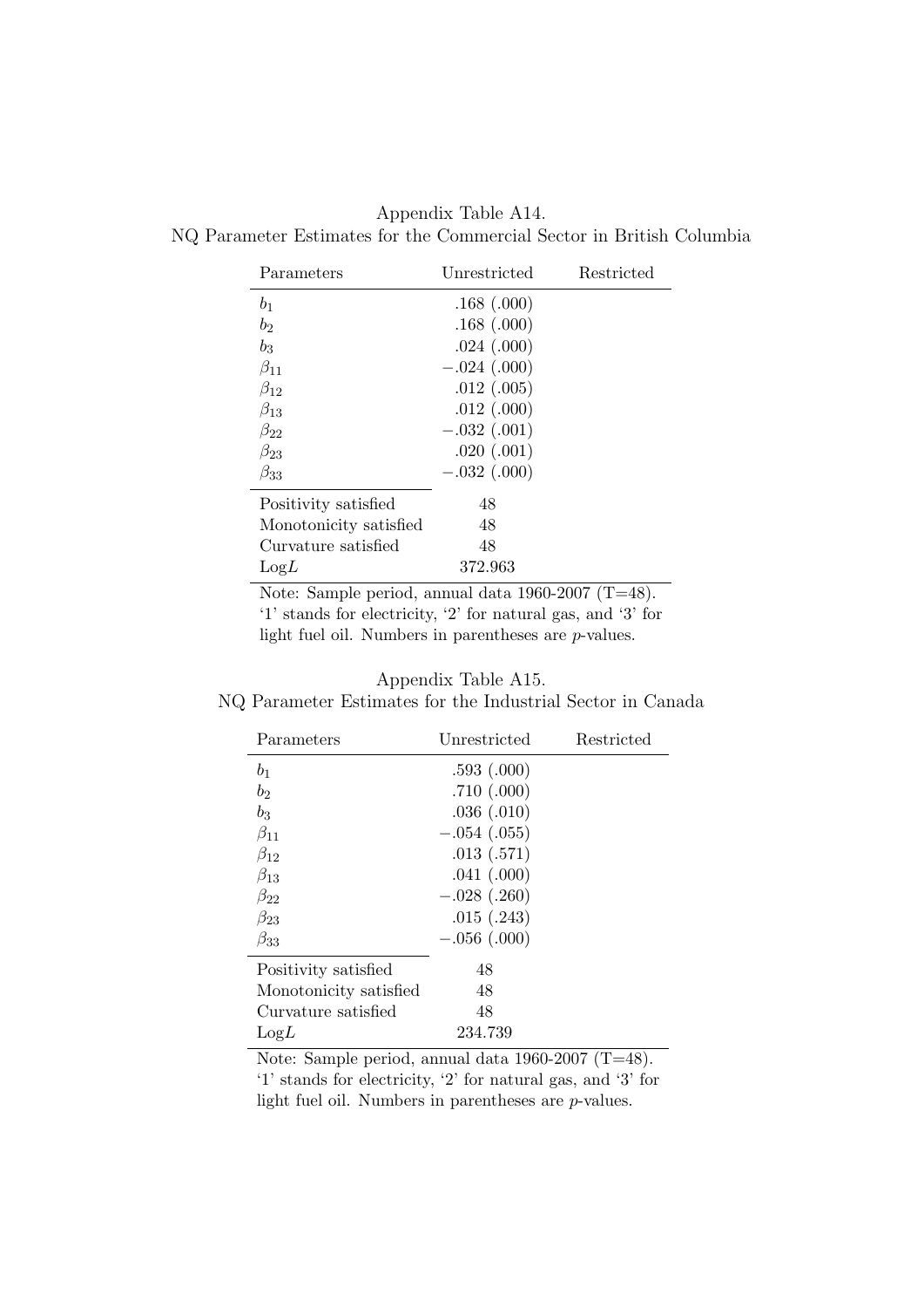Appendix Table A14.
NQ Parameter Estimates for the Commercial Sector in British Columbia

| Parameters | Unrestricted | Restricted |
|---|---|---|
| $b_1$ | .168 (.000) | |
| $b_2$ | .168 (.000) | |
| $b_3$ | .024 (.000) | |
| $\beta_{11}$ | $-.024$ (.000) | |
| $\beta_{12}$ | .012 (.005) | |
| $\beta_{13}$ | .012 (.000) | |
| $\beta_{22}$ | $-.032$ (.001) | |
| $\beta_{23}$ | .020 (.001) | |
| $\beta_{33}$ | $-.032$ (.000) | |
| Positivity satisfied | 48 | |
| Monotonicity satisfied | 48 | |
| Curvature satisfied | 48 | |
| Log$L$ | 372.963 | |

Note: Sample period, annual data 1960-2007 (T=48). '1' stands for electricity, '2' for natural gas, and '3' for light fuel oil. Numbers in parentheses are $p$-values.

Appendix Table A15.
NQ Parameter Estimates for the Industrial Sector in Canada

| Parameters | Unrestricted | Restricted |
|---|---|---|
| $b_1$ | .593 (.000) | |
| $b_2$ | .710 (.000) | |
| $b_3$ | .036 (.010) | |
| $\beta_{11}$ | $-.054$ (.055) | |
| $\beta_{12}$ | .013 (.571) | |
| $\beta_{13}$ | .041 (.000) | |
| $\beta_{22}$ | $-.028$ (.260) | |
| $\beta_{23}$ | .015 (.243) | |
| $\beta_{33}$ | $-.056$ (.000) | |
| Positivity satisfied | 48 | |
| Monotonicity satisfied | 48 | |
| Curvature satisfied | 48 | |
| Log$L$ | 234.739 | |

Note: Sample period, annual data 1960-2007 (T=48). '1' stands for electricity, '2' for natural gas, and '3' for light fuel oil. Numbers in parentheses are $p$-values.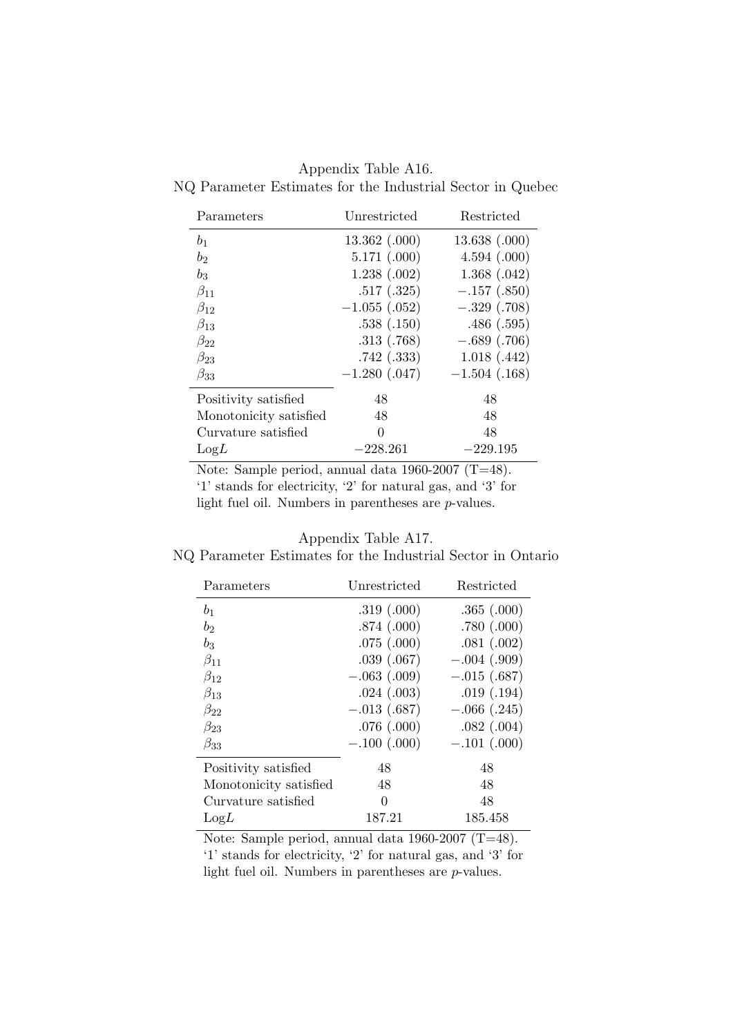Appendix Table A16.
NQ Parameter Estimates for the Industrial Sector in Quebec

| Parameters | Unrestricted | Restricted |
|---|---|---|
| $b_1$ | 13.362 (.000) | 13.638 (.000) |
| $b_2$ | 5.171 (.000) | 4.594 (.000) |
| $b_3$ | 1.238 (.002) | 1.368 (.042) |
| $\beta_{11}$ | .517 (.325) | −.157 (.850) |
| $\beta_{12}$ | −1.055 (.052) | −.329 (.708) |
| $\beta_{13}$ | .538 (.150) | .486 (.595) |
| $\beta_{22}$ | .313 (.768) | −.689 (.706) |
| $\beta_{23}$ | .742 (.333) | 1.018 (.442) |
| $\beta_{33}$ | −1.280 (.047) | −1.504 (.168) |
| Positivity satisfied | 48 | 48 |
| Monotonicity satisfied | 48 | 48 |
| Curvature satisfied | 0 | 48 |
| Log$L$ | −228.261 | −229.195 |

Note: Sample period, annual data 1960-2007 (T=48). '1' stands for electricity, '2' for natural gas, and '3' for light fuel oil. Numbers in parentheses are $p$-values.

Appendix Table A17.
NQ Parameter Estimates for the Industrial Sector in Ontario

| Parameters | Unrestricted | Restricted |
|---|---|---|
| $b_1$ | .319 (.000) | .365 (.000) |
| $b_2$ | .874 (.000) | .780 (.000) |
| $b_3$ | .075 (.000) | .081 (.002) |
| $\beta_{11}$ | .039 (.067) | −.004 (.909) |
| $\beta_{12}$ | −.063 (.009) | −.015 (.687) |
| $\beta_{13}$ | .024 (.003) | .019 (.194) |
| $\beta_{22}$ | −.013 (.687) | −.066 (.245) |
| $\beta_{23}$ | .076 (.000) | .082 (.004) |
| $\beta_{33}$ | −.100 (.000) | −.101 (.000) |
| Positivity satisfied | 48 | 48 |
| Monotonicity satisfied | 48 | 48 |
| Curvature satisfied | 0 | 48 |
| Log$L$ | 187.21 | 185.458 |

Note: Sample period, annual data 1960-2007 (T=48). '1' stands for electricity, '2' for natural gas, and '3' for light fuel oil. Numbers in parentheses are $p$-values.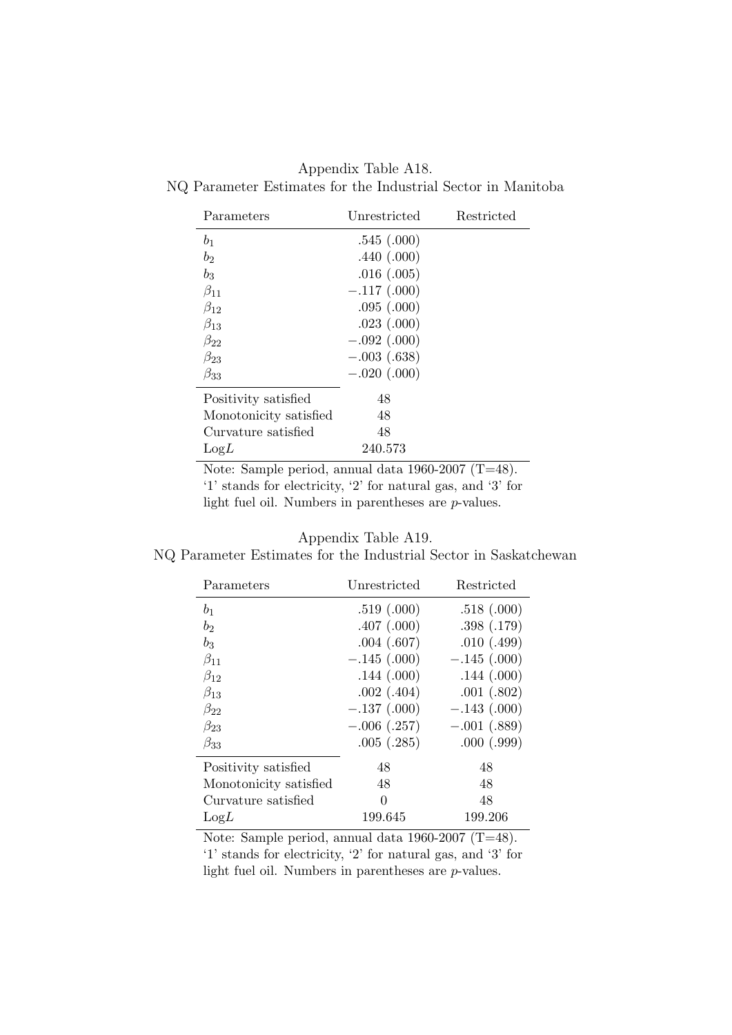Appendix Table A18.
NQ Parameter Estimates for the Industrial Sector in Manitoba

| Parameters | Unrestricted | Restricted |
|---|---|---|
| $b_1$ | .545 (.000) | |
| $b_2$ | .440 (.000) | |
| $b_3$ | .016 (.005) | |
| $\beta_{11}$ | −.117 (.000) | |
| $\beta_{12}$ | .095 (.000) | |
| $\beta_{13}$ | .023 (.000) | |
| $\beta_{22}$ | −.092 (.000) | |
| $\beta_{23}$ | −.003 (.638) | |
| $\beta_{33}$ | −.020 (.000) | |
| Positivity satisfied | 48 | |
| Monotonicity satisfied | 48 | |
| Curvature satisfied | 48 | |
| Log$L$ | 240.573 | |

Note: Sample period, annual data 1960-2007 (T=48). '1' stands for electricity, '2' for natural gas, and '3' for light fuel oil. Numbers in parentheses are $p$-values.

Appendix Table A19.
NQ Parameter Estimates for the Industrial Sector in Saskatchewan

| Parameters | Unrestricted | Restricted |
|---|---|---|
| $b_1$ | .519 (.000) | .518 (.000) |
| $b_2$ | .407 (.000) | .398 (.179) |
| $b_3$ | .004 (.607) | .010 (.499) |
| $\beta_{11}$ | −.145 (.000) | −.145 (.000) |
| $\beta_{12}$ | .144 (.000) | .144 (.000) |
| $\beta_{13}$ | .002 (.404) | .001 (.802) |
| $\beta_{22}$ | −.137 (.000) | −.143 (.000) |
| $\beta_{23}$ | −.006 (.257) | −.001 (.889) |
| $\beta_{33}$ | .005 (.285) | .000 (.999) |
| Positivity satisfied | 48 | 48 |
| Monotonicity satisfied | 48 | 48 |
| Curvature satisfied | 0 | 48 |
| Log$L$ | 199.645 | 199.206 |

Note: Sample period, annual data 1960-2007 (T=48). '1' stands for electricity, '2' for natural gas, and '3' for light fuel oil. Numbers in parentheses are $p$-values.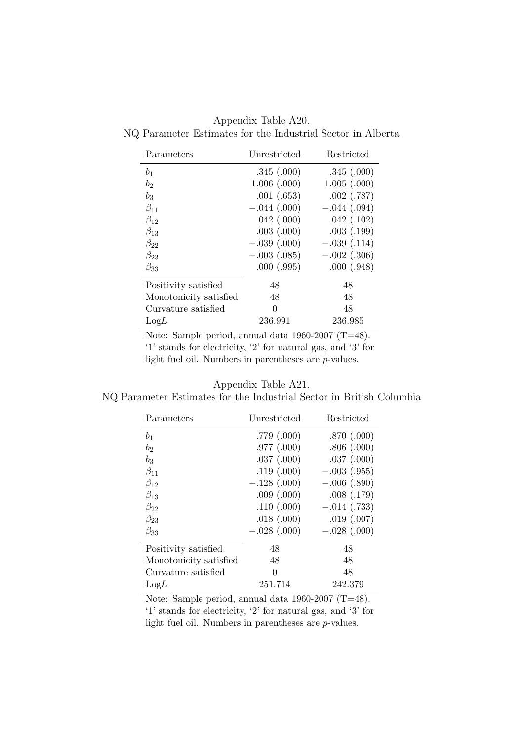Appendix Table A20.
NQ Parameter Estimates for the Industrial Sector in Alberta

| Parameters | Unrestricted | Restricted |
|---|---|---|
| $b_1$ | .345 (.000) | .345 (.000) |
| $b_2$ | 1.006 (.000) | 1.005 (.000) |
| $b_3$ | .001 (.653) | .002 (.787) |
| $\beta_{11}$ | −.044 (.000) | −.044 (.094) |
| $\beta_{12}$ | .042 (.000) | .042 (.102) |
| $\beta_{13}$ | .003 (.000) | .003 (.199) |
| $\beta_{22}$ | −.039 (.000) | −.039 (.114) |
| $\beta_{23}$ | −.003 (.085) | −.002 (.306) |
| $\beta_{33}$ | .000 (.995) | .000 (.948) |
| Positivity satisfied | 48 | 48 |
| Monotonicity satisfied | 48 | 48 |
| Curvature satisfied | 0 | 48 |
| Log$L$ | 236.991 | 236.985 |

Note: Sample period, annual data 1960-2007 (T=48). '1' stands for electricity, '2' for natural gas, and '3' for light fuel oil. Numbers in parentheses are $p$-values.

Appendix Table A21.
NQ Parameter Estimates for the Industrial Sector in British Columbia

| Parameters | Unrestricted | Restricted |
|---|---|---|
| $b_1$ | .779 (.000) | .870 (.000) |
| $b_2$ | .977 (.000) | .806 (.000) |
| $b_3$ | .037 (.000) | .037 (.000) |
| $\beta_{11}$ | .119 (.000) | −.003 (.955) |
| $\beta_{12}$ | −.128 (.000) | −.006 (.890) |
| $\beta_{13}$ | .009 (.000) | .008 (.179) |
| $\beta_{22}$ | .110 (.000) | −.014 (.733) |
| $\beta_{23}$ | .018 (.000) | .019 (.007) |
| $\beta_{33}$ | −.028 (.000) | −.028 (.000) |
| Positivity satisfied | 48 | 48 |
| Monotonicity satisfied | 48 | 48 |
| Curvature satisfied | 0 | 48 |
| Log$L$ | 251.714 | 242.379 |

Note: Sample period, annual data 1960-2007 (T=48). '1' stands for electricity, '2' for natural gas, and '3' for light fuel oil. Numbers in parentheses are $p$-values.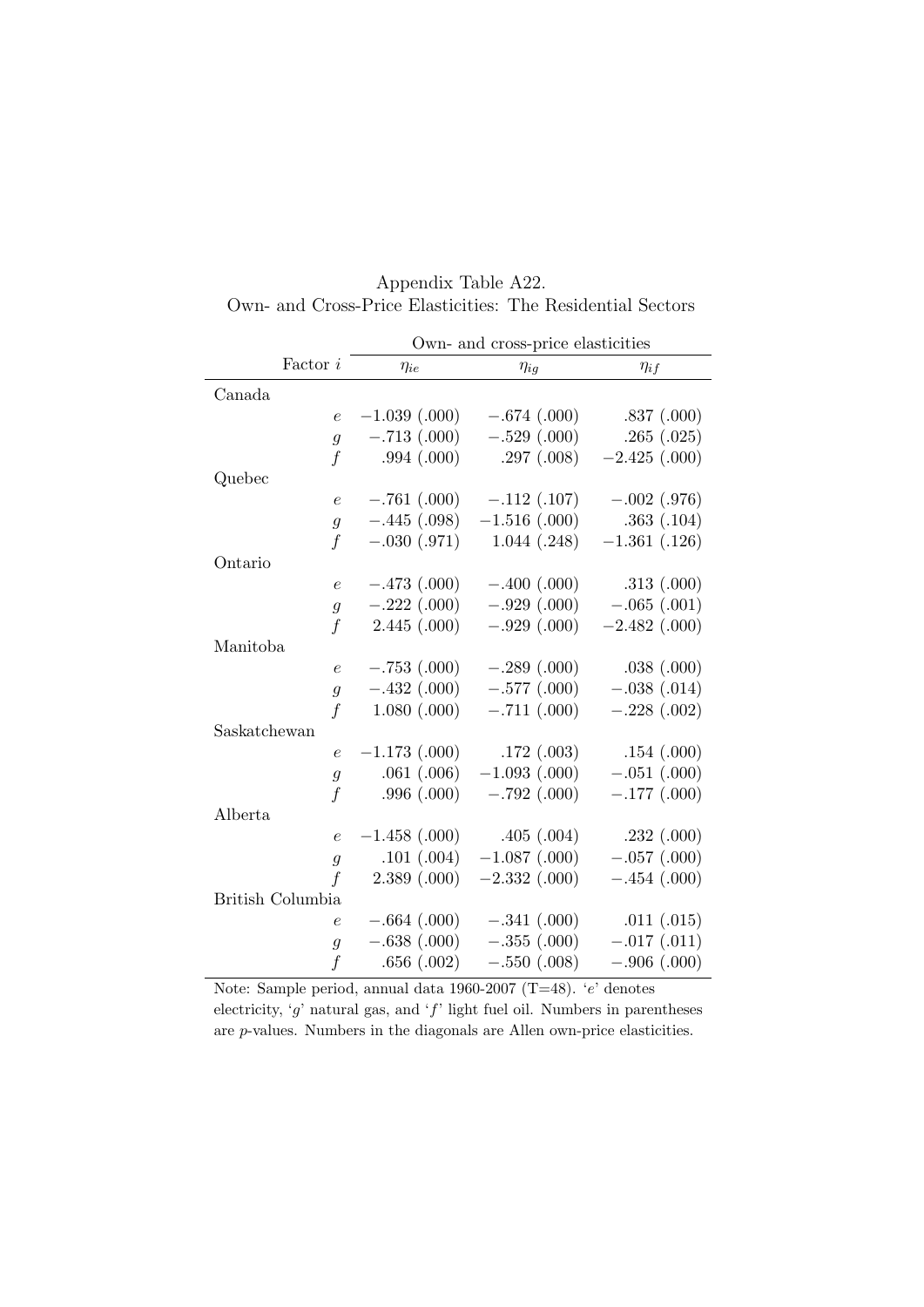Appendix Table A22.
Own- and Cross-Price Elasticities: The Residential Sectors

| Factor $i$ | Own- and cross-price elasticities | | |
|---|---|---|---|
| | $\eta_{ie}$ | $\eta_{ig}$ | $\eta_{if}$ |
| Canada | | | |
| $e$ | $-1.039$ (.000) | $-.674$ (.000) | .837 (.000) |
| $g$ | $-.713$ (.000) | $-.529$ (.000) | .265 (.025) |
| $f$ | .994 (.000) | .297 (.008) | $-2.425$ (.000) |
| Quebec | | | |
| $e$ | $-.761$ (.000) | $-.112$ (.107) | $-.002$ (.976) |
| $g$ | $-.445$ (.098) | $-1.516$ (.000) | .363 (.104) |
| $f$ | $-.030$ (.971) | 1.044 (.248) | $-1.361$ (.126) |
| Ontario | | | |
| $e$ | $-.473$ (.000) | $-.400$ (.000) | .313 (.000) |
| $g$ | $-.222$ (.000) | $-.929$ (.000) | $-.065$ (.001) |
| $f$ | 2.445 (.000) | $-.929$ (.000) | $-2.482$ (.000) |
| Manitoba | | | |
| $e$ | $-.753$ (.000) | $-.289$ (.000) | .038 (.000) |
| $g$ | $-.432$ (.000) | $-.577$ (.000) | $-.038$ (.014) |
| $f$ | 1.080 (.000) | $-.711$ (.000) | $-.228$ (.002) |
| Saskatchewan | | | |
| $e$ | $-1.173$ (.000) | .172 (.003) | .154 (.000) |
| $g$ | .061 (.006) | $-1.093$ (.000) | $-.051$ (.000) |
| $f$ | .996 (.000) | $-.792$ (.000) | $-.177$ (.000) |
| Alberta | | | |
| $e$ | $-1.458$ (.000) | .405 (.004) | .232 (.000) |
| $g$ | .101 (.004) | $-1.087$ (.000) | $-.057$ (.000) |
| $f$ | 2.389 (.000) | $-2.332$ (.000) | $-.454$ (.000) |
| British Columbia | | | |
| $e$ | $-.664$ (.000) | $-.341$ (.000) | .011 (.015) |
| $g$ | $-.638$ (.000) | $-.355$ (.000) | $-.017$ (.011) |
| $f$ | .656 (.002) | $-.550$ (.008) | $-.906$ (.000) |

Note: Sample period, annual data 1960-2007 (T=48). '$e$' denotes electricity, '$g$' natural gas, and '$f$' light fuel oil. Numbers in parentheses are $p$-values. Numbers in the diagonals are Allen own-price elasticities.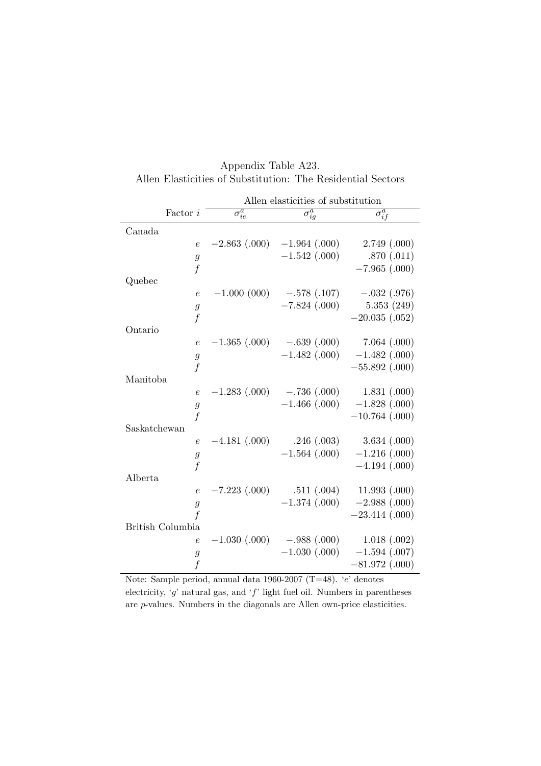Appendix Table A23.
Allen Elasticities of Substitution: The Residential Sectors

| Factor $i$ | Allen elasticities of substitution | | |
|---|---|---|---|
| | $\sigma^a_{ie}$ | $\sigma^a_{ig}$ | $\sigma^a_{if}$ |
| Canada | | | |
| $e$ | $-2.863$ (.000) | $-1.964$ (.000) | 2.749 (.000) |
| $g$ | | $-1.542$ (.000) | .870 (.011) |
| $f$ | | | $-7.965$ (.000) |
| Quebec | | | |
| $e$ | $-1.000$ (000) | $-.578$ (.107) | $-.032$ (.976) |
| $g$ | | $-7.824$ (.000) | 5.353 (249) |
| $f$ | | | $-20.035$ (.052) |
| Ontario | | | |
| $e$ | $-1.365$ (.000) | $-.639$ (.000) | 7.064 (.000) |
| $g$ | | $-1.482$ (.000) | $-1.482$ (.000) |
| $f$ | | | $-55.892$ (.000) |
| Manitoba | | | |
| $e$ | $-1.283$ (.000) | $-.736$ (.000) | 1.831 (.000) |
| $g$ | | $-1.466$ (.000) | $-1.828$ (.000) |
| $f$ | | | $-10.764$ (.000) |
| Saskatchewan | | | |
| $e$ | $-4.181$ (.000) | .246 (.003) | 3.634 (.000) |
| $g$ | | $-1.564$ (.000) | $-1.216$ (.000) |
| $f$ | | | $-4.194$ (.000) |
| Alberta | | | |
| $e$ | $-7.223$ (.000) | .511 (.004) | 11.993 (.000) |
| $g$ | | $-1.374$ (.000) | $-2.988$ (.000) |
| $f$ | | | $-23.414$ (.000) |
| British Columbia | | | |
| $e$ | $-1.030$ (.000) | $-.988$ (.000) | 1.018 (.002) |
| $g$ | | $-1.030$ (.000) | $-1.594$ (.007) |
| $f$ | | | $-81.972$ (.000) |

Note: Sample period, annual data 1960-2007 (T=48). '$e$' denotes electricity, '$g$' natural gas, and '$f$' light fuel oil. Numbers in parentheses are $p$-values. Numbers in the diagonals are Allen own-price elasticities.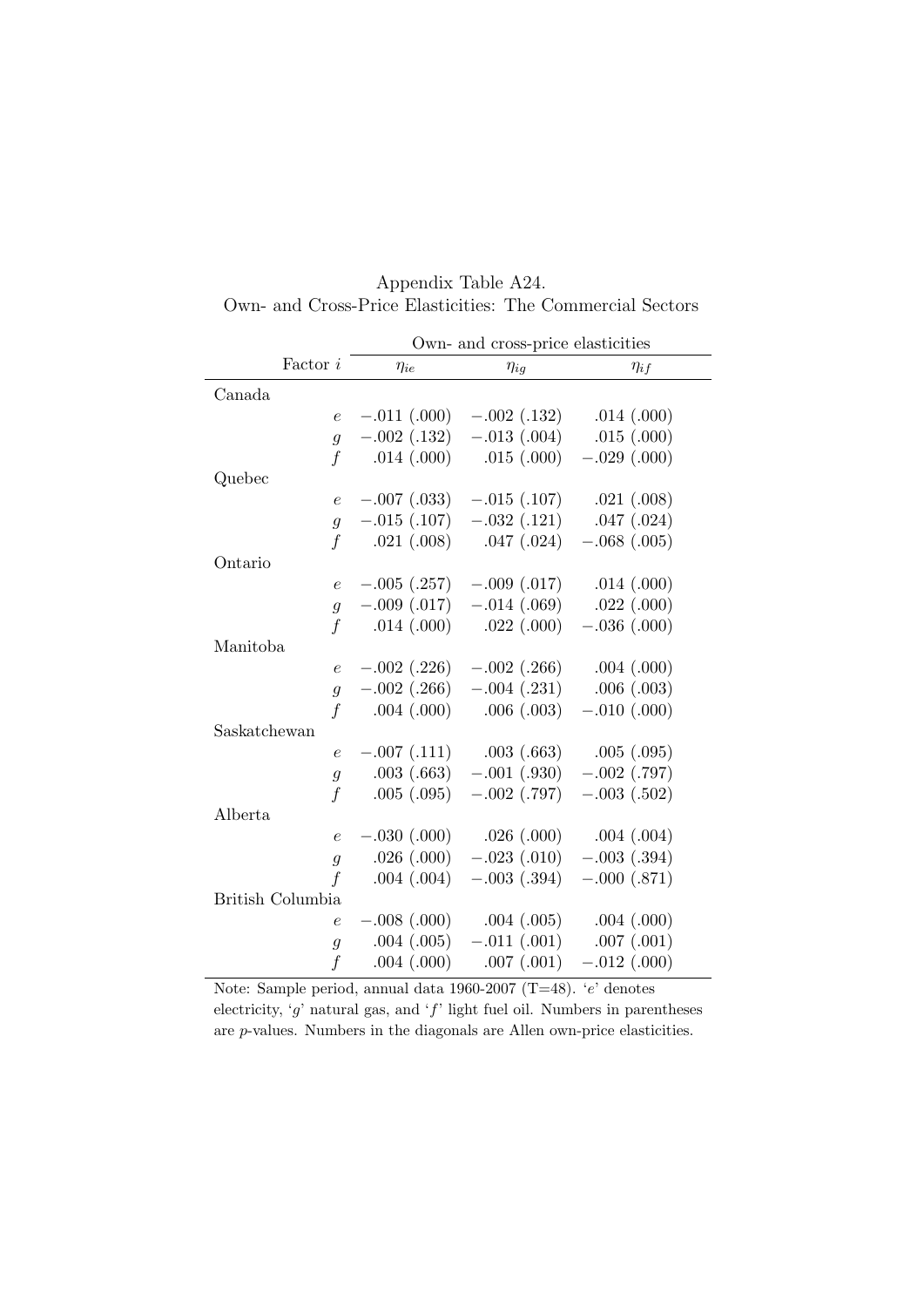Appendix Table A24.
Own- and Cross-Price Elasticities: The Commercial Sectors

| Factor $i$ | Own- and cross-price elasticities | | |
|---|---|---|---|
| | $\eta_{ie}$ | $\eta_{ig}$ | $\eta_{if}$ |
| Canada | | | |
| $e$ | $-.011$ (.000) | $-.002$ (.132) | .014 (.000) |
| $g$ | $-.002$ (.132) | $-.013$ (.004) | .015 (.000) |
| $f$ | .014 (.000) | .015 (.000) | $-.029$ (.000) |
| Quebec | | | |
| $e$ | $-.007$ (.033) | $-.015$ (.107) | .021 (.008) |
| $g$ | $-.015$ (.107) | $-.032$ (.121) | .047 (.024) |
| $f$ | .021 (.008) | .047 (.024) | $-.068$ (.005) |
| Ontario | | | |
| $e$ | $-.005$ (.257) | $-.009$ (.017) | .014 (.000) |
| $g$ | $-.009$ (.017) | $-.014$ (.069) | .022 (.000) |
| $f$ | .014 (.000) | .022 (.000) | $-.036$ (.000) |
| Manitoba | | | |
| $e$ | $-.002$ (.226) | $-.002$ (.266) | .004 (.000) |
| $g$ | $-.002$ (.266) | $-.004$ (.231) | .006 (.003) |
| $f$ | .004 (.000) | .006 (.003) | $-.010$ (.000) |
| Saskatchewan | | | |
| $e$ | $-.007$ (.111) | .003 (.663) | .005 (.095) |
| $g$ | .003 (.663) | $-.001$ (.930) | $-.002$ (.797) |
| $f$ | .005 (.095) | $-.002$ (.797) | $-.003$ (.502) |
| Alberta | | | |
| $e$ | $-.030$ (.000) | .026 (.000) | .004 (.004) |
| $g$ | .026 (.000) | $-.023$ (.010) | $-.003$ (.394) |
| $f$ | .004 (.004) | $-.003$ (.394) | $-.000$ (.871) |
| British Columbia | | | |
| $e$ | $-.008$ (.000) | .004 (.005) | .004 (.000) |
| $g$ | .004 (.005) | $-.011$ (.001) | .007 (.001) |
| $f$ | .004 (.000) | .007 (.001) | $-.012$ (.000) |

Note: Sample period, annual data 1960-2007 (T=48). '$e$' denotes electricity, '$g$' natural gas, and '$f$' light fuel oil. Numbers in parentheses are $p$-values. Numbers in the diagonals are Allen own-price elasticities.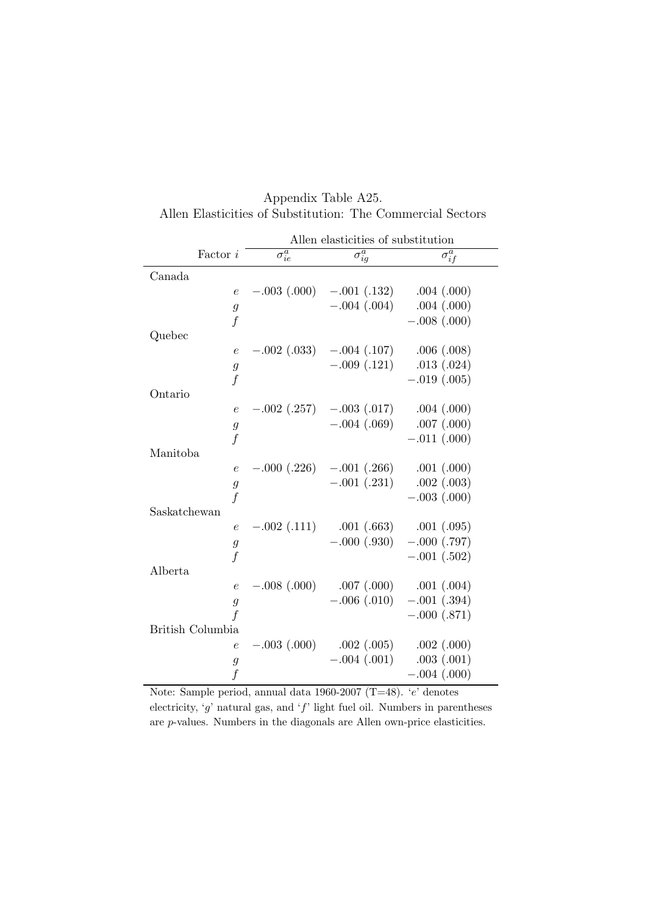Appendix Table A25.
Allen Elasticities of Substitution: The Commercial Sectors

| | Allen elasticities of substitution | | |
|---|---|---|---|
| Factor $i$ | $\sigma^a_{ie}$ | $\sigma^a_{ig}$ | $\sigma^a_{if}$ |
| Canada | | | |
| $e$ | $-.003$ (.000) | $-.001$ (.132) | .004 (.000) |
| $g$ | | $-.004$ (.004) | .004 (.000) |
| $f$ | | | $-.008$ (.000) |
| Quebec | | | |
| $e$ | $-.002$ (.033) | $-.004$ (.107) | .006 (.008) |
| $g$ | | $-.009$ (.121) | .013 (.024) |
| $f$ | | | $-.019$ (.005) |
| Ontario | | | |
| $e$ | $-.002$ (.257) | $-.003$ (.017) | .004 (.000) |
| $g$ | | $-.004$ (.069) | .007 (.000) |
| $f$ | | | $-.011$ (.000) |
| Manitoba | | | |
| $e$ | $-.000$ (.226) | $-.001$ (.266) | .001 (.000) |
| $g$ | | $-.001$ (.231) | .002 (.003) |
| $f$ | | | $-.003$ (.000) |
| Saskatchewan | | | |
| $e$ | $-.002$ (.111) | .001 (.663) | .001 (.095) |
| $g$ | | $-.000$ (.930) | $-.000$ (.797) |
| $f$ | | | $-.001$ (.502) |
| Alberta | | | |
| $e$ | $-.008$ (.000) | .007 (.000) | .001 (.004) |
| $g$ | | $-.006$ (.010) | $-.001$ (.394) |
| $f$ | | | $-.000$ (.871) |
| British Columbia | | | |
| $e$ | $-.003$ (.000) | .002 (.005) | .002 (.000) |
| $g$ | | $-.004$ (.001) | .003 (.001) |
| $f$ | | | $-.004$ (.000) |

Note: Sample period, annual data 1960-2007 (T=48). '$e$' denotes electricity, '$g$' natural gas, and '$f$' light fuel oil. Numbers in parentheses are $p$-values. Numbers in the diagonals are Allen own-price elasticities.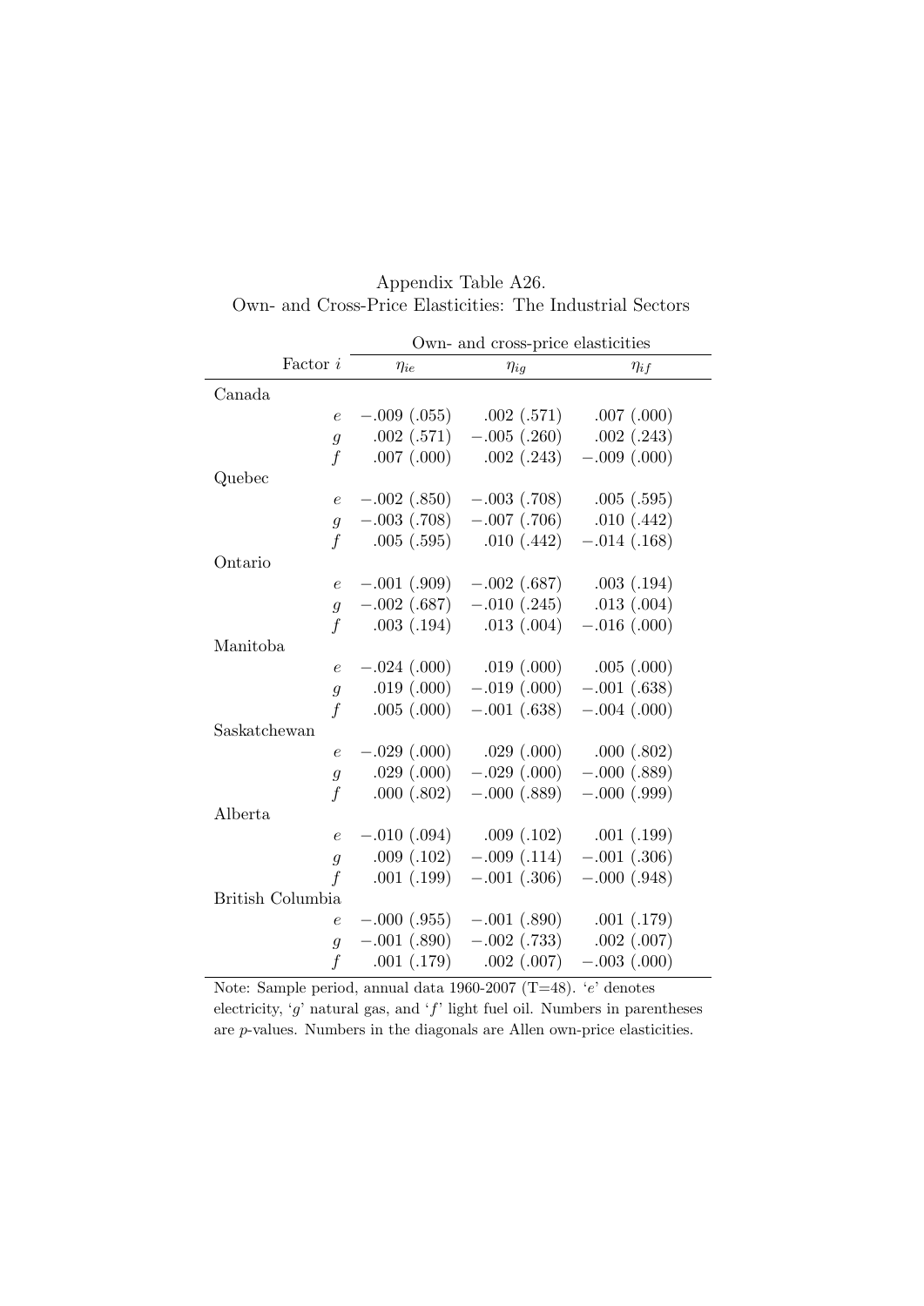Appendix Table A26.
Own- and Cross-Price Elasticities: The Industrial Sectors

| Factor $i$ | Own- and cross-price elasticities | | |
|---|---|---|---|
| | $\eta_{ie}$ | $\eta_{ig}$ | $\eta_{if}$ |
| Canada | | | |
| $e$ | −.009 (.055) | .002 (.571) | .007 (.000) |
| $g$ | .002 (.571) | −.005 (.260) | .002 (.243) |
| $f$ | .007 (.000) | .002 (.243) | −.009 (.000) |
| Quebec | | | |
| $e$ | −.002 (.850) | −.003 (.708) | .005 (.595) |
| $g$ | −.003 (.708) | −.007 (.706) | .010 (.442) |
| $f$ | .005 (.595) | .010 (.442) | −.014 (.168) |
| Ontario | | | |
| $e$ | −.001 (.909) | −.002 (.687) | .003 (.194) |
| $g$ | −.002 (.687) | −.010 (.245) | .013 (.004) |
| $f$ | .003 (.194) | .013 (.004) | −.016 (.000) |
| Manitoba | | | |
| $e$ | −.024 (.000) | .019 (.000) | .005 (.000) |
| $g$ | .019 (.000) | −.019 (.000) | −.001 (.638) |
| $f$ | .005 (.000) | −.001 (.638) | −.004 (.000) |
| Saskatchewan | | | |
| $e$ | −.029 (.000) | .029 (.000) | .000 (.802) |
| $g$ | .029 (.000) | −.029 (.000) | −.000 (.889) |
| $f$ | .000 (.802) | −.000 (.889) | −.000 (.999) |
| Alberta | | | |
| $e$ | −.010 (.094) | .009 (.102) | .001 (.199) |
| $g$ | .009 (.102) | −.009 (.114) | −.001 (.306) |
| $f$ | .001 (.199) | −.001 (.306) | −.000 (.948) |
| British Columbia | | | |
| $e$ | −.000 (.955) | −.001 (.890) | .001 (.179) |
| $g$ | −.001 (.890) | −.002 (.733) | .002 (.007) |
| $f$ | .001 (.179) | .002 (.007) | −.003 (.000) |

Note: Sample period, annual data 1960-2007 (T=48). '$e$' denotes electricity, '$g$' natural gas, and '$f$' light fuel oil. Numbers in parentheses are $p$-values. Numbers in the diagonals are Allen own-price elasticities.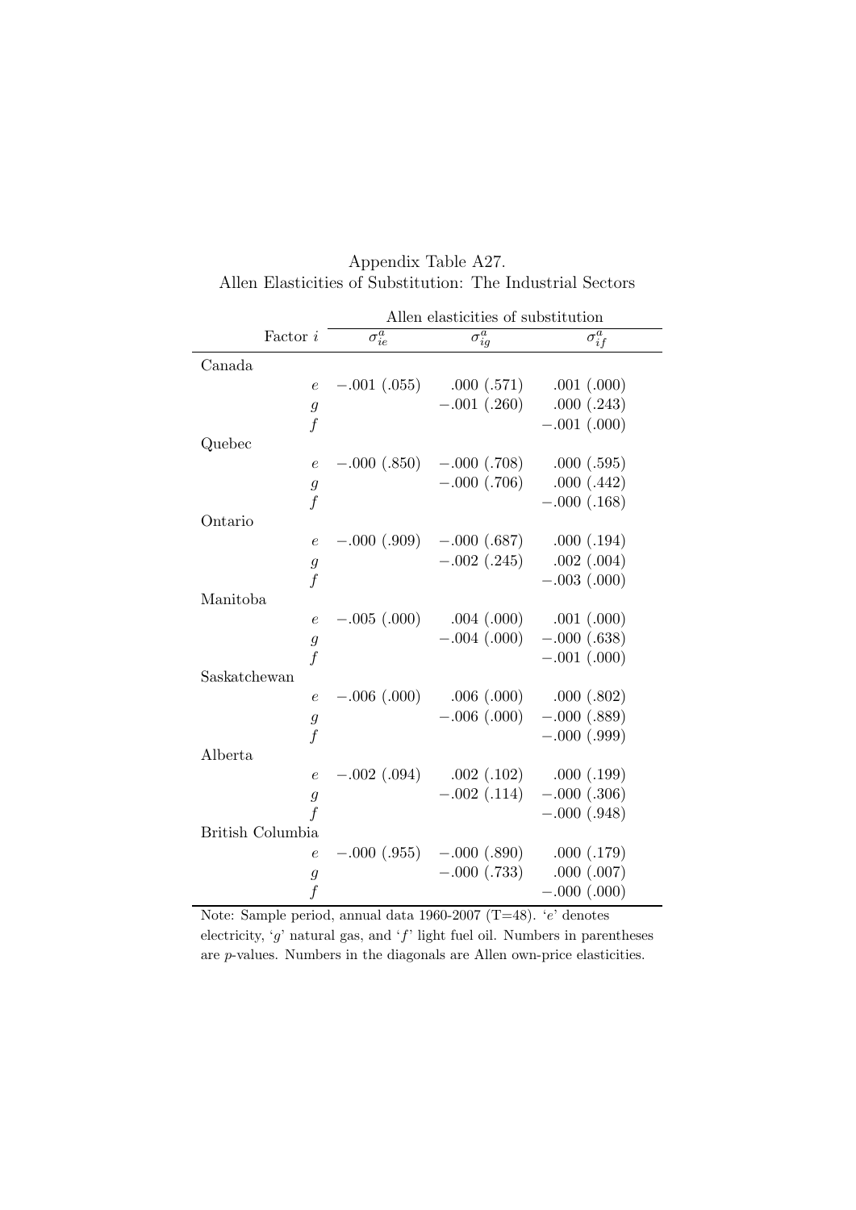Appendix Table A27.
Allen Elasticities of Substitution: The Industrial Sectors

| | Allen elasticities of substitution | | |
|---|---|---|---|
| Factor $i$ | $\sigma^a_{ie}$ | $\sigma^a_{ig}$ | $\sigma^a_{if}$ |
| Canada | | | |
| $e$ | $-.001$ (.055) | .000 (.571) | .001 (.000) |
| $g$ | | $-.001$ (.260) | .000 (.243) |
| $f$ | | | $-.001$ (.000) |
| Quebec | | | |
| $e$ | $-.000$ (.850) | $-.000$ (.708) | .000 (.595) |
| $g$ | | $-.000$ (.706) | .000 (.442) |
| $f$ | | | $-.000$ (.168) |
| Ontario | | | |
| $e$ | $-.000$ (.909) | $-.000$ (.687) | .000 (.194) |
| $g$ | | $-.002$ (.245) | .002 (.004) |
| $f$ | | | $-.003$ (.000) |
| Manitoba | | | |
| $e$ | $-.005$ (.000) | .004 (.000) | .001 (.000) |
| $g$ | | $-.004$ (.000) | $-.000$ (.638) |
| $f$ | | | $-.001$ (.000) |
| Saskatchewan | | | |
| $e$ | $-.006$ (.000) | .006 (.000) | .000 (.802) |
| $g$ | | $-.006$ (.000) | $-.000$ (.889) |
| $f$ | | | $-.000$ (.999) |
| Alberta | | | |
| $e$ | $-.002$ (.094) | .002 (.102) | .000 (.199) |
| $g$ | | $-.002$ (.114) | $-.000$ (.306) |
| $f$ | | | $-.000$ (.948) |
| British Columbia | | | |
| $e$ | $-.000$ (.955) | $-.000$ (.890) | .000 (.179) |
| $g$ | | $-.000$ (.733) | .000 (.007) |
| $f$ | | | $-.000$ (.000) |

Note: Sample period, annual data 1960-2007 (T=48). '$e$' denotes electricity, '$g$' natural gas, and '$f$' light fuel oil. Numbers in parentheses are $p$-values. Numbers in the diagonals are Allen own-price elasticities.